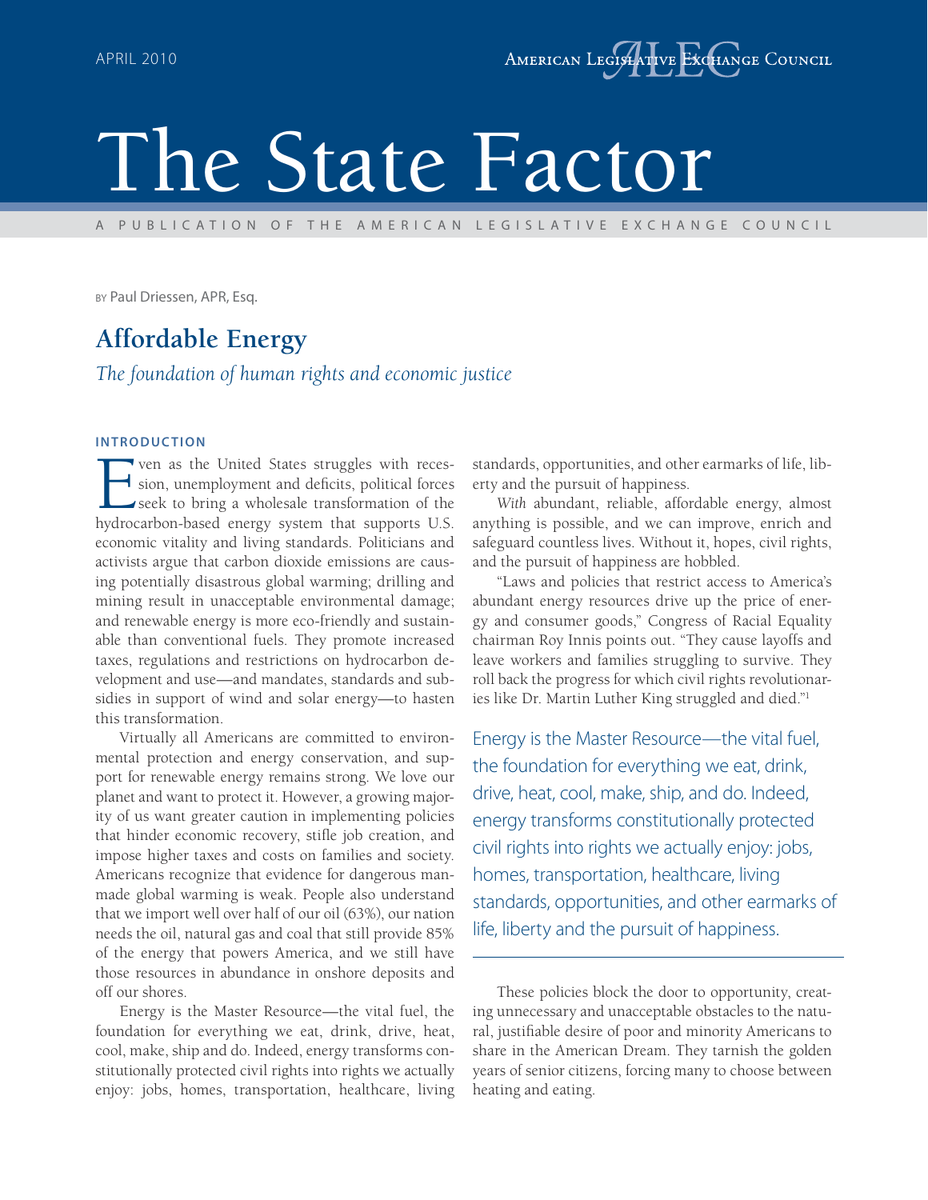APRIL 2010

AMERICAN LEGISLATIVE EXCHANGE COUNCIL

# The State Factor

A PUBLICATION OF THE AMERICAN LEGISLATIVE EXCHANGE COUNCIL

BY Paul Driessen, APR, Esq.

## Affordable Energy

*The foundation of human rights and economic justice*

### INTRODUCTION

Even as the United States struggles with recession, unemployment and deficits, political forces seek to bring a wholesale transformation of the hydrocarbon-based energy system that supports U.S. economic vitality and living standards. Politicians and activists argue that carbon dioxide emissions are causing potentially disastrous global warming; drilling and mining result in unacceptable environmental damage; and renewable energy is more eco-friendly and sustainable than conventional fuels. They promote increased taxes, regulations and restrictions on hydrocarbon development and use—and mandates, standards and subsidies in support of wind and solar energy—to hasten this transformation.

Virtually all Americans are committed to environmental protection and energy conservation, and support for renewable energy remains strong. We love our planet and want to protect it. However, a growing majority of us want greater caution in implementing policies that hinder economic recovery, stifle job creation, and impose higher taxes and costs on families and society. Americans recognize that evidence for dangerous manmade global warming is weak. People also understand that we import well over half of our oil (63%), our nation needs the oil, natural gas and coal that still provide 85% of the energy that powers America, and we still have those resources in abundance in onshore deposits and off our shores.

Energy is the Master Resource—the vital fuel, the foundation for everything we eat, drink, drive, heat, cool, make, ship and do. Indeed, energy transforms constitutionally protected civil rights into rights we actually enjoy: jobs, homes, transportation, healthcare, living standards, opportunities, and other earmarks of life, liberty and the pursuit of happiness.

*With* abundant, reliable, affordable energy, almost anything is possible, and we can improve, enrich and safeguard countless lives. Without it, hopes, civil rights, and the pursuit of happiness are hobbled.

"Laws and policies that restrict access to America's abundant energy resources drive up the price of energy and consumer goods," Congress of Racial Equality chairman Roy Innis points out. "They cause layoffs and leave workers and families struggling to survive. They roll back the progress for which civil rights revolutionaries like Dr. Martin Luther King struggled and died."[1]

> Energy is the Master Resource—the vital fuel, the foundation for everything we eat, drink, drive, heat, cool, make, ship, and do. Indeed, energy transforms constitutionally protected civil rights into rights we actually enjoy: jobs, homes, transportation, healthcare, living standards, opportunities, and other earmarks of life, liberty and the pursuit of happiness.

These policies block the door to opportunity, creating unnecessary and unacceptable obstacles to the natural, justifiable desire of poor and minority Americans to share in the American Dream. They tarnish the golden years of senior citizens, forcing many to choose between heating and eating.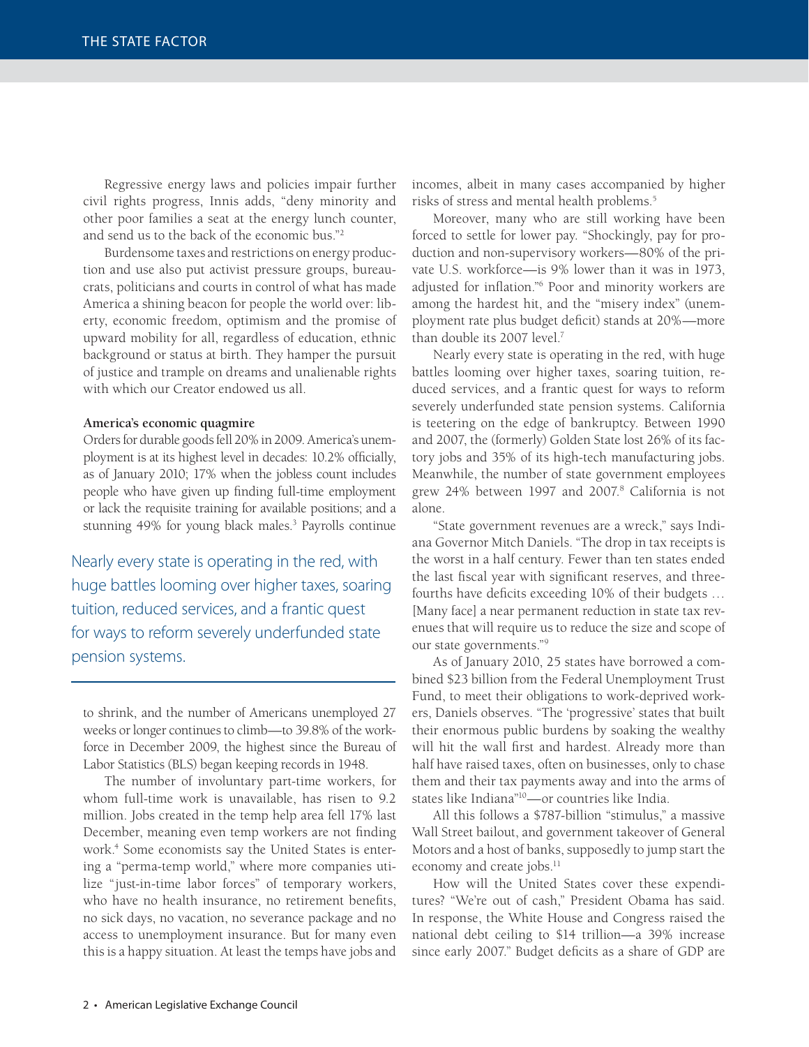Regressive energy laws and policies impair further civil rights progress, Innis adds, "deny minority and other poor families a seat at the energy lunch counter, and send us to the back of the economic bus."[2]

Burdensome taxes and restrictions on energy production and use also put activist pressure groups, bureaucrats, politicians and courts in control of what has made America a shining beacon for people the world over: liberty, economic freedom, optimism and the promise of upward mobility for all, regardless of education, ethnic background or status at birth. They hamper the pursuit of justice and trample on dreams and unalienable rights with which our Creator endowed us all.

**America's economic quagmire**

Orders for durable goods fell 20% in 2009. America's unemployment is at its highest level in decades: 10.2% officially, as of January 2010; 17% when the jobless count includes people who have given up finding full-time employment or lack the requisite training for available positions; and a stunning 49% for young black males.[3] Payrolls continue to shrink, and the number of Americans unemployed 27 weeks or longer continues to climb—to 39.8% of the workforce in December 2009, the highest since the Bureau of Labor Statistics (BLS) began keeping records in 1948.

> Nearly every state is operating in the red, with huge battles looming over higher taxes, soaring tuition, reduced services, and a frantic quest for ways to reform severely underfunded state pension systems.

The number of involuntary part-time workers, for whom full-time work is unavailable, has risen to 9.2 million. Jobs created in the temp help area fell 17% last December, meaning even temp workers are not finding work.[4] Some economists say the United States is entering a "perma-temp world," where more companies utilize "just-in-time labor forces" of temporary workers, who have no health insurance, no retirement benefits, no sick days, no vacation, no severance package and no access to unemployment insurance. But for many even this is a happy situation. At least the temps have jobs and incomes, albeit in many cases accompanied by higher risks of stress and mental health problems.[5]

Moreover, many who are still working have been forced to settle for lower pay. "Shockingly, pay for production and non-supervisory workers—80% of the private U.S. workforce—is 9% lower than it was in 1973, adjusted for inflation."[6] Poor and minority workers are among the hardest hit, and the "misery index" (unemployment rate plus budget deficit) stands at 20%—more than double its 2007 level.[7]

Nearly every state is operating in the red, with huge battles looming over higher taxes, soaring tuition, reduced services, and a frantic quest for ways to reform severely underfunded state pension systems. California is teetering on the edge of bankruptcy. Between 1990 and 2007, the (formerly) Golden State lost 26% of its factory jobs and 35% of its high-tech manufacturing jobs. Meanwhile, the number of state government employees grew 24% between 1997 and 2007.[8] California is not alone.

"State government revenues are a wreck," says Indiana Governor Mitch Daniels. "The drop in tax receipts is the worst in a half century. Fewer than ten states ended the last fiscal year with significant reserves, and three-fourths have deficits exceeding 10% of their budgets … [Many face] a near permanent reduction in state tax revenues that will require us to reduce the size and scope of our state governments."[9]

As of January 2010, 25 states have borrowed a combined $23 billion from the Federal Unemployment Trust Fund, to meet their obligations to work-deprived workers, Daniels observes. "The 'progressive' states that built their enormous public burdens by soaking the wealthy will hit the wall first and hardest. Already more than half have raised taxes, often on businesses, only to chase them and their tax payments away and into the arms of states like Indiana"[10]—or countries like India.

All this follows a $787-billion "stimulus," a massive Wall Street bailout, and government takeover of General Motors and a host of banks, supposedly to jump start the economy and create jobs.[11]

How will the United States cover these expenditures? "We're out of cash," President Obama has said. In response, the White House and Congress raised the national debt ceiling to $14 trillion—a 39% increase since early 2007." Budget deficits as a share of GDP are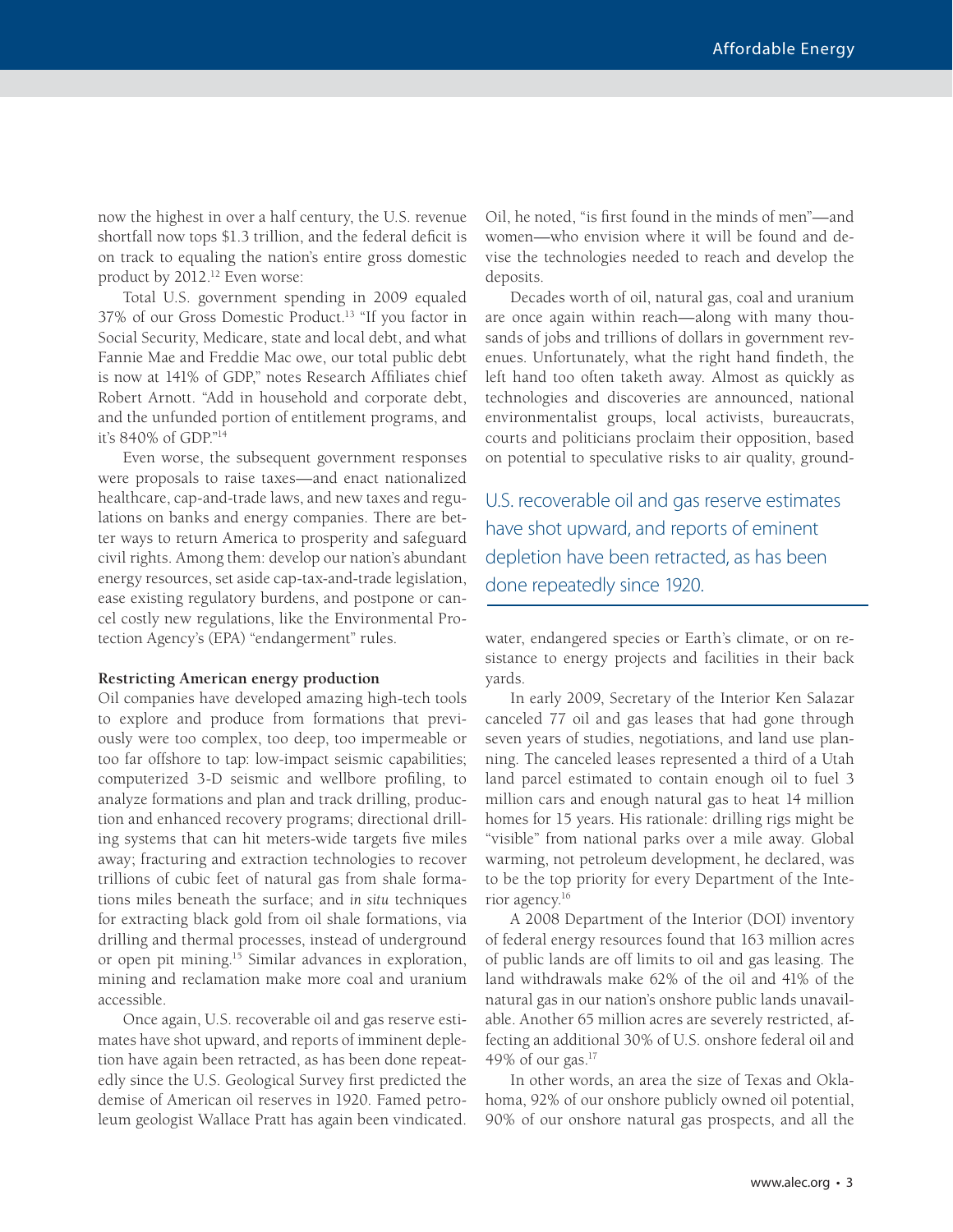now the highest in over a half century, the U.S. revenue shortfall now tops $1.3 trillion, and the federal deficit is on track to equaling the nation's entire gross domestic product by 2012.[12] Even worse:

Total U.S. government spending in 2009 equaled 37% of our Gross Domestic Product.[13] "If you factor in Social Security, Medicare, state and local debt, and what Fannie Mae and Freddie Mac owe, our total public debt is now at 141% of GDP," notes Research Affiliates chief Robert Arnott. "Add in household and corporate debt, and the unfunded portion of entitlement programs, and it's 840% of GDP."[14]

Even worse, the subsequent government responses were proposals to raise taxes—and enact nationalized healthcare, cap-and-trade laws, and new taxes and regulations on banks and energy companies. There are better ways to return America to prosperity and safeguard civil rights. Among them: develop our nation's abundant energy resources, set aside cap-tax-and-trade legislation, ease existing regulatory burdens, and postpone or cancel costly new regulations, like the Environmental Protection Agency's (EPA) "endangerment" rules.

**Restricting American energy production**

Oil companies have developed amazing high-tech tools to explore and produce from formations that previously were too complex, too deep, too impermeable or too far offshore to tap: low-impact seismic capabilities; computerized 3-D seismic and wellbore profiling, to analyze formations and plan and track drilling, production and enhanced recovery programs; directional drilling systems that can hit meters-wide targets five miles away; fracturing and extraction technologies to recover trillions of cubic feet of natural gas from shale formations miles beneath the surface; and *in situ* techniques for extracting black gold from oil shale formations, via drilling and thermal processes, instead of underground or open pit mining.[15] Similar advances in exploration, mining and reclamation make more coal and uranium accessible.

Once again, U.S. recoverable oil and gas reserve estimates have shot upward, and reports of imminent depletion have again been retracted, as has been done repeatedly since the U.S. Geological Survey first predicted the demise of American oil reserves in 1920. Famed petroleum geologist Wallace Pratt has again been vindicated. Oil, he noted, "is first found in the minds of men"—and women—who envision where it will be found and devise the technologies needed to reach and develop the deposits.

Decades worth of oil, natural gas, coal and uranium are once again within reach—along with many thousands of jobs and trillions of dollars in government revenues. Unfortunately, what the right hand findeth, the left hand too often taketh away. Almost as quickly as technologies and discoveries are announced, national environmentalist groups, local activists, bureaucrats, courts and politicians proclaim their opposition, based on potential to speculative risks to air quality, groundwater, endangered species or Earth's climate, or on resistance to energy projects and facilities in their back yards.

> U.S. recoverable oil and gas reserve estimates have shot upward, and reports of eminent depletion have been retracted, as has been done repeatedly since 1920.

In early 2009, Secretary of the Interior Ken Salazar canceled 77 oil and gas leases that had gone through seven years of studies, negotiations, and land use planning. The canceled leases represented a third of a Utah land parcel estimated to contain enough oil to fuel 3 million cars and enough natural gas to heat 14 million homes for 15 years. His rationale: drilling rigs might be "visible" from national parks over a mile away. Global warming, not petroleum development, he declared, was to be the top priority for every Department of the Interior agency.[16]

A 2008 Department of the Interior (DOI) inventory of federal energy resources found that 163 million acres of public lands are off limits to oil and gas leasing. The land withdrawals make 62% of the oil and 41% of the natural gas in our nation's onshore public lands unavailable. Another 65 million acres are severely restricted, affecting an additional 30% of U.S. onshore federal oil and 49% of our gas.[17]

In other words, an area the size of Texas and Oklahoma, 92% of our onshore publicly owned oil potential, 90% of our onshore natural gas prospects, and all the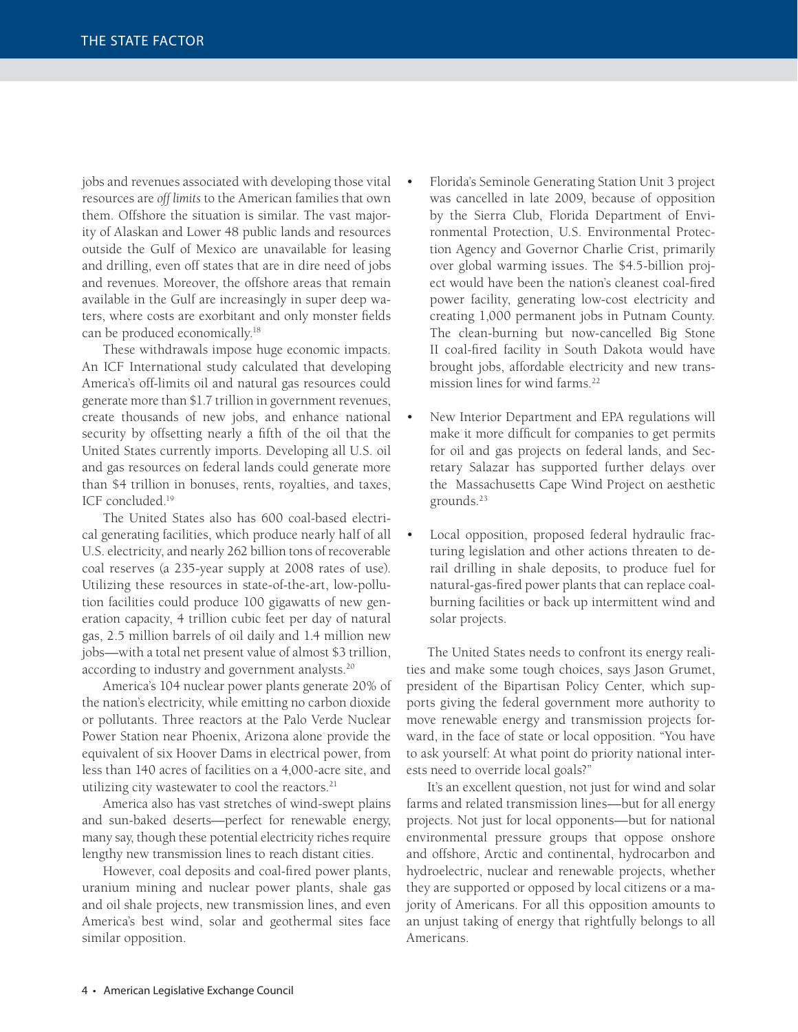jobs and revenues associated with developing those vital resources are *off limits* to the American families that own them. Offshore the situation is similar. The vast majority of Alaskan and Lower 48 public lands and resources outside the Gulf of Mexico are unavailable for leasing and drilling, even off states that are in dire need of jobs and revenues. Moreover, the offshore areas that remain available in the Gulf are increasingly in super deep waters, where costs are exorbitant and only monster fields can be produced economically.[18]

These withdrawals impose huge economic impacts. An ICF International study calculated that developing America's off-limits oil and natural gas resources could generate more than $1.7 trillion in government revenues, create thousands of new jobs, and enhance national security by offsetting nearly a fifth of the oil that the United States currently imports. Developing all U.S. oil and gas resources on federal lands could generate more than $4 trillion in bonuses, rents, royalties, and taxes, ICF concluded.[19]

The United States also has 600 coal-based electrical generating facilities, which produce nearly half of all U.S. electricity, and nearly 262 billion tons of recoverable coal reserves (a 235-year supply at 2008 rates of use). Utilizing these resources in state-of-the-art, low-pollution facilities could produce 100 gigawatts of new generation capacity, 4 trillion cubic feet per day of natural gas, 2.5 million barrels of oil daily and 1.4 million new jobs—with a total net present value of almost $3 trillion, according to industry and government analysts.[20]

America's 104 nuclear power plants generate 20% of the nation's electricity, while emitting no carbon dioxide or pollutants. Three reactors at the Palo Verde Nuclear Power Station near Phoenix, Arizona alone provide the equivalent of six Hoover Dams in electrical power, from less than 140 acres of facilities on a 4,000-acre site, and utilizing city wastewater to cool the reactors.[21]

America also has vast stretches of wind-swept plains and sun-baked deserts—perfect for renewable energy, many say, though these potential electricity riches require lengthy new transmission lines to reach distant cities.

However, coal deposits and coal-fired power plants, uranium mining and nuclear power plants, shale gas and oil shale projects, new transmission lines, and even America's best wind, solar and geothermal sites face similar opposition.

- Florida's Seminole Generating Station Unit 3 project was cancelled in late 2009, because of opposition by the Sierra Club, Florida Department of Environmental Protection, U.S. Environmental Protection Agency and Governor Charlie Crist, primarily over global warming issues. The $4.5-billion project would have been the nation's cleanest coal-fired power facility, generating low-cost electricity and creating 1,000 permanent jobs in Putnam County. The clean-burning but now-cancelled Big Stone II coal-fired facility in South Dakota would have brought jobs, affordable electricity and new transmission lines for wind farms.[22]

- New Interior Department and EPA regulations will make it more difficult for companies to get permits for oil and gas projects on federal lands, and Secretary Salazar has supported further delays over the Massachusetts Cape Wind Project on aesthetic grounds.[23]

- Local opposition, proposed federal hydraulic fracturing legislation and other actions threaten to derail drilling in shale deposits, to produce fuel for natural-gas-fired power plants that can replace coal-burning facilities or back up intermittent wind and solar projects.

The United States needs to confront its energy realities and make some tough choices, says Jason Grumet, president of the Bipartisan Policy Center, which supports giving the federal government more authority to move renewable energy and transmission projects forward, in the face of state or local opposition. "You have to ask yourself: At what point do priority national interests need to override local goals?"

It's an excellent question, not just for wind and solar farms and related transmission lines—but for all energy projects. Not just for local opponents—but for national environmental pressure groups that oppose onshore and offshore, Arctic and continental, hydrocarbon and hydroelectric, nuclear and renewable projects, whether they are supported or opposed by local citizens or a majority of Americans. For all this opposition amounts to an unjust taking of energy that rightfully belongs to all Americans.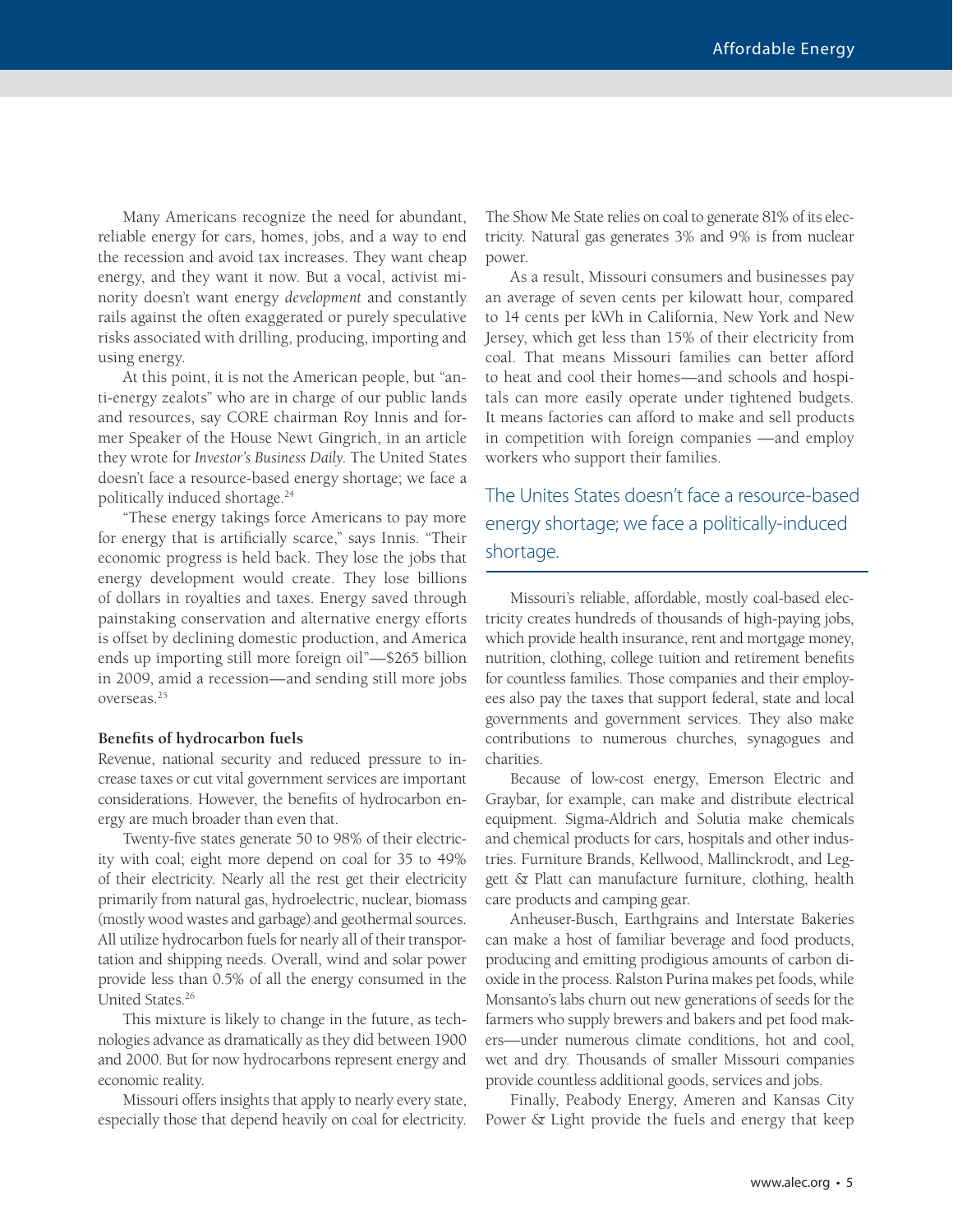Many Americans recognize the need for abundant, reliable energy for cars, homes, jobs, and a way to end the recession and avoid tax increases. They want cheap energy, and they want it now. But a vocal, activist minority doesn't want energy *development* and constantly rails against the often exaggerated or purely speculative risks associated with drilling, producing, importing and using energy.

At this point, it is not the American people, but "anti-energy zealots" who are in charge of our public lands and resources, say CORE chairman Roy Innis and former Speaker of the House Newt Gingrich, in an article they wrote for *Investor's Business Daily*. The United States doesn't face a resource-based energy shortage; we face a politically induced shortage.[24]

"These energy takings force Americans to pay more for energy that is artificially scarce," says Innis. "Their economic progress is held back. They lose the jobs that energy development would create. They lose billions of dollars in royalties and taxes. Energy saved through painstaking conservation and alternative energy efforts is offset by declining domestic production, and America ends up importing still more foreign oil"—$265 billion in 2009, amid a recession—and sending still more jobs overseas.[25]

**Benefits of hydrocarbon fuels**

Revenue, national security and reduced pressure to increase taxes or cut vital government services are important considerations. However, the benefits of hydrocarbon energy are much broader than even that.

Twenty-five states generate 50 to 98% of their electricity with coal; eight more depend on coal for 35 to 49% of their electricity. Nearly all the rest get their electricity primarily from natural gas, hydroelectric, nuclear, biomass (mostly wood wastes and garbage) and geothermal sources. All utilize hydrocarbon fuels for nearly all of their transportation and shipping needs. Overall, wind and solar power provide less than 0.5% of all the energy consumed in the United States.[26]

This mixture is likely to change in the future, as technologies advance as dramatically as they did between 1900 and 2000. But for now hydrocarbons represent energy and economic reality.

Missouri offers insights that apply to nearly every state, especially those that depend heavily on coal for electricity. The Show Me State relies on coal to generate 81% of its electricity. Natural gas generates 3% and 9% is from nuclear power.

As a result, Missouri consumers and businesses pay an average of seven cents per kilowatt hour, compared to 14 cents per kWh in California, New York and New Jersey, which get less than 15% of their electricity from coal. That means Missouri families can better afford to heat and cool their homes—and schools and hospitals can more easily operate under tightened budgets. It means factories can afford to make and sell products in competition with foreign companies —and employ workers who support their families.

> The Unites States doesn't face a resource-based energy shortage; we face a politically-induced shortage.

Missouri's reliable, affordable, mostly coal-based electricity creates hundreds of thousands of high-paying jobs, which provide health insurance, rent and mortgage money, nutrition, clothing, college tuition and retirement benefits for countless families. Those companies and their employees also pay the taxes that support federal, state and local governments and government services. They also make contributions to numerous churches, synagogues and charities.

Because of low-cost energy, Emerson Electric and Graybar, for example, can make and distribute electrical equipment. Sigma-Aldrich and Solutia make chemicals and chemical products for cars, hospitals and other industries. Furniture Brands, Kellwood, Mallinckrodt, and Leggett & Platt can manufacture furniture, clothing, health care products and camping gear.

Anheuser-Busch, Earthgrains and Interstate Bakeries can make a host of familiar beverage and food products, producing and emitting prodigious amounts of carbon dioxide in the process. Ralston Purina makes pet foods, while Monsanto's labs churn out new generations of seeds for the farmers who supply brewers and bakers and pet food makers—under numerous climate conditions, hot and cool, wet and dry. Thousands of smaller Missouri companies provide countless additional goods, services and jobs.

Finally, Peabody Energy, Ameren and Kansas City Power & Light provide the fuels and energy that keep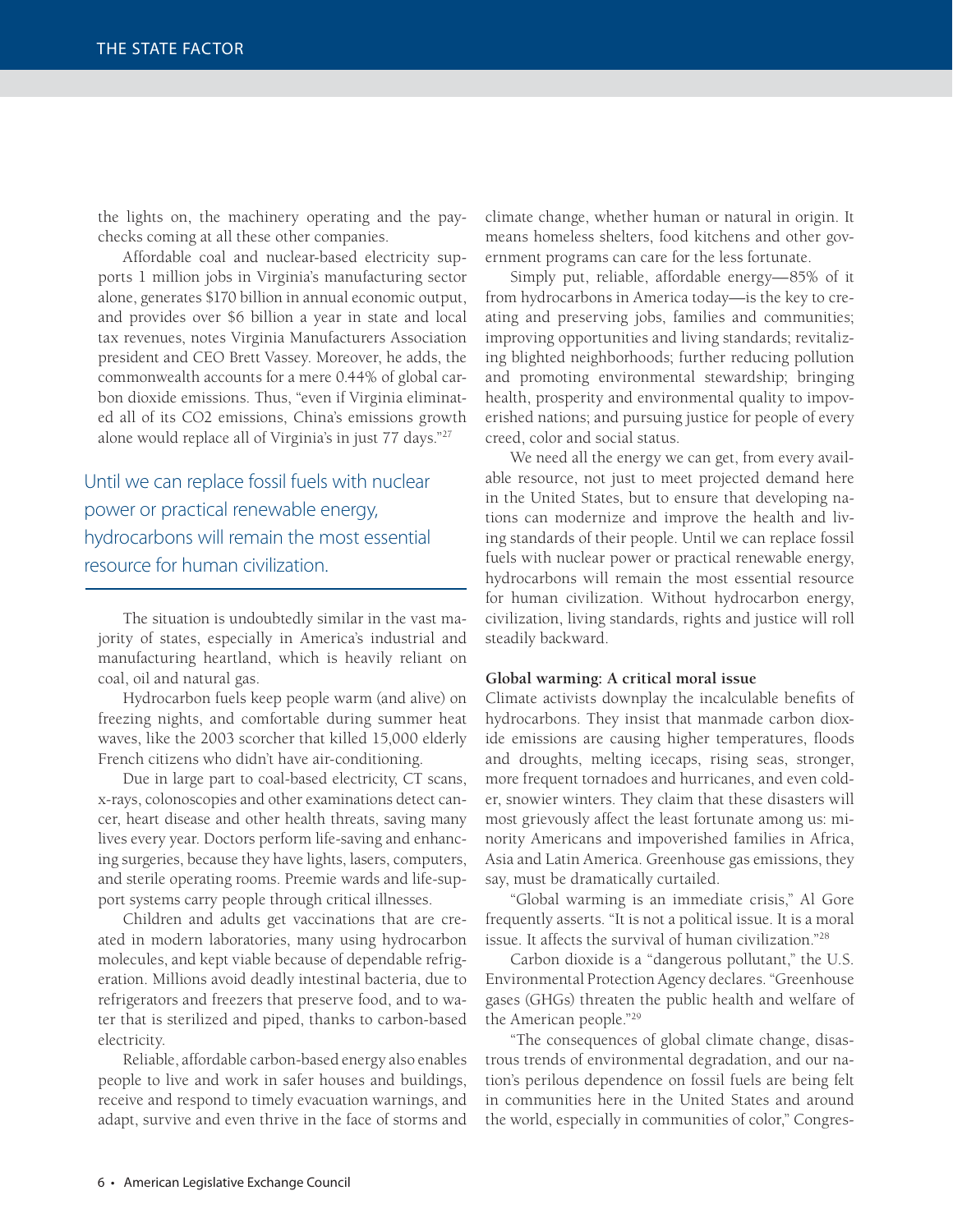the lights on, the machinery operating and the paychecks coming at all these other companies.

Affordable coal and nuclear-based electricity supports 1 million jobs in Virginia's manufacturing sector alone, generates $170 billion in annual economic output, and provides over $6 billion a year in state and local tax revenues, notes Virginia Manufacturers Association president and CEO Brett Vassey. Moreover, he adds, the commonwealth accounts for a mere 0.44% of global carbon dioxide emissions. Thus, "even if Virginia eliminated all of its $CO_2$ emissions, China's emissions growth alone would replace all of Virginia's in just 77 days."[27]

> Until we can replace fossil fuels with nuclear power or practical renewable energy, hydrocarbons will remain the most essential resource for human civilization.

The situation is undoubtedly similar in the vast majority of states, especially in America's industrial and manufacturing heartland, which is heavily reliant on coal, oil and natural gas.

Hydrocarbon fuels keep people warm (and alive) on freezing nights, and comfortable during summer heat waves, like the 2003 scorcher that killed 15,000 elderly French citizens who didn't have air-conditioning.

Due in large part to coal-based electricity, CT scans, x-rays, colonoscopies and other examinations detect cancer, heart disease and other health threats, saving many lives every year. Doctors perform life-saving and enhancing surgeries, because they have lights, lasers, computers, and sterile operating rooms. Preemie wards and life-support systems carry people through critical illnesses.

Children and adults get vaccinations that are created in modern laboratories, many using hydrocarbon molecules, and kept viable because of dependable refrigeration. Millions avoid deadly intestinal bacteria, due to refrigerators and freezers that preserve food, and to water that is sterilized and piped, thanks to carbon-based electricity.

Reliable, affordable carbon-based energy also enables people to live and work in safer houses and buildings, receive and respond to timely evacuation warnings, and adapt, survive and even thrive in the face of storms and climate change, whether human or natural in origin. It means homeless shelters, food kitchens and other government programs can care for the less fortunate.

Simply put, reliable, affordable energy—85% of it from hydrocarbons in America today—is the key to creating and preserving jobs, families and communities; improving opportunities and living standards; revitalizing blighted neighborhoods; further reducing pollution and promoting environmental stewardship; bringing health, prosperity and environmental quality to impoverished nations; and pursuing justice for people of every creed, color and social status.

We need all the energy we can get, from every available resource, not just to meet projected demand here in the United States, but to ensure that developing nations can modernize and improve the health and living standards of their people. Until we can replace fossil fuels with nuclear power or practical renewable energy, hydrocarbons will remain the most essential resource for human civilization. Without hydrocarbon energy, civilization, living standards, rights and justice will roll steadily backward.

**Global warming: A critical moral issue**

Climate activists downplay the incalculable benefits of hydrocarbons. They insist that manmade carbon dioxide emissions are causing higher temperatures, floods and droughts, melting icecaps, rising seas, stronger, more frequent tornadoes and hurricanes, and even colder, snowier winters. They claim that these disasters will most grievously affect the least fortunate among us: minority Americans and impoverished families in Africa, Asia and Latin America. Greenhouse gas emissions, they say, must be dramatically curtailed.

"Global warming is an immediate crisis," Al Gore frequently asserts. "It is not a political issue. It is a moral issue. It affects the survival of human civilization."[28]

Carbon dioxide is a "dangerous pollutant," the U.S. Environmental Protection Agency declares. "Greenhouse gases (GHGs) threaten the public health and welfare of the American people."[29]

"The consequences of global climate change, disastrous trends of environmental degradation, and our nation's perilous dependence on fossil fuels are being felt in communities here in the United States and around the world, especially in communities of color," Congres-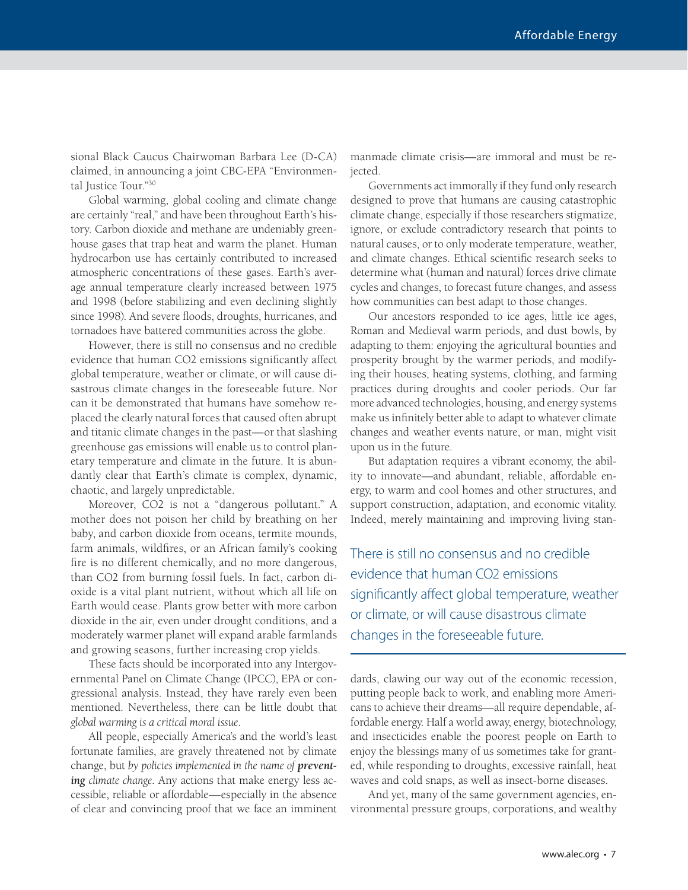sional Black Caucus Chairwoman Barbara Lee (D-CA) claimed, in announcing a joint CBC-EPA "Environmental Justice Tour."[30]

Global warming, global cooling and climate change are certainly "real," and have been throughout Earth's history. Carbon dioxide and methane are undeniably greenhouse gases that trap heat and warm the planet. Human hydrocarbon use has certainly contributed to increased atmospheric concentrations of these gases. Earth's average annual temperature clearly increased between 1975 and 1998 (before stabilizing and even declining slightly since 1998). And severe floods, droughts, hurricanes, and tornadoes have battered communities across the globe.

However, there is still no consensus and no credible evidence that human $CO_2$ emissions significantly affect global temperature, weather or climate, or will cause disastrous climate changes in the foreseeable future. Nor can it be demonstrated that humans have somehow replaced the clearly natural forces that caused often abrupt and titanic climate changes in the past—or that slashing greenhouse gas emissions will enable us to control planetary temperature and climate in the future. It is abundantly clear that Earth's climate is complex, dynamic, chaotic, and largely unpredictable.

Moreover, $CO_2$ is not a "dangerous pollutant." A mother does not poison her child by breathing on her baby, and carbon dioxide from oceans, termite mounds, farm animals, wildfires, or an African family's cooking fire is no different chemically, and no more dangerous, than $CO_2$ from burning fossil fuels. In fact, carbon dioxide is a vital plant nutrient, without which all life on Earth would cease. Plants grow better with more carbon dioxide in the air, even under drought conditions, and a moderately warmer planet will expand arable farmlands and growing seasons, further increasing crop yields.

These facts should be incorporated into any Intergovernmental Panel on Climate Change (IPCC), EPA or congressional analysis. Instead, they have rarely even been mentioned. Nevertheless, there can be little doubt that *global warming is a critical moral issue*.

All people, especially America's and the world's least fortunate families, are gravely threatened not by climate change, but *by policies implemented in the name of* ***preventing*** *climate change*. Any actions that make energy less accessible, reliable or affordable—especially in the absence of clear and convincing proof that we face an imminent manmade climate crisis—are immoral and must be rejected.

Governments act immorally if they fund only research designed to prove that humans are causing catastrophic climate change, especially if those researchers stigmatize, ignore, or exclude contradictory research that points to natural causes, or to only moderate temperature, weather, and climate changes. Ethical scientific research seeks to determine what (human and natural) forces drive climate cycles and changes, to forecast future changes, and assess how communities can best adapt to those changes.

Our ancestors responded to ice ages, little ice ages, Roman and Medieval warm periods, and dust bowls, by adapting to them: enjoying the agricultural bounties and prosperity brought by the warmer periods, and modifying their houses, heating systems, clothing, and farming practices during droughts and cooler periods. Our far more advanced technologies, housing, and energy systems make us infinitely better able to adapt to whatever climate changes and weather events nature, or man, might visit upon us in the future.

But adaptation requires a vibrant economy, the ability to innovate—and abundant, reliable, affordable energy, to warm and cool homes and other structures, and support construction, adaptation, and economic vitality. Indeed, merely maintaining and improving living standards, clawing our way out of the economic recession, putting people back to work, and enabling more Americans to achieve their dreams—all require dependable, affordable energy. Half a world away, energy, biotechnology, and insecticides enable the poorest people on Earth to enjoy the blessings many of us sometimes take for granted, while responding to droughts, excessive rainfall, heat waves and cold snaps, as well as insect-borne diseases.

> There is still no consensus and no credible evidence that human $CO_2$ emissions significantly affect global temperature, weather or climate, or will cause disastrous climate changes in the foreseeable future.

And yet, many of the same government agencies, environmental pressure groups, corporations, and wealthy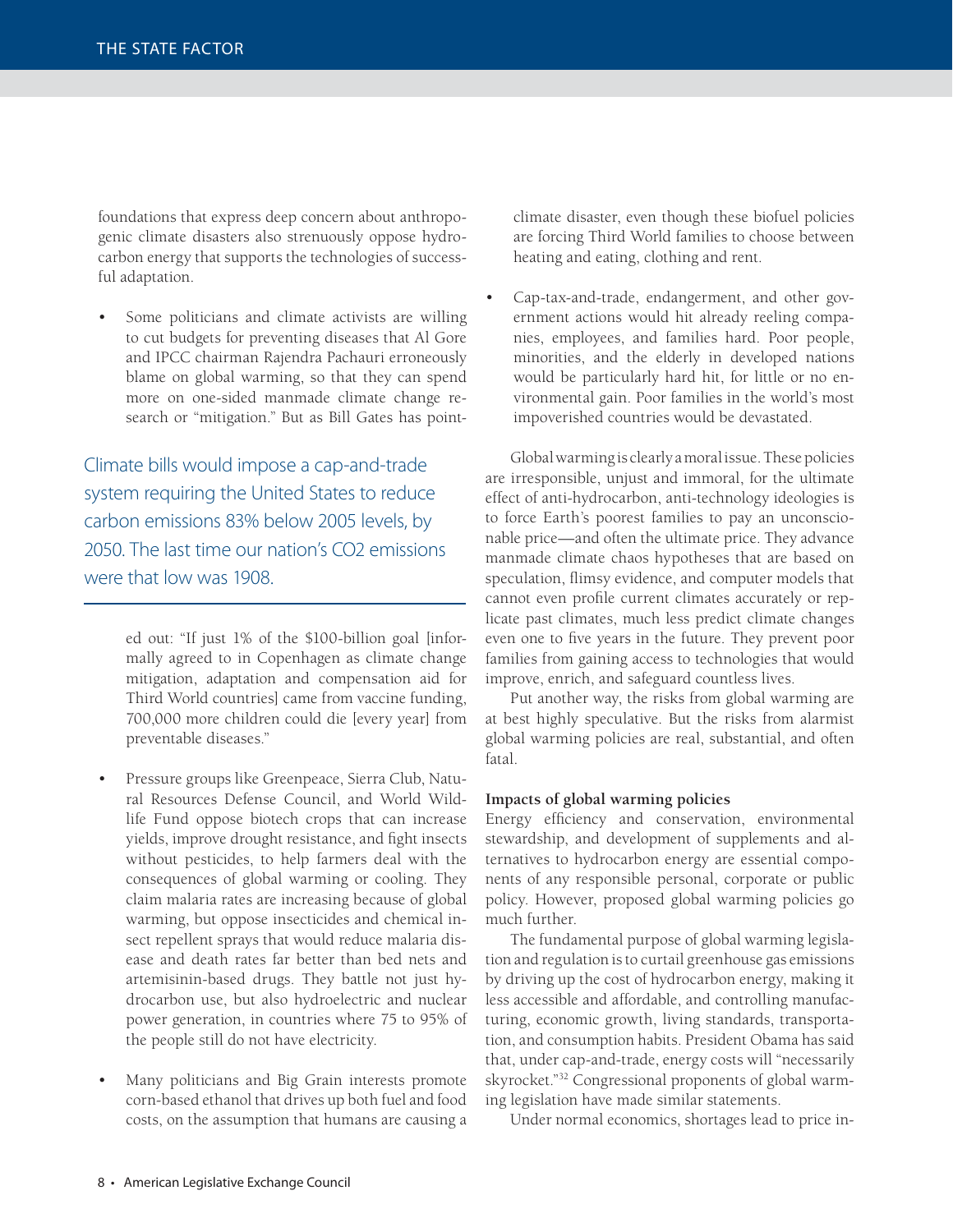foundations that express deep concern about anthropogenic climate disasters also strenuously oppose hydrocarbon energy that supports the technologies of successful adaptation.

- Some politicians and climate activists are willing to cut budgets for preventing diseases that Al Gore and IPCC chairman Rajendra Pachauri erroneously blame on global warming, so that they can spend more on one-sided manmade climate change research or "mitigation." But as Bill Gates has pointed out: "If just 1% of the $100-billion goal [informally agreed to in Copenhagen as climate change mitigation, adaptation and compensation aid for Third World countries] came from vaccine funding, 700,000 more children could die [every year] from preventable diseases."

> Climate bills would impose a cap-and-trade system requiring the United States to reduce carbon emissions 83% below 2005 levels, by 2050. The last time our nation's CO2 emissions were that low was 1908.

- Pressure groups like Greenpeace, Sierra Club, Natural Resources Defense Council, and World Wildlife Fund oppose biotech crops that can increase yields, improve drought resistance, and fight insects without pesticides, to help farmers deal with the consequences of global warming or cooling. They claim malaria rates are increasing because of global warming, but oppose insecticides and chemical insect repellent sprays that would reduce malaria disease and death rates far better than bed nets and artemisinin-based drugs. They battle not just hydrocarbon use, but also hydroelectric and nuclear power generation, in countries where 75 to 95% of the people still do not have electricity.

- Many politicians and Big Grain interests promote corn-based ethanol that drives up both fuel and food costs, on the assumption that humans are causing a climate disaster, even though these biofuel policies are forcing Third World families to choose between heating and eating, clothing and rent.

- Cap-tax-and-trade, endangerment, and other government actions would hit already reeling companies, employees, and families hard. Poor people, minorities, and the elderly in developed nations would be particularly hard hit, for little or no environmental gain. Poor families in the world's most impoverished countries would be devastated.

Global warming is clearly a moral issue. These policies are irresponsible, unjust and immoral, for the ultimate effect of anti-hydrocarbon, anti-technology ideologies is to force Earth's poorest families to pay an unconscionable price—and often the ultimate price. They advance manmade climate chaos hypotheses that are based on speculation, flimsy evidence, and computer models that cannot even profile current climates accurately or replicate past climates, much less predict climate changes even one to five years in the future. They prevent poor families from gaining access to technologies that would improve, enrich, and safeguard countless lives.

Put another way, the risks from global warming are at best highly speculative. But the risks from alarmist global warming policies are real, substantial, and often fatal.

**Impacts of global warming policies**

Energy efficiency and conservation, environmental stewardship, and development of supplements and alternatives to hydrocarbon energy are essential components of any responsible personal, corporate or public policy. However, proposed global warming policies go much further.

The fundamental purpose of global warming legislation and regulation is to curtail greenhouse gas emissions by driving up the cost of hydrocarbon energy, making it less accessible and affordable, and controlling manufacturing, economic growth, living standards, transportation, and consumption habits. President Obama has said that, under cap-and-trade, energy costs will "necessarily skyrocket."[32] Congressional proponents of global warming legislation have made similar statements.

Under normal economics, shortages lead to price in-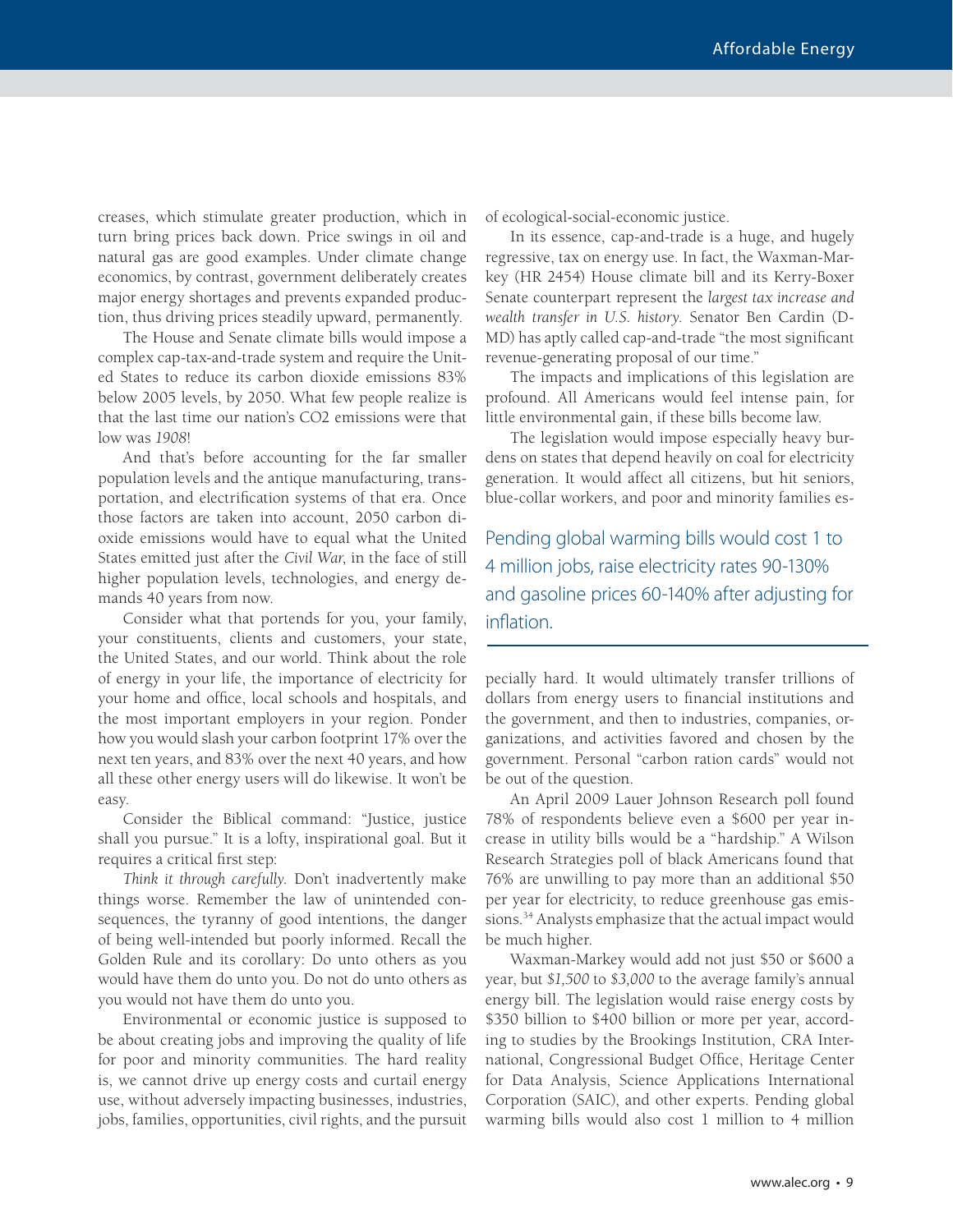creases, which stimulate greater production, which in turn bring prices back down. Price swings in oil and natural gas are good examples. Under climate change economics, by contrast, government deliberately creates major energy shortages and prevents expanded production, thus driving prices steadily upward, permanently.

The House and Senate climate bills would impose a complex cap-tax-and-trade system and require the United States to reduce its carbon dioxide emissions 83% below 2005 levels, by 2050. What few people realize is that the last time our nation's CO2 emissions were that low was *1908*!

And that's before accounting for the far smaller population levels and the antique manufacturing, transportation, and electrification systems of that era. Once those factors are taken into account, 2050 carbon dioxide emissions would have to equal what the United States emitted just after the *Civil War*, in the face of still higher population levels, technologies, and energy demands 40 years from now.

Consider what that portends for you, your family, your constituents, clients and customers, your state, the United States, and our world. Think about the role of energy in your life, the importance of electricity for your home and office, local schools and hospitals, and the most important employers in your region. Ponder how you would slash your carbon footprint 17% over the next ten years, and 83% over the next 40 years, and how all these other energy users will do likewise. It won't be easy.

Consider the Biblical command: "Justice, justice shall you pursue." It is a lofty, inspirational goal. But it requires a critical first step:

*Think it through carefully.* Don't inadvertently make things worse. Remember the law of unintended consequences, the tyranny of good intentions, the danger of being well-intended but poorly informed. Recall the Golden Rule and its corollary: Do unto others as you would have them do unto you. Do not do unto others as you would not have them do unto you.

Environmental or economic justice is supposed to be about creating jobs and improving the quality of life for poor and minority communities. The hard reality is, we cannot drive up energy costs and curtail energy use, without adversely impacting businesses, industries, jobs, families, opportunities, civil rights, and the pursuit of ecological-social-economic justice.

In its essence, cap-and-trade is a huge, and hugely regressive, tax on energy use. In fact, the Waxman-Markey (HR 2454) House climate bill and its Kerry-Boxer Senate counterpart represent the *largest tax increase and wealth transfer in U.S. history*. Senator Ben Cardin (D-MD) has aptly called cap-and-trade "the most significant revenue-generating proposal of our time."

The impacts and implications of this legislation are profound. All Americans would feel intense pain, for little environmental gain, if these bills become law.

The legislation would impose especially heavy burdens on states that depend heavily on coal for electricity generation. It would affect all citizens, but hit seniors, blue-collar workers, and poor and minority families especially hard. It would ultimately transfer trillions of dollars from energy users to financial institutions and the government, and then to industries, companies, organizations, and activities favored and chosen by the government. Personal "carbon ration cards" would not be out of the question.

> Pending global warming bills would cost 1 to 4 million jobs, raise electricity rates 90-130% and gasoline prices 60-140% after adjusting for inflation.

An April 2009 Lauer Johnson Research poll found 78% of respondents believe even a $600 per year increase in utility bills would be a "hardship." A Wilson Research Strategies poll of black Americans found that 76% are unwilling to pay more than an additional $50 per year for electricity, to reduce greenhouse gas emissions.[34] Analysts emphasize that the actual impact would be much higher.

Waxman-Markey would add not just $50 or $600 a year, but *$1,500* to *$3,000* to the average family's annual energy bill. The legislation would raise energy costs by $350 billion to $400 billion or more per year, according to studies by the Brookings Institution, CRA International, Congressional Budget Office, Heritage Center for Data Analysis, Science Applications International Corporation (SAIC), and other experts. Pending global warming bills would also cost 1 million to 4 million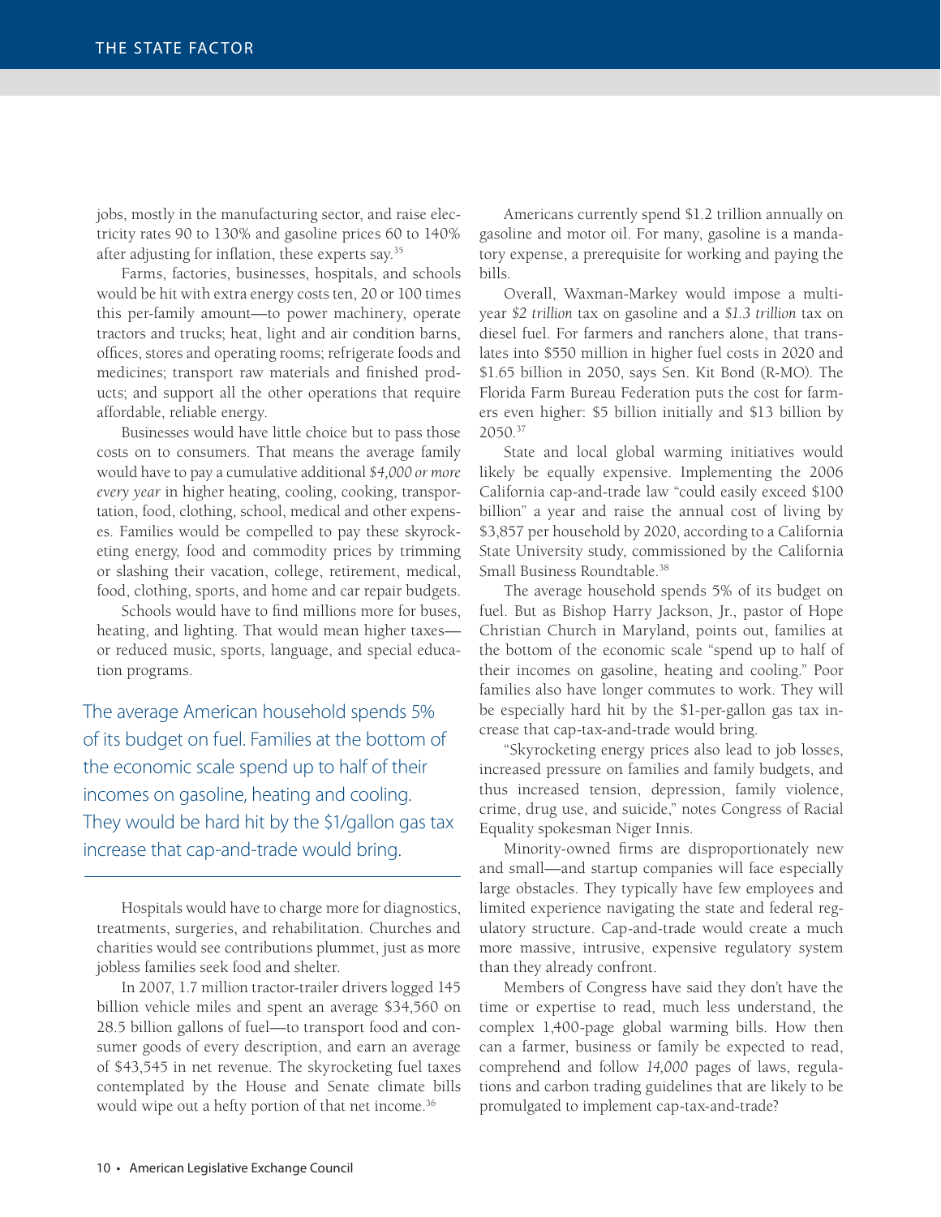jobs, mostly in the manufacturing sector, and raise electricity rates 90 to 130% and gasoline prices 60 to 140% after adjusting for inflation, these experts say.[35]

Farms, factories, businesses, hospitals, and schools would be hit with extra energy costs ten, 20 or 100 times this per-family amount—to power machinery, operate tractors and trucks; heat, light and air condition barns, offices, stores and operating rooms; refrigerate foods and medicines; transport raw materials and finished products; and support all the other operations that require affordable, reliable energy.

Businesses would have little choice but to pass those costs on to consumers. That means the average family would have to pay a cumulative additional *$4,000 or more every year* in higher heating, cooling, cooking, transportation, food, clothing, school, medical and other expenses. Families would be compelled to pay these skyrocketing energy, food and commodity prices by trimming or slashing their vacation, college, retirement, medical, food, clothing, sports, and home and car repair budgets.

Schools would have to find millions more for buses, heating, and lighting. That would mean higher taxes—or reduced music, sports, language, and special education programs.

> The average American household spends 5% of its budget on fuel. Families at the bottom of the economic scale spend up to half of their incomes on gasoline, heating and cooling. They would be hard hit by the $1/gallon gas tax increase that cap-and-trade would bring.

Hospitals would have to charge more for diagnostics, treatments, surgeries, and rehabilitation. Churches and charities would see contributions plummet, just as more jobless families seek food and shelter.

In 2007, 1.7 million tractor-trailer drivers logged 145 billion vehicle miles and spent an average $34,560 on 28.5 billion gallons of fuel—to transport food and consumer goods of every description, and earn an average of $43,545 in net revenue. The skyrocketing fuel taxes contemplated by the House and Senate climate bills would wipe out a hefty portion of that net income.[36]

Americans currently spend $1.2 trillion annually on gasoline and motor oil. For many, gasoline is a mandatory expense, a prerequisite for working and paying the bills.

Overall, Waxman-Markey would impose a multi-year *$2 trillion* tax on gasoline and a *$1.3 trillion* tax on diesel fuel. For farmers and ranchers alone, that translates into $550 million in higher fuel costs in 2020 and $1.65 billion in 2050, says Sen. Kit Bond (R-MO). The Florida Farm Bureau Federation puts the cost for farmers even higher: $5 billion initially and $13 billion by 2050.[37]

State and local global warming initiatives would likely be equally expensive. Implementing the 2006 California cap-and-trade law "could easily exceed $100 billion" a year and raise the annual cost of living by $3,857 per household by 2020, according to a California State University study, commissioned by the California Small Business Roundtable.[38]

The average household spends 5% of its budget on fuel. But as Bishop Harry Jackson, Jr., pastor of Hope Christian Church in Maryland, points out, families at the bottom of the economic scale "spend up to half of their incomes on gasoline, heating and cooling." Poor families also have longer commutes to work. They will be especially hard hit by the $1-per-gallon gas tax increase that cap-tax-and-trade would bring.

"Skyrocketing energy prices also lead to job losses, increased pressure on families and family budgets, and thus increased tension, depression, family violence, crime, drug use, and suicide," notes Congress of Racial Equality spokesman Niger Innis.

Minority-owned firms are disproportionately new and small—and startup companies will face especially large obstacles. They typically have few employees and limited experience navigating the state and federal regulatory structure. Cap-and-trade would create a much more massive, intrusive, expensive regulatory system than they already confront.

Members of Congress have said they don't have the time or expertise to read, much less understand, the complex 1,400-page global warming bills. How then can a farmer, business or family be expected to read, comprehend and follow *14,000* pages of laws, regulations and carbon trading guidelines that are likely to be promulgated to implement cap-tax-and-trade?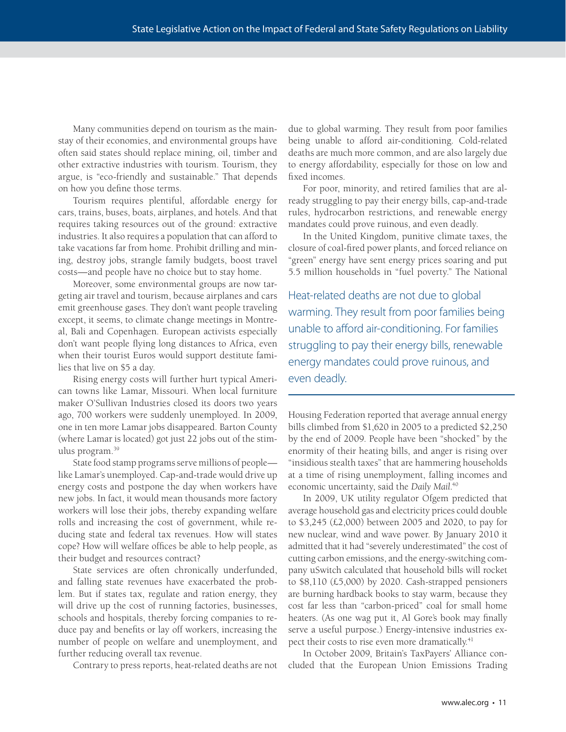Many communities depend on tourism as the mainstay of their economies, and environmental groups have often said states should replace mining, oil, timber and other extractive industries with tourism. Tourism, they argue, is "eco-friendly and sustainable." That depends on how you define those terms.

Tourism requires plentiful, affordable energy for cars, trains, buses, boats, airplanes, and hotels. And that requires taking resources out of the ground: extractive industries. It also requires a population that can afford to take vacations far from home. Prohibit drilling and mining, destroy jobs, strangle family budgets, boost travel costs—and people have no choice but to stay home.

Moreover, some environmental groups are now targeting air travel and tourism, because airplanes and cars emit greenhouse gases. They don't want people traveling except, it seems, to climate change meetings in Montreal, Bali and Copenhagen. European activists especially don't want people flying long distances to Africa, even when their tourist Euros would support destitute families that live on $5 a day.

Rising energy costs will further hurt typical American towns like Lamar, Missouri. When local furniture maker O'Sullivan Industries closed its doors two years ago, 700 workers were suddenly unemployed. In 2009, one in ten more Lamar jobs disappeared. Barton County (where Lamar is located) got just 22 jobs out of the stimulus program.[39]

State food stamp programs serve millions of people—like Lamar's unemployed. Cap-and-trade would drive up energy costs and postpone the day when workers have new jobs. In fact, it would mean thousands more factory workers will lose their jobs, thereby expanding welfare rolls and increasing the cost of government, while reducing state and federal tax revenues. How will states cope? How will welfare offices be able to help people, as their budget and resources contract?

State services are often chronically underfunded, and falling state revenues have exacerbated the problem. But if states tax, regulate and ration energy, they will drive up the cost of running factories, businesses, schools and hospitals, thereby forcing companies to reduce pay and benefits or lay off workers, increasing the number of people on welfare and unemployment, and further reducing overall tax revenue.

Contrary to press reports, heat-related deaths are not due to global warming. They result from poor families being unable to afford air-conditioning. Cold-related deaths are much more common, and are also largely due to energy affordability, especially for those on low and fixed incomes.

For poor, minority, and retired families that are already struggling to pay their energy bills, cap-and-trade rules, hydrocarbon restrictions, and renewable energy mandates could prove ruinous, and even deadly.

In the United Kingdom, punitive climate taxes, the closure of coal-fired power plants, and forced reliance on "green" energy have sent energy prices soaring and put 5.5 million households in "fuel poverty." The National Housing Federation reported that average annual energy bills climbed from $1,620 in 2005 to a predicted $2,250 by the end of 2009. People have been "shocked" by the enormity of their heating bills, and anger is rising over "insidious stealth taxes" that are hammering households at a time of rising unemployment, falling incomes and economic uncertainty, said the *Daily Mail*.[40]

> Heat-related deaths are not due to global warming. They result from poor families being unable to afford air-conditioning. For families struggling to pay their energy bills, renewable energy mandates could prove ruinous, and even deadly.

In 2009, UK utility regulator Ofgem predicted that average household gas and electricity prices could double to $3,245 (£2,000) between 2005 and 2020, to pay for new nuclear, wind and wave power. By January 2010 it admitted that it had "severely underestimated" the cost of cutting carbon emissions, and the energy-switching company uSwitch calculated that household bills will rocket to $8,110 (£5,000) by 2020. Cash-strapped pensioners are burning hardback books to stay warm, because they cost far less than "carbon-priced" coal for small home heaters. (As one wag put it, Al Gore's book may finally serve a useful purpose.) Energy-intensive industries expect their costs to rise even more dramatically.[41]

In October 2009, Britain's TaxPayers' Alliance concluded that the European Union Emissions Trading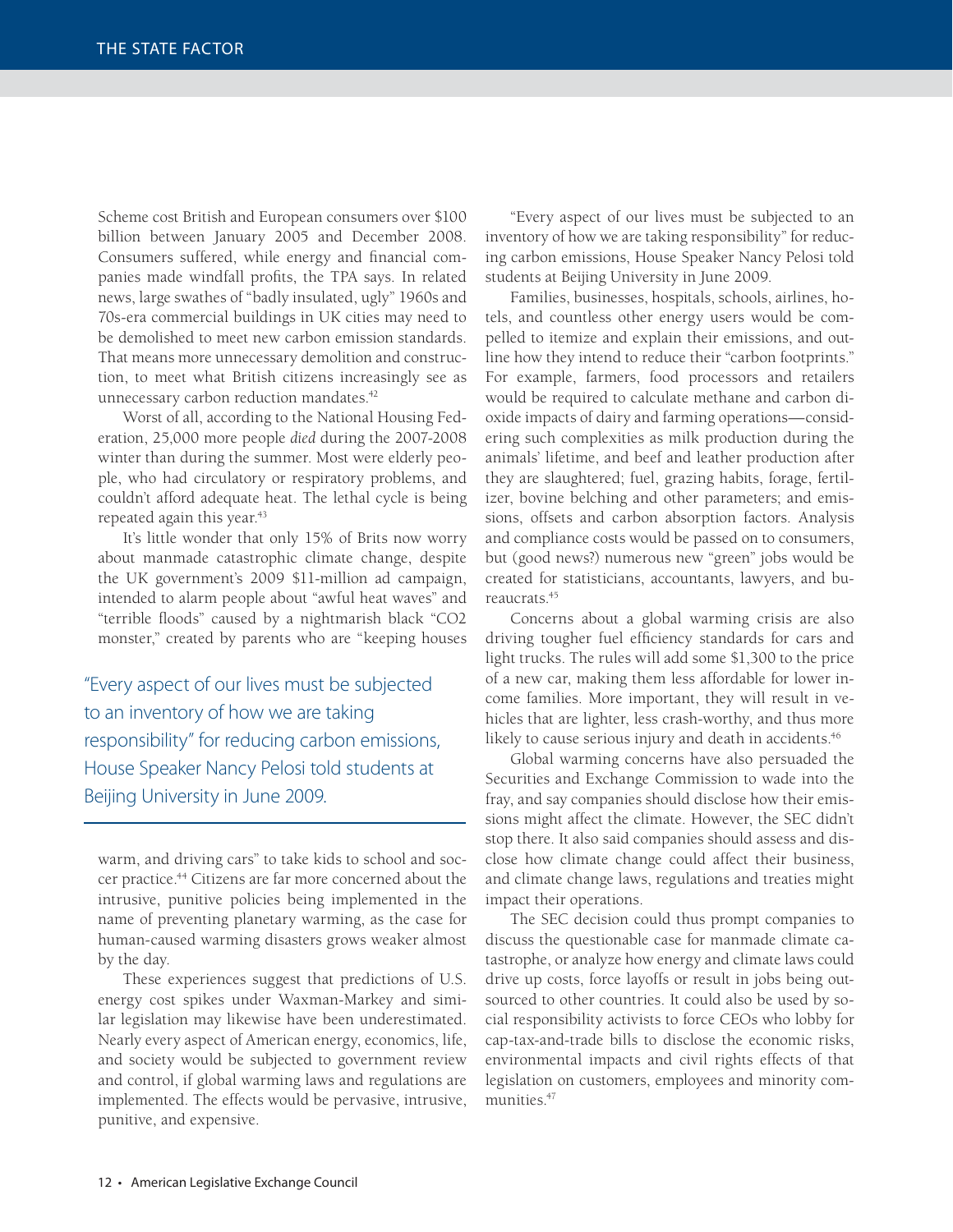Scheme cost British and European consumers over $100 billion between January 2005 and December 2008. Consumers suffered, while energy and financial companies made windfall profits, the TPA says. In related news, large swathes of "badly insulated, ugly" 1960s and 70s-era commercial buildings in UK cities may need to be demolished to meet new carbon emission standards. That means more unnecessary demolition and construction, to meet what British citizens increasingly see as unnecessary carbon reduction mandates.[42]

Worst of all, according to the National Housing Federation, 25,000 more people *died* during the 2007-2008 winter than during the summer. Most were elderly people, who had circulatory or respiratory problems, and couldn't afford adequate heat. The lethal cycle is being repeated again this year.[43]

It's little wonder that only 15% of Brits now worry about manmade catastrophic climate change, despite the UK government's 2009 $11-million ad campaign, intended to alarm people about "awful heat waves" and "terrible floods" caused by a nightmarish black "CO2 monster," created by parents who are "keeping houses warm, and driving cars" to take kids to school and soccer practice.[44] Citizens are far more concerned about the intrusive, punitive policies being implemented in the name of preventing planetary warming, as the case for human-caused warming disasters grows weaker almost by the day.

> "Every aspect of our lives must be subjected to an inventory of how we are taking responsibility" for reducing carbon emissions, House Speaker Nancy Pelosi told students at Beijing University in June 2009.

These experiences suggest that predictions of U.S. energy cost spikes under Waxman-Markey and similar legislation may likewise have been underestimated. Nearly every aspect of American energy, economics, life, and society would be subjected to government review and control, if global warming laws and regulations are implemented. The effects would be pervasive, intrusive, punitive, and expensive.

"Every aspect of our lives must be subjected to an inventory of how we are taking responsibility" for reducing carbon emissions, House Speaker Nancy Pelosi told students at Beijing University in June 2009.

Families, businesses, hospitals, schools, airlines, hotels, and countless other energy users would be compelled to itemize and explain their emissions, and outline how they intend to reduce their "carbon footprints." For example, farmers, food processors and retailers would be required to calculate methane and carbon dioxide impacts of dairy and farming operations—considering such complexities as milk production during the animals' lifetime, and beef and leather production after they are slaughtered; fuel, grazing habits, forage, fertilizer, bovine belching and other parameters; and emissions, offsets and carbon absorption factors. Analysis and compliance costs would be passed on to consumers, but (good news?) numerous new "green" jobs would be created for statisticians, accountants, lawyers, and bureaucrats.[45]

Concerns about a global warming crisis are also driving tougher fuel efficiency standards for cars and light trucks. The rules will add some $1,300 to the price of a new car, making them less affordable for lower income families. More important, they will result in vehicles that are lighter, less crash-worthy, and thus more likely to cause serious injury and death in accidents.[46]

Global warming concerns have also persuaded the Securities and Exchange Commission to wade into the fray, and say companies should disclose how their emissions might affect the climate. However, the SEC didn't stop there. It also said companies should assess and disclose how climate change could affect their business, and climate change laws, regulations and treaties might impact their operations.

The SEC decision could thus prompt companies to discuss the questionable case for manmade climate catastrophe, or analyze how energy and climate laws could drive up costs, force layoffs or result in jobs being outsourced to other countries. It could also be used by social responsibility activists to force CEOs who lobby for cap-tax-and-trade bills to disclose the economic risks, environmental impacts and civil rights effects of that legislation on customers, employees and minority communities.[47]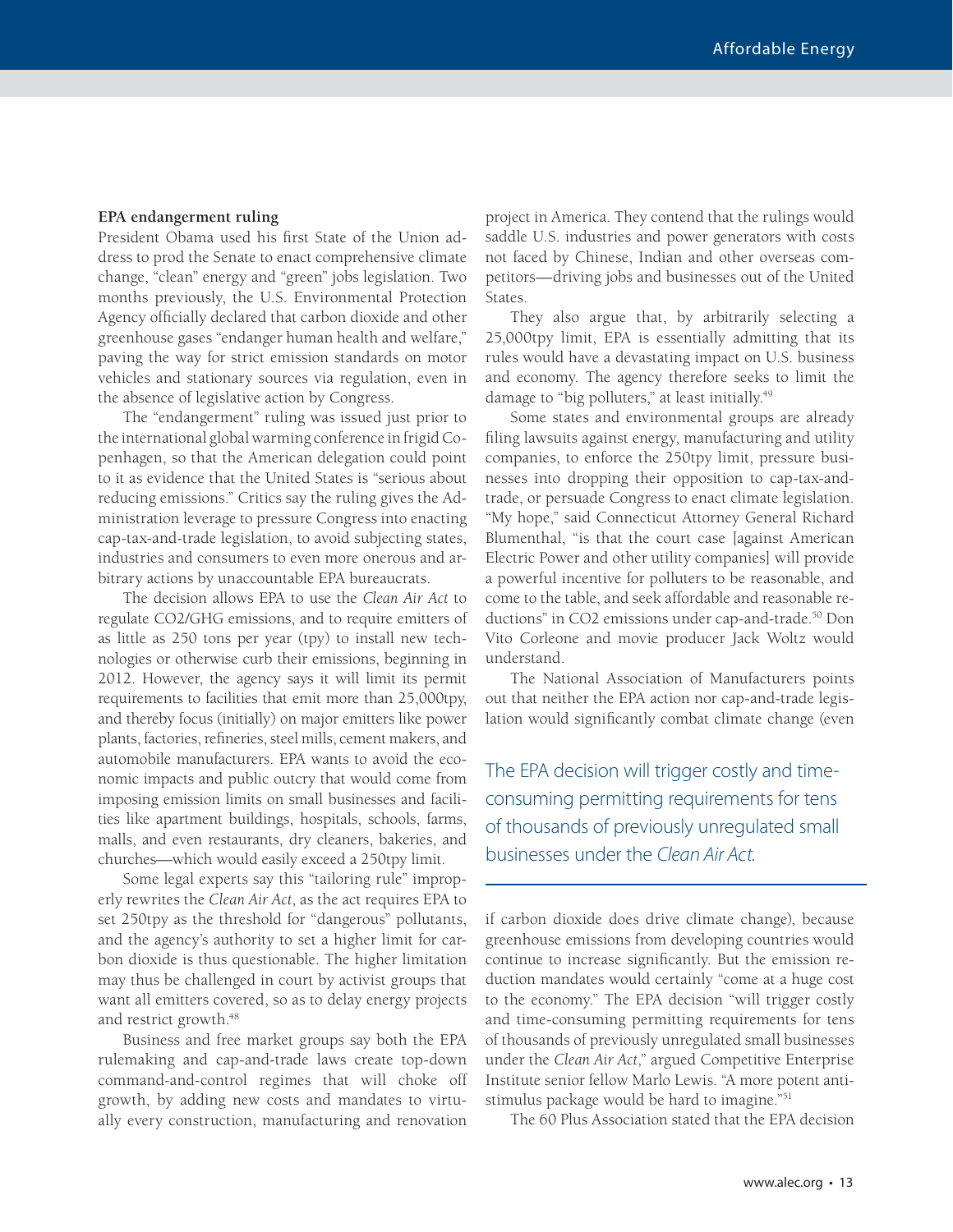### EPA endangerment ruling

President Obama used his first State of the Union address to prod the Senate to enact comprehensive climate change, "clean" energy and "green" jobs legislation. Two months previously, the U.S. Environmental Protection Agency officially declared that carbon dioxide and other greenhouse gases "endanger human health and welfare," paving the way for strict emission standards on motor vehicles and stationary sources via regulation, even in the absence of legislative action by Congress.

The "endangerment" ruling was issued just prior to the international global warming conference in frigid Copenhagen, so that the American delegation could point to it as evidence that the United States is "serious about reducing emissions." Critics say the ruling gives the Administration leverage to pressure Congress into enacting cap-tax-and-trade legislation, to avoid subjecting states, industries and consumers to even more onerous and arbitrary actions by unaccountable EPA bureaucrats.

The decision allows EPA to use the *Clean Air Act* to regulate CO2/GHG emissions, and to require emitters of as little as 250 tons per year (tpy) to install new technologies or otherwise curb their emissions, beginning in 2012. However, the agency says it will limit its permit requirements to facilities that emit more than 25,000tpy, and thereby focus (initially) on major emitters like power plants, factories, refineries, steel mills, cement makers, and automobile manufacturers. EPA wants to avoid the economic impacts and public outcry that would come from imposing emission limits on small businesses and facilities like apartment buildings, hospitals, schools, farms, malls, and even restaurants, dry cleaners, bakeries, and churches—which would easily exceed a 250tpy limit.

Some legal experts say this "tailoring rule" improperly rewrites the *Clean Air Act*, as the act requires EPA to set 250tpy as the threshold for "dangerous" pollutants, and the agency's authority to set a higher limit for carbon dioxide is thus questionable. The higher limitation may thus be challenged in court by activist groups that want all emitters covered, so as to delay energy projects and restrict growth.[48]

Business and free market groups say both the EPA rulemaking and cap-and-trade laws create top-down command-and-control regimes that will choke off growth, by adding new costs and mandates to virtually every construction, manufacturing and renovation project in America. They contend that the rulings would saddle U.S. industries and power generators with costs not faced by Chinese, Indian and other overseas competitors—driving jobs and businesses out of the United States.

They also argue that, by arbitrarily selecting a 25,000tpy limit, EPA is essentially admitting that its rules would have a devastating impact on U.S. business and economy. The agency therefore seeks to limit the damage to "big polluters," at least initially.[49]

Some states and environmental groups are already filing lawsuits against energy, manufacturing and utility companies, to enforce the 250tpy limit, pressure businesses into dropping their opposition to cap-tax-and-trade, or persuade Congress to enact climate legislation. "My hope," said Connecticut Attorney General Richard Blumenthal, "is that the court case [against American Electric Power and other utility companies] will provide a powerful incentive for polluters to be reasonable, and come to the table, and seek affordable and reasonable reductions" in CO2 emissions under cap-and-trade.[50] Don Vito Corleone and movie producer Jack Woltz would understand.

The National Association of Manufacturers points out that neither the EPA action nor cap-and-trade legislation would significantly combat climate change (even if carbon dioxide does drive climate change), because greenhouse emissions from developing countries would continue to increase significantly. But the emission reduction mandates would certainly "come at a huge cost to the economy." The EPA decision "will trigger costly and time-consuming permitting requirements for tens of thousands of previously unregulated small businesses under the *Clean Air Act*," argued Competitive Enterprise Institute senior fellow Marlo Lewis. "A more potent anti-stimulus package would be hard to imagine."[51]

> The EPA decision will trigger costly and time-consuming permitting requirements for tens of thousands of previously unregulated small businesses under the *Clean Air Act*.

The 60 Plus Association stated that the EPA decision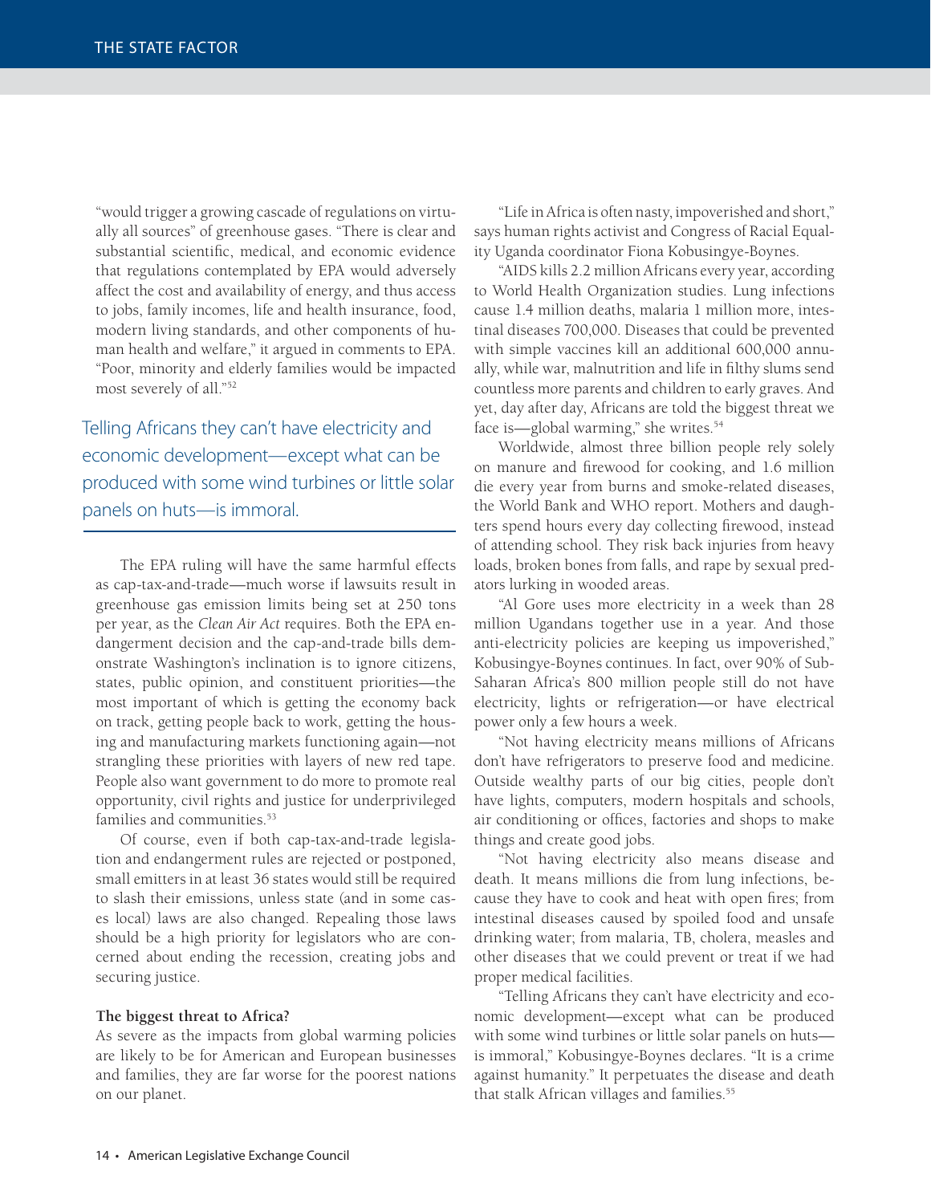"would trigger a growing cascade of regulations on virtually all sources" of greenhouse gases. "There is clear and substantial scientific, medical, and economic evidence that regulations contemplated by EPA would adversely affect the cost and availability of energy, and thus access to jobs, family incomes, life and health insurance, food, modern living standards, and other components of human health and welfare," it argued in comments to EPA. "Poor, minority and elderly families would be impacted most severely of all."[52]

> Telling Africans they can't have electricity and economic development—except what can be produced with some wind turbines or little solar panels on huts—is immoral.

The EPA ruling will have the same harmful effects as cap-tax-and-trade—much worse if lawsuits result in greenhouse gas emission limits being set at 250 tons per year, as the *Clean Air Act* requires. Both the EPA endangerment decision and the cap-and-trade bills demonstrate Washington's inclination is to ignore citizens, states, public opinion, and constituent priorities—the most important of which is getting the economy back on track, getting people back to work, getting the housing and manufacturing markets functioning again—not strangling these priorities with layers of new red tape. People also want government to do more to promote real opportunity, civil rights and justice for underprivileged families and communities.[53]

Of course, even if both cap-tax-and-trade legislation and endangerment rules are rejected or postponed, small emitters in at least 36 states would still be required to slash their emissions, unless state (and in some cases local) laws are also changed. Repealing those laws should be a high priority for legislators who are concerned about ending the recession, creating jobs and securing justice.

**The biggest threat to Africa?**

As severe as the impacts from global warming policies are likely to be for American and European businesses and families, they are far worse for the poorest nations on our planet.

"Life in Africa is often nasty, impoverished and short," says human rights activist and Congress of Racial Equality Uganda coordinator Fiona Kobusingye-Boynes.

"AIDS kills 2.2 million Africans every year, according to World Health Organization studies. Lung infections cause 1.4 million deaths, malaria 1 million more, intestinal diseases 700,000. Diseases that could be prevented with simple vaccines kill an additional 600,000 annually, while war, malnutrition and life in filthy slums send countless more parents and children to early graves. And yet, day after day, Africans are told the biggest threat we face is—global warming," she writes.[54]

Worldwide, almost three billion people rely solely on manure and firewood for cooking, and 1.6 million die every year from burns and smoke-related diseases, the World Bank and WHO report. Mothers and daughters spend hours every day collecting firewood, instead of attending school. They risk back injuries from heavy loads, broken bones from falls, and rape by sexual predators lurking in wooded areas.

"Al Gore uses more electricity in a week than 28 million Ugandans together use in a year. And those anti-electricity policies are keeping us impoverished," Kobusingye-Boynes continues. In fact, over 90% of Sub-Saharan Africa's 800 million people still do not have electricity, lights or refrigeration—or have electrical power only a few hours a week.

"Not having electricity means millions of Africans don't have refrigerators to preserve food and medicine. Outside wealthy parts of our big cities, people don't have lights, computers, modern hospitals and schools, air conditioning or offices, factories and shops to make things and create good jobs.

"Not having electricity also means disease and death. It means millions die from lung infections, because they have to cook and heat with open fires; from intestinal diseases caused by spoiled food and unsafe drinking water; from malaria, TB, cholera, measles and other diseases that we could prevent or treat if we had proper medical facilities.

"Telling Africans they can't have electricity and economic development—except what can be produced with some wind turbines or little solar panels on huts—is immoral," Kobusingye-Boynes declares. "It is a crime against humanity." It perpetuates the disease and death that stalk African villages and families.[55]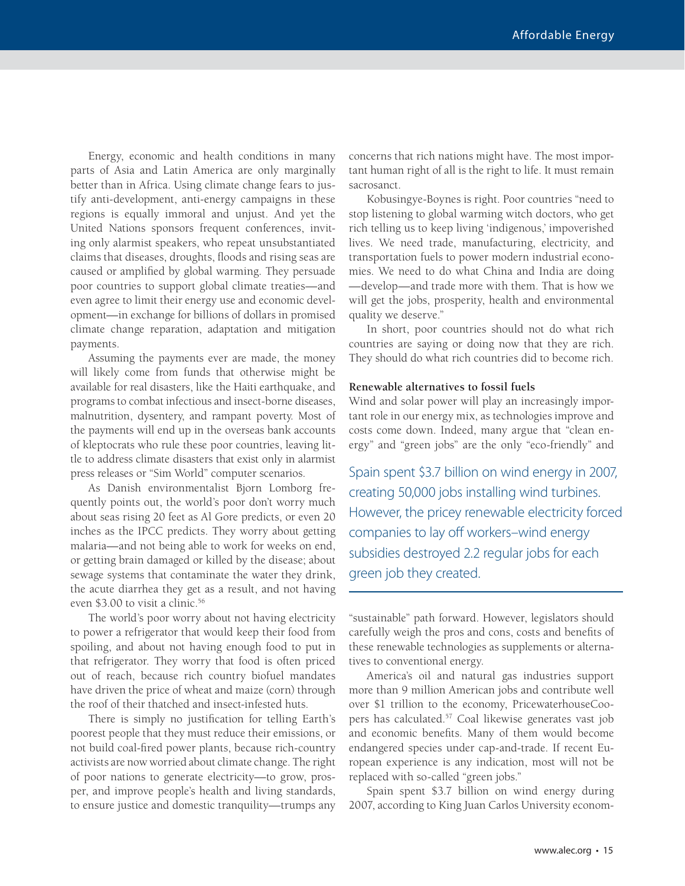Energy, economic and health conditions in many parts of Asia and Latin America are only marginally better than in Africa. Using climate change fears to justify anti-development, anti-energy campaigns in these regions is equally immoral and unjust. And yet the United Nations sponsors frequent conferences, inviting only alarmist speakers, who repeat unsubstantiated claims that diseases, droughts, floods and rising seas are caused or amplified by global warming. They persuade poor countries to support global climate treaties—and even agree to limit their energy use and economic development—in exchange for billions of dollars in promised climate change reparation, adaptation and mitigation payments.

Assuming the payments ever are made, the money will likely come from funds that otherwise might be available for real disasters, like the Haiti earthquake, and programs to combat infectious and insect-borne diseases, malnutrition, dysentery, and rampant poverty. Most of the payments will end up in the overseas bank accounts of kleptocrats who rule these poor countries, leaving little to address climate disasters that exist only in alarmist press releases or "Sim World" computer scenarios.

As Danish environmentalist Bjorn Lomborg frequently points out, the world's poor don't worry much about seas rising 20 feet as Al Gore predicts, or even 20 inches as the IPCC predicts. They worry about getting malaria—and not being able to work for weeks on end, or getting brain damaged or killed by the disease; about sewage systems that contaminate the water they drink, the acute diarrhea they get as a result, and not having even $3.00 to visit a clinic.[56]

The world's poor worry about not having electricity to power a refrigerator that would keep their food from spoiling, and about not having enough food to put in that refrigerator. They worry that food is often priced out of reach, because rich country biofuel mandates have driven the price of wheat and maize (corn) through the roof of their thatched and insect-infested huts.

There is simply no justification for telling Earth's poorest people that they must reduce their emissions, or not build coal-fired power plants, because rich-country activists are now worried about climate change. The right of poor nations to generate electricity—to grow, prosper, and improve people's health and living standards, to ensure justice and domestic tranquility—trumps any concerns that rich nations might have. The most important human right of all is the right to life. It must remain sacrosanct.

Kobusingye-Boynes is right. Poor countries "need to stop listening to global warming witch doctors, who get rich telling us to keep living 'indigenous,' impoverished lives. We need trade, manufacturing, electricity, and transportation fuels to power modern industrial economies. We need to do what China and India are doing—develop—and trade more with them. That is how we will get the jobs, prosperity, health and environmental quality we deserve."

In short, poor countries should not do what rich countries are saying or doing now that they are rich. They should do what rich countries did to become rich.

**Renewable alternatives to fossil fuels**

Wind and solar power will play an increasingly important role in our energy mix, as technologies improve and costs come down. Indeed, many argue that "clean energy" and "green jobs" are the only "eco-friendly" and "sustainable" path forward. However, legislators should carefully weigh the pros and cons, costs and benefits of these renewable technologies as supplements or alternatives to conventional energy.

> Spain spent $3.7 billion on wind energy in 2007, creating 50,000 jobs installing wind turbines. However, the pricey renewable electricity forced companies to lay off workers–wind energy subsidies destroyed 2.2 regular jobs for each green job they created.

America's oil and natural gas industries support more than 9 million American jobs and contribute well over $1 trillion to the economy, PricewaterhouseCoopers has calculated.[57] Coal likewise generates vast job and economic benefits. Many of them would become endangered species under cap-and-trade. If recent European experience is any indication, most will not be replaced with so-called "green jobs."

Spain spent $3.7 billion on wind energy during 2007, according to King Juan Carlos University econom-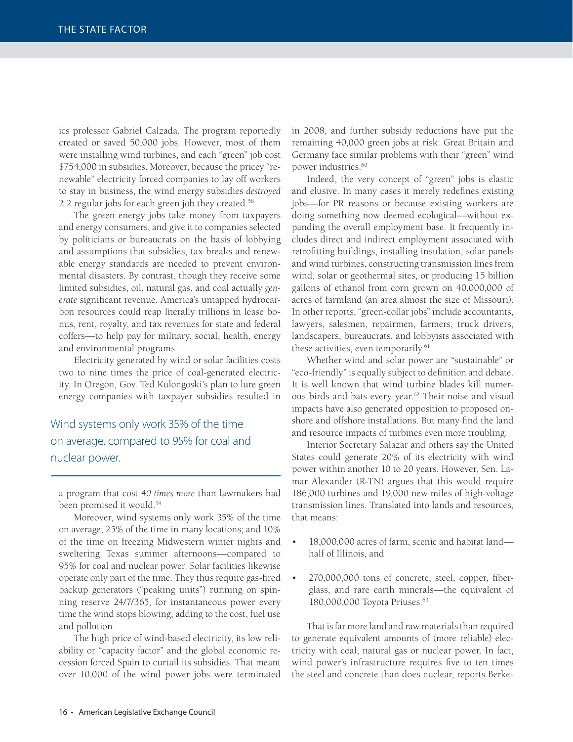ics professor Gabriel Calzada. The program reportedly created or saved 50,000 jobs. However, most of them were installing wind turbines, and each "green" job cost $754,000 in subsidies. Moreover, because the pricey "renewable" electricity forced companies to lay off workers to stay in business, the wind energy subsidies *destroyed* 2.2 regular jobs for each green job they created.[58]

The green energy jobs take money from taxpayers and energy consumers, and give it to companies selected by politicians or bureaucrats on the basis of lobbying and assumptions that subsidies, tax breaks and renewable energy standards are needed to prevent environmental disasters. By contrast, though they receive some limited subsidies, oil, natural gas, and coal actually *generate* significant revenue. America's untapped hydrocarbon resources could reap literally trillions in lease bonus, rent, royalty, and tax revenues for state and federal coffers—to help pay for military, social, health, energy and environmental programs.

Electricity generated by wind or solar facilities costs two to nine times the price of coal-generated electricity. In Oregon, Gov. Ted Kulongoski's plan to lure green energy companies with taxpayer subsidies resulted in a program that cost *40 times more* than lawmakers had been promised it would.[59]

> Wind systems only work 35% of the time on average, compared to 95% for coal and nuclear power.

Moreover, wind systems only work 35% of the time on average; 25% of the time in many locations; and 10% of the time on freezing Midwestern winter nights and sweltering Texas summer afternoons—compared to 95% for coal and nuclear power. Solar facilities likewise operate only part of the time. They thus require gas-fired backup generators ("peaking units") running on spinning reserve 24/7/365, for instantaneous power every time the wind stops blowing, adding to the cost, fuel use and pollution.

The high price of wind-based electricity, its low reliability or "capacity factor" and the global economic recession forced Spain to curtail its subsidies. That meant over 10,000 of the wind power jobs were terminated in 2008, and further subsidy reductions have put the remaining 40,000 green jobs at risk. Great Britain and Germany face similar problems with their "green" wind power industries.[60]

Indeed, the very concept of "green" jobs is elastic and elusive. In many cases it merely redefines existing jobs—for PR reasons or because existing workers are doing something now deemed ecological—without expanding the overall employment base. It frequently includes direct and indirect employment associated with retrofitting buildings, installing insulation, solar panels and wind turbines, constructing transmission lines from wind, solar or geothermal sites, or producing 15 billion gallons of ethanol from corn grown on 40,000,000 of acres of farmland (an area almost the size of Missouri). In other reports, "green-collar jobs" include accountants, lawyers, salesmen, repairmen, farmers, truck drivers, landscapers, bureaucrats, and lobbyists associated with these activities, even temporarily.[61]

Whether wind and solar power are "sustainable" or "eco-friendly" is equally subject to definition and debate. It is well known that wind turbine blades kill numerous birds and bats every year.[62] Their noise and visual impacts have also generated opposition to proposed onshore and offshore installations. But many find the land and resource impacts of turbines even more troubling.

Interior Secretary Salazar and others say the United States could generate 20% of its electricity with wind power within another 10 to 20 years. However, Sen. Lamar Alexander (R-TN) argues that this would require 186,000 turbines and 19,000 new miles of high-voltage transmission lines. Translated into lands and resources, that means:

- 18,000,000 acres of farm, scenic and habitat land—half of Illinois, and
- 270,000,000 tons of concrete, steel, copper, fiberglass, and rare earth minerals—the equivalent of 180,000,000 Toyota Priuses.[63]

That is far more land and raw materials than required to generate equivalent amounts of (more reliable) electricity with coal, natural gas or nuclear power. In fact, wind power's infrastructure requires five to ten times the steel and concrete than does nuclear, reports Berke-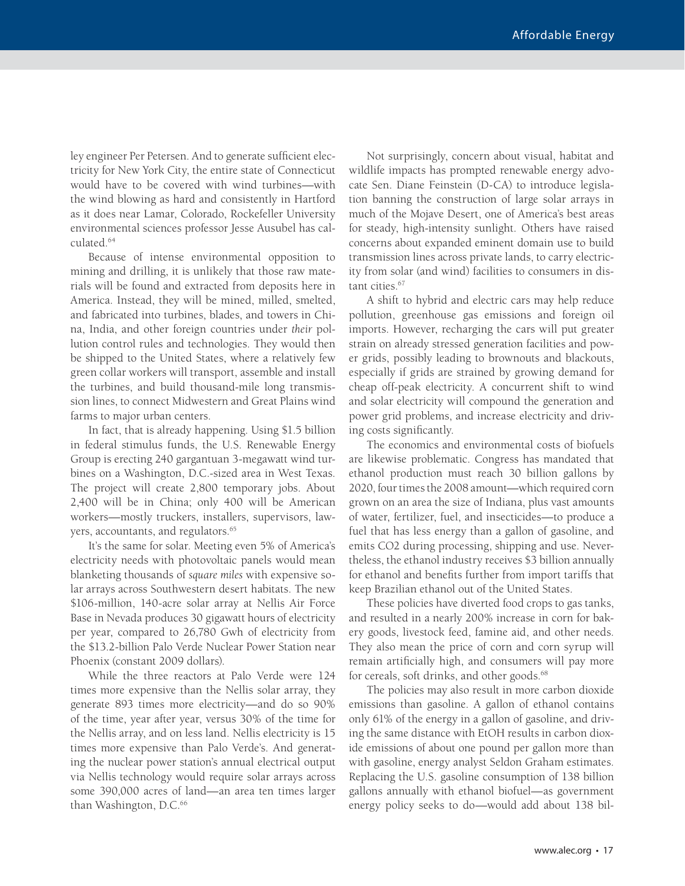ley engineer Per Petersen. And to generate sufficient electricity for New York City, the entire state of Connecticut would have to be covered with wind turbines—with the wind blowing as hard and consistently in Hartford as it does near Lamar, Colorado, Rockefeller University environmental sciences professor Jesse Ausubel has calculated.[64]

Because of intense environmental opposition to mining and drilling, it is unlikely that those raw materials will be found and extracted from deposits here in America. Instead, they will be mined, milled, smelted, and fabricated into turbines, blades, and towers in China, India, and other foreign countries under *their* pollution control rules and technologies. They would then be shipped to the United States, where a relatively few green collar workers will transport, assemble and install the turbines, and build thousand-mile long transmission lines, to connect Midwestern and Great Plains wind farms to major urban centers.

In fact, that is already happening. Using $1.5 billion in federal stimulus funds, the U.S. Renewable Energy Group is erecting 240 gargantuan 3-megawatt wind turbines on a Washington, D.C.-sized area in West Texas. The project will create 2,800 temporary jobs. About 2,400 will be in China; only 400 will be American workers—mostly truckers, installers, supervisors, lawyers, accountants, and regulators.[65]

It's the same for solar. Meeting even 5% of America's electricity needs with photovoltaic panels would mean blanketing thousands of *square miles* with expensive solar arrays across Southwestern desert habitats. The new $106-million, 140-acre solar array at Nellis Air Force Base in Nevada produces 30 gigawatt hours of electricity per year, compared to 26,780 Gwh of electricity from the $13.2-billion Palo Verde Nuclear Power Station near Phoenix (constant 2009 dollars).

While the three reactors at Palo Verde were 124 times more expensive than the Nellis solar array, they generate 893 times more electricity—and do so 90% of the time, year after year, versus 30% of the time for the Nellis array, and on less land. Nellis electricity is 15 times more expensive than Palo Verde's. And generating the nuclear power station's annual electrical output via Nellis technology would require solar arrays across some 390,000 acres of land—an area ten times larger than Washington, D.C.[66]

Not surprisingly, concern about visual, habitat and wildlife impacts has prompted renewable energy advocate Sen. Diane Feinstein (D-CA) to introduce legislation banning the construction of large solar arrays in much of the Mojave Desert, one of America's best areas for steady, high-intensity sunlight. Others have raised concerns about expanded eminent domain use to build transmission lines across private lands, to carry electricity from solar (and wind) facilities to consumers in distant cities.[67]

A shift to hybrid and electric cars may help reduce pollution, greenhouse gas emissions and foreign oil imports. However, recharging the cars will put greater strain on already stressed generation facilities and power grids, possibly leading to brownouts and blackouts, especially if grids are strained by growing demand for cheap off-peak electricity. A concurrent shift to wind and solar electricity will compound the generation and power grid problems, and increase electricity and driving costs significantly.

The economics and environmental costs of biofuels are likewise problematic. Congress has mandated that ethanol production must reach 30 billion gallons by 2020, four times the 2008 amount—which required corn grown on an area the size of Indiana, plus vast amounts of water, fertilizer, fuel, and insecticides—to produce a fuel that has less energy than a gallon of gasoline, and emits CO2 during processing, shipping and use. Nevertheless, the ethanol industry receives $3 billion annually for ethanol and benefits further from import tariffs that keep Brazilian ethanol out of the United States.

These policies have diverted food crops to gas tanks, and resulted in a nearly 200% increase in corn for bakery goods, livestock feed, famine aid, and other needs. They also mean the price of corn and corn syrup will remain artificially high, and consumers will pay more for cereals, soft drinks, and other goods.[68]

The policies may also result in more carbon dioxide emissions than gasoline. A gallon of ethanol contains only 61% of the energy in a gallon of gasoline, and driving the same distance with EtOH results in carbon dioxide emissions of about one pound per gallon more than with gasoline, energy analyst Seldon Graham estimates. Replacing the U.S. gasoline consumption of 138 billion gallons annually with ethanol biofuel—as government energy policy seeks to do—would add about 138 bil-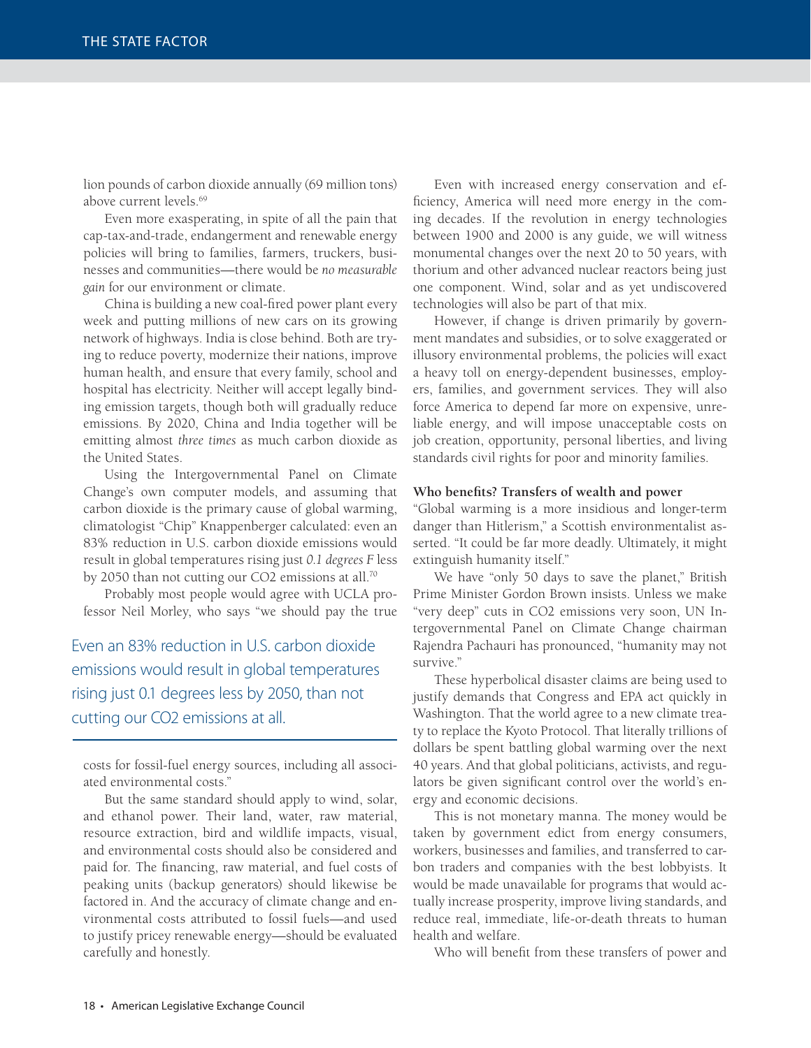lion pounds of carbon dioxide annually (69 million tons) above current levels.[69]

Even more exasperating, in spite of all the pain that cap-tax-and-trade, endangerment and renewable energy policies will bring to families, farmers, truckers, businesses and communities—there would be *no measurable gain* for our environment or climate.

China is building a new coal-fired power plant every week and putting millions of new cars on its growing network of highways. India is close behind. Both are trying to reduce poverty, modernize their nations, improve human health, and ensure that every family, school and hospital has electricity. Neither will accept legally binding emission targets, though both will gradually reduce emissions. By 2020, China and India together will be emitting almost *three times* as much carbon dioxide as the United States.

Using the Intergovernmental Panel on Climate Change's own computer models, and assuming that carbon dioxide is the primary cause of global warming, climatologist "Chip" Knappenberger calculated: even an 83% reduction in U.S. carbon dioxide emissions would result in global temperatures rising just *0.1 degrees F* less by 2050 than not cutting our CO2 emissions at all.[70]

Probably most people would agree with UCLA professor Neil Morley, who says "we should pay the true costs for fossil-fuel energy sources, including all associated environmental costs."

> Even an 83% reduction in U.S. carbon dioxide emissions would result in global temperatures rising just 0.1 degrees less by 2050, than not cutting our CO2 emissions at all.

But the same standard should apply to wind, solar, and ethanol power. Their land, water, raw material, resource extraction, bird and wildlife impacts, visual, and environmental costs should also be considered and paid for. The financing, raw material, and fuel costs of peaking units (backup generators) should likewise be factored in. And the accuracy of climate change and environmental costs attributed to fossil fuels—and used to justify pricey renewable energy—should be evaluated carefully and honestly.

Even with increased energy conservation and efficiency, America will need more energy in the coming decades. If the revolution in energy technologies between 1900 and 2000 is any guide, we will witness monumental changes over the next 20 to 50 years, with thorium and other advanced nuclear reactors being just one component. Wind, solar and as yet undiscovered technologies will also be part of that mix.

However, if change is driven primarily by government mandates and subsidies, or to solve exaggerated or illusory environmental problems, the policies will exact a heavy toll on energy-dependent businesses, employers, families, and government services. They will also force America to depend far more on expensive, unreliable energy, and will impose unacceptable costs on job creation, opportunity, personal liberties, and living standards civil rights for poor and minority families.

**Who benefits? Transfers of wealth and power**

"Global warming is a more insidious and longer-term danger than Hitlerism," a Scottish environmentalist asserted. "It could be far more deadly. Ultimately, it might extinguish humanity itself."

We have "only 50 days to save the planet," British Prime Minister Gordon Brown insists. Unless we make "very deep" cuts in CO2 emissions very soon, UN Intergovernmental Panel on Climate Change chairman Rajendra Pachauri has pronounced, "humanity may not survive."

These hyperbolical disaster claims are being used to justify demands that Congress and EPA act quickly in Washington. That the world agree to a new climate treaty to replace the Kyoto Protocol. That literally trillions of dollars be spent battling global warming over the next 40 years. And that global politicians, activists, and regulators be given significant control over the world's energy and economic decisions.

This is not monetary manna. The money would be taken by government edict from energy consumers, workers, businesses and families, and transferred to carbon traders and companies with the best lobbyists. It would be made unavailable for programs that would actually increase prosperity, improve living standards, and reduce real, immediate, life-or-death threats to human health and welfare.

Who will benefit from these transfers of power and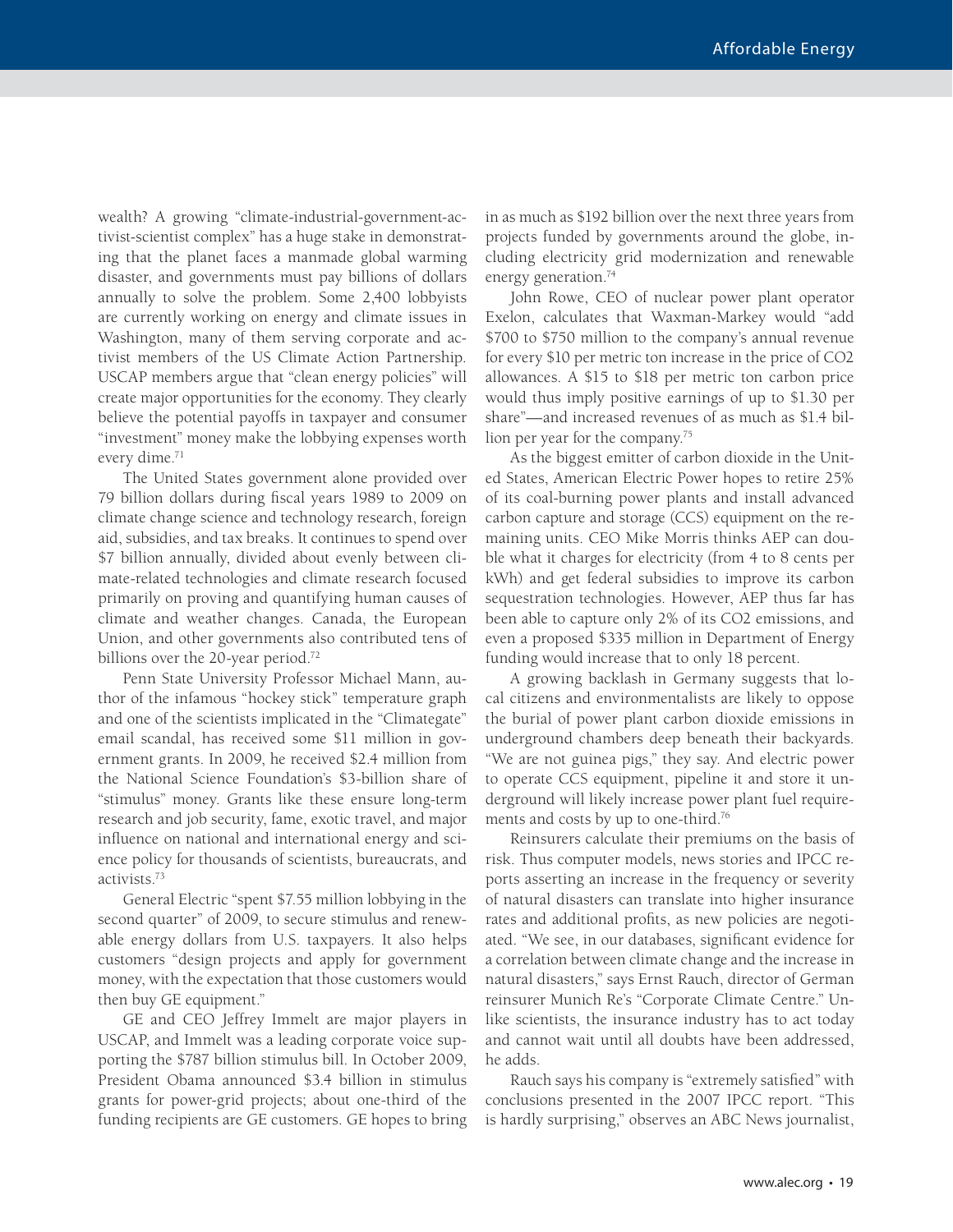wealth? A growing "climate-industrial-government-activist-scientist complex" has a huge stake in demonstrating that the planet faces a manmade global warming disaster, and governments must pay billions of dollars annually to solve the problem. Some 2,400 lobbyists are currently working on energy and climate issues in Washington, many of them serving corporate and activist members of the US Climate Action Partnership. USCAP members argue that "clean energy policies" will create major opportunities for the economy. They clearly believe the potential payoffs in taxpayer and consumer "investment" money make the lobbying expenses worth every dime.[71]

The United States government alone provided over 79 billion dollars during fiscal years 1989 to 2009 on climate change science and technology research, foreign aid, subsidies, and tax breaks. It continues to spend over $7 billion annually, divided about evenly between climate-related technologies and climate research focused primarily on proving and quantifying human causes of climate and weather changes. Canada, the European Union, and other governments also contributed tens of billions over the 20-year period.[72]

Penn State University Professor Michael Mann, author of the infamous "hockey stick" temperature graph and one of the scientists implicated in the "Climategate" email scandal, has received some $11 million in government grants. In 2009, he received $2.4 million from the National Science Foundation's $3-billion share of "stimulus" money. Grants like these ensure long-term research and job security, fame, exotic travel, and major influence on national and international energy and science policy for thousands of scientists, bureaucrats, and activists.[73]

General Electric "spent $7.55 million lobbying in the second quarter" of 2009, to secure stimulus and renewable energy dollars from U.S. taxpayers. It also helps customers "design projects and apply for government money, with the expectation that those customers would then buy GE equipment."

GE and CEO Jeffrey Immelt are major players in USCAP, and Immelt was a leading corporate voice supporting the $787 billion stimulus bill. In October 2009, President Obama announced $3.4 billion in stimulus grants for power-grid projects; about one-third of the funding recipients are GE customers. GE hopes to bring in as much as $192 billion over the next three years from projects funded by governments around the globe, including electricity grid modernization and renewable energy generation.[74]

John Rowe, CEO of nuclear power plant operator Exelon, calculates that Waxman-Markey would "add $700 to $750 million to the company's annual revenue for every $10 per metric ton increase in the price of CO2 allowances. A $15 to $18 per metric ton carbon price would thus imply positive earnings of up to $1.30 per share"—and increased revenues of as much as $1.4 billion per year for the company.[75]

As the biggest emitter of carbon dioxide in the United States, American Electric Power hopes to retire 25% of its coal-burning power plants and install advanced carbon capture and storage (CCS) equipment on the remaining units. CEO Mike Morris thinks AEP can double what it charges for electricity (from 4 to 8 cents per kWh) and get federal subsidies to improve its carbon sequestration technologies. However, AEP thus far has been able to capture only 2% of its CO2 emissions, and even a proposed $335 million in Department of Energy funding would increase that to only 18 percent.

A growing backlash in Germany suggests that local citizens and environmentalists are likely to oppose the burial of power plant carbon dioxide emissions in underground chambers deep beneath their backyards. "We are not guinea pigs," they say. And electric power to operate CCS equipment, pipeline it and store it underground will likely increase power plant fuel requirements and costs by up to one-third.[76]

Reinsurers calculate their premiums on the basis of risk. Thus computer models, news stories and IPCC reports asserting an increase in the frequency or severity of natural disasters can translate into higher insurance rates and additional profits, as new policies are negotiated. "We see, in our databases, significant evidence for a correlation between climate change and the increase in natural disasters," says Ernst Rauch, director of German reinsurer Munich Re's "Corporate Climate Centre." Unlike scientists, the insurance industry has to act today and cannot wait until all doubts have been addressed, he adds.

Rauch says his company is "extremely satisfied" with conclusions presented in the 2007 IPCC report. "This is hardly surprising," observes an ABC News journalist,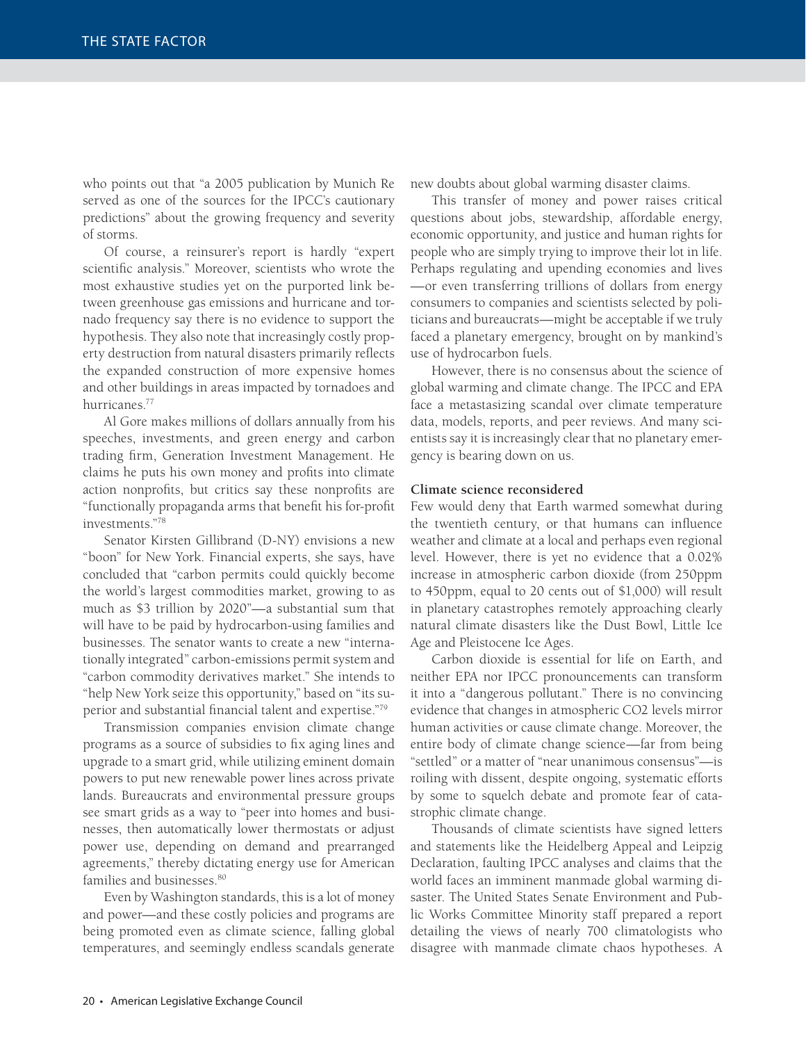who points out that "a 2005 publication by Munich Re served as one of the sources for the IPCC's cautionary predictions" about the growing frequency and severity of storms.

Of course, a reinsurer's report is hardly "expert scientific analysis." Moreover, scientists who wrote the most exhaustive studies yet on the purported link between greenhouse gas emissions and hurricane and tornado frequency say there is no evidence to support the hypothesis. They also note that increasingly costly property destruction from natural disasters primarily reflects the expanded construction of more expensive homes and other buildings in areas impacted by tornadoes and hurricanes.[77]

Al Gore makes millions of dollars annually from his speeches, investments, and green energy and carbon trading firm, Generation Investment Management. He claims he puts his own money and profits into climate action nonprofits, but critics say these nonprofits are "functionally propaganda arms that benefit his for-profit investments."[78]

Senator Kirsten Gillibrand (D-NY) envisions a new "boon" for New York. Financial experts, she says, have concluded that "carbon permits could quickly become the world's largest commodities market, growing to as much as $3 trillion by 2020"—a substantial sum that will have to be paid by hydrocarbon-using families and businesses. The senator wants to create a new "internationally integrated" carbon-emissions permit system and "carbon commodity derivatives market." She intends to "help New York seize this opportunity," based on "its superior and substantial financial talent and expertise."[79]

Transmission companies envision climate change programs as a source of subsidies to fix aging lines and upgrade to a smart grid, while utilizing eminent domain powers to put new renewable power lines across private lands. Bureaucrats and environmental pressure groups see smart grids as a way to "peer into homes and businesses, then automatically lower thermostats or adjust power use, depending on demand and prearranged agreements," thereby dictating energy use for American families and businesses.[80]

Even by Washington standards, this is a lot of money and power—and these costly policies and programs are being promoted even as climate science, falling global temperatures, and seemingly endless scandals generate new doubts about global warming disaster claims.

This transfer of money and power raises critical questions about jobs, stewardship, affordable energy, economic opportunity, and justice and human rights for people who are simply trying to improve their lot in life. Perhaps regulating and upending economies and lives—or even transferring trillions of dollars from energy consumers to companies and scientists selected by politicians and bureaucrats—might be acceptable if we truly faced a planetary emergency, brought on by mankind's use of hydrocarbon fuels.

However, there is no consensus about the science of global warming and climate change. The IPCC and EPA face a metastasizing scandal over climate temperature data, models, reports, and peer reviews. And many scientists say it is increasingly clear that no planetary emergency is bearing down on us.

**Climate science reconsidered**

Few would deny that Earth warmed somewhat during the twentieth century, or that humans can influence weather and climate at a local and perhaps even regional level. However, there is yet no evidence that a 0.02% increase in atmospheric carbon dioxide (from 250ppm to 450ppm, equal to 20 cents out of $1,000) will result in planetary catastrophes remotely approaching clearly natural climate disasters like the Dust Bowl, Little Ice Age and Pleistocene Ice Ages.

Carbon dioxide is essential for life on Earth, and neither EPA nor IPCC pronouncements can transform it into a "dangerous pollutant." There is no convincing evidence that changes in atmospheric $CO_2$ levels mirror human activities or cause climate change. Moreover, the entire body of climate change science—far from being "settled" or a matter of "near unanimous consensus"—is roiling with dissent, despite ongoing, systematic efforts by some to squelch debate and promote fear of catastrophic climate change.

Thousands of climate scientists have signed letters and statements like the Heidelberg Appeal and Leipzig Declaration, faulting IPCC analyses and claims that the world faces an imminent manmade global warming disaster. The United States Senate Environment and Public Works Committee Minority staff prepared a report detailing the views of nearly 700 climatologists who disagree with manmade climate chaos hypotheses. A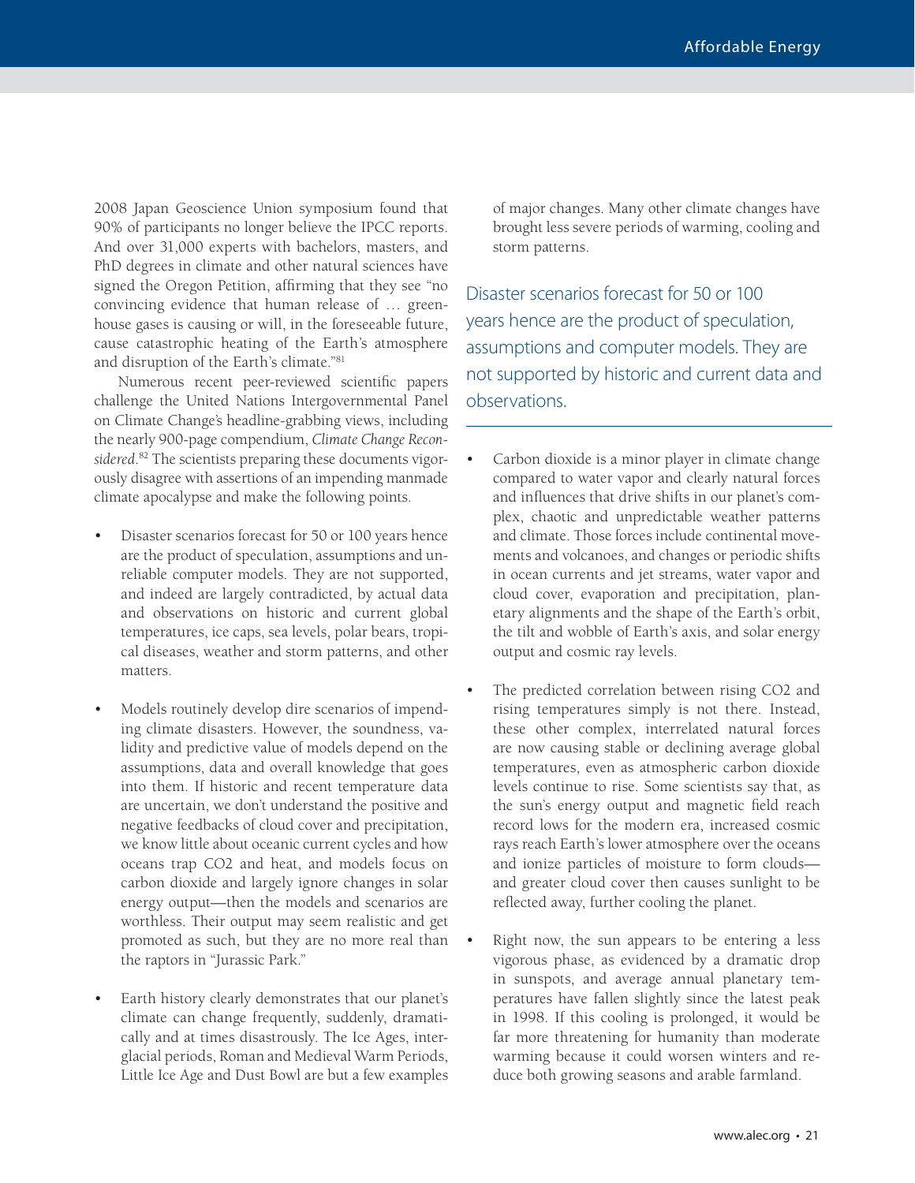2008 Japan Geoscience Union symposium found that 90% of participants no longer believe the IPCC reports. And over 31,000 experts with bachelors, masters, and PhD degrees in climate and other natural sciences have signed the Oregon Petition, affirming that they see "no convincing evidence that human release of … greenhouse gases is causing or will, in the foreseeable future, cause catastrophic heating of the Earth's atmosphere and disruption of the Earth's climate."[81]

Numerous recent peer-reviewed scientific papers challenge the United Nations Intergovernmental Panel on Climate Change's headline-grabbing views, including the nearly 900-page compendium, *Climate Change Reconsidered*.[82] The scientists preparing these documents vigorously disagree with assertions of an impending manmade climate apocalypse and make the following points.

- Disaster scenarios forecast for 50 or 100 years hence are the product of speculation, assumptions and unreliable computer models. They are not supported, and indeed are largely contradicted, by actual data and observations on historic and current global temperatures, ice caps, sea levels, polar bears, tropical diseases, weather and storm patterns, and other matters.

- Models routinely develop dire scenarios of impending climate disasters. However, the soundness, validity and predictive value of models depend on the assumptions, data and overall knowledge that goes into them. If historic and recent temperature data are uncertain, we don't understand the positive and negative feedbacks of cloud cover and precipitation, we know little about oceanic current cycles and how oceans trap CO2 and heat, and models focus on carbon dioxide and largely ignore changes in solar energy output—then the models and scenarios are worthless. Their output may seem realistic and get promoted as such, but they are no more real than the raptors in "Jurassic Park."

- Earth history clearly demonstrates that our planet's climate can change frequently, suddenly, dramatically and at times disastrously. The Ice Ages, interglacial periods, Roman and Medieval Warm Periods, Little Ice Age and Dust Bowl are but a few examples of major changes. Many other climate changes have brought less severe periods of warming, cooling and storm patterns.

> Disaster scenarios forecast for 50 or 100 years hence are the product of speculation, assumptions and computer models. They are not supported by historic and current data and observations.

- Carbon dioxide is a minor player in climate change compared to water vapor and clearly natural forces and influences that drive shifts in our planet's complex, chaotic and unpredictable weather patterns and climate. Those forces include continental movements and volcanoes, and changes or periodic shifts in ocean currents and jet streams, water vapor and cloud cover, evaporation and precipitation, planetary alignments and the shape of the Earth's orbit, the tilt and wobble of Earth's axis, and solar energy output and cosmic ray levels.

- The predicted correlation between rising CO2 and rising temperatures simply is not there. Instead, these other complex, interrelated natural forces are now causing stable or declining average global temperatures, even as atmospheric carbon dioxide levels continue to rise. Some scientists say that, as the sun's energy output and magnetic field reach record lows for the modern era, increased cosmic rays reach Earth's lower atmosphere over the oceans and ionize particles of moisture to form clouds—and greater cloud cover then causes sunlight to be reflected away, further cooling the planet.

- Right now, the sun appears to be entering a less vigorous phase, as evidenced by a dramatic drop in sunspots, and average annual planetary temperatures have fallen slightly since the latest peak in 1998. If this cooling is prolonged, it would be far more threatening for humanity than moderate warming because it could worsen winters and reduce both growing seasons and arable farmland.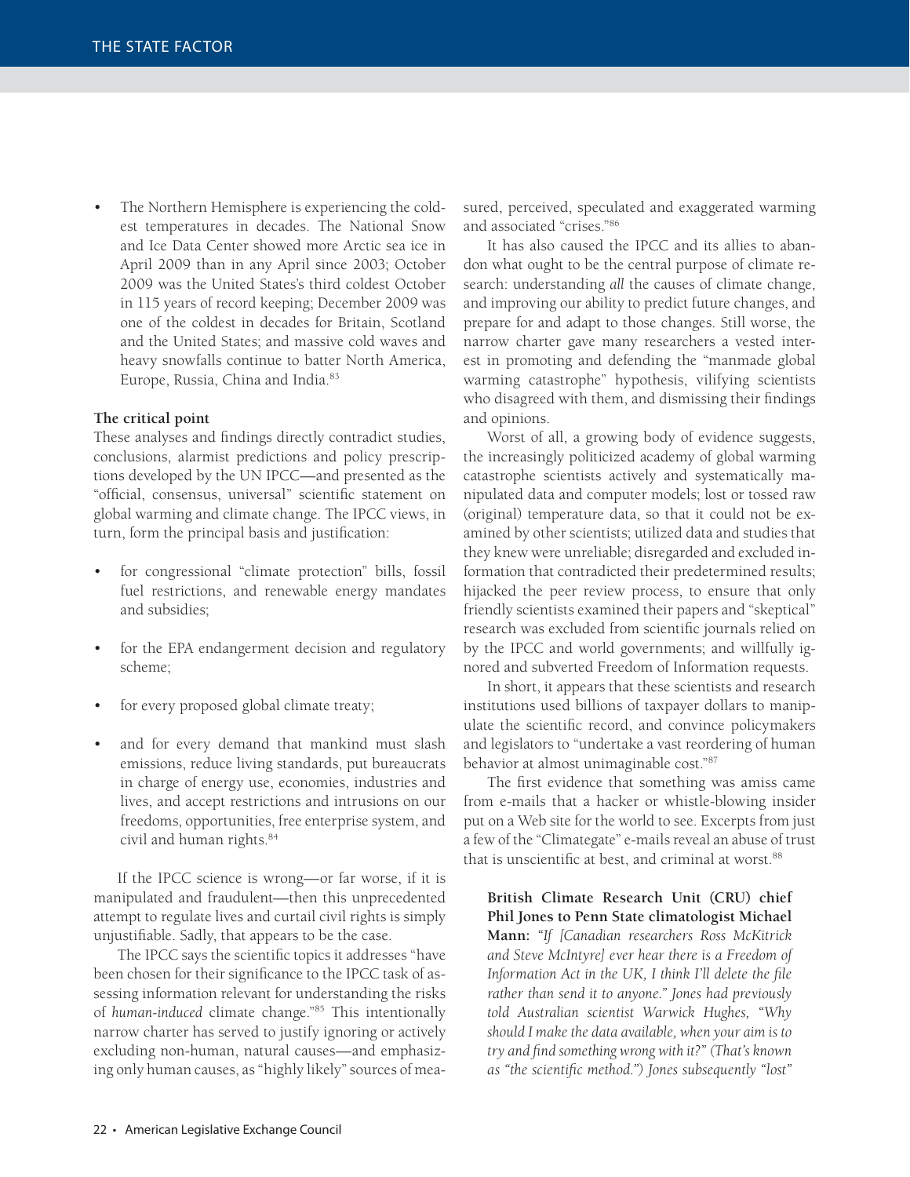- The Northern Hemisphere is experiencing the coldest temperatures in decades. The National Snow and Ice Data Center showed more Arctic sea ice in April 2009 than in any April since 2003; October 2009 was the United States's third coldest October in 115 years of record keeping; December 2009 was one of the coldest in decades for Britain, Scotland and the United States; and massive cold waves and heavy snowfalls continue to batter North America, Europe, Russia, China and India.[83]

**The critical point**

These analyses and findings directly contradict studies, conclusions, alarmist predictions and policy prescriptions developed by the UN IPCC—and presented as the "official, consensus, universal" scientific statement on global warming and climate change. The IPCC views, in turn, form the principal basis and justification:

- for congressional "climate protection" bills, fossil fuel restrictions, and renewable energy mandates and subsidies;
- for the EPA endangerment decision and regulatory scheme;
- for every proposed global climate treaty;
- and for every demand that mankind must slash emissions, reduce living standards, put bureaucrats in charge of energy use, economies, industries and lives, and accept restrictions and intrusions on our freedoms, opportunities, free enterprise system, and civil and human rights.[84]

If the IPCC science is wrong—or far worse, if it is manipulated and fraudulent—then this unprecedented attempt to regulate lives and curtail civil rights is simply unjustifiable. Sadly, that appears to be the case.

The IPCC says the scientific topics it addresses "have been chosen for their significance to the IPCC task of assessing information relevant for understanding the risks of *human-induced* climate change."[85] This intentionally narrow charter has served to justify ignoring or actively excluding non-human, natural causes—and emphasizing only human causes, as "highly likely" sources of measured, perceived, speculated and exaggerated warming and associated "crises."[86]

It has also caused the IPCC and its allies to abandon what ought to be the central purpose of climate research: understanding *all* the causes of climate change, and improving our ability to predict future changes, and prepare for and adapt to those changes. Still worse, the narrow charter gave many researchers a vested interest in promoting and defending the "manmade global warming catastrophe" hypothesis, vilifying scientists who disagreed with them, and dismissing their findings and opinions.

Worst of all, a growing body of evidence suggests, the increasingly politicized academy of global warming catastrophe scientists actively and systematically manipulated data and computer models; lost or tossed raw (original) temperature data, so that it could not be examined by other scientists; utilized data and studies that they knew were unreliable; disregarded and excluded information that contradicted their predetermined results; hijacked the peer review process, to ensure that only friendly scientists examined their papers and "skeptical" research was excluded from scientific journals relied on by the IPCC and world governments; and willfully ignored and subverted Freedom of Information requests.

In short, it appears that these scientists and research institutions used billions of taxpayer dollars to manipulate the scientific record, and convince policymakers and legislators to "undertake a vast reordering of human behavior at almost unimaginable cost."[87]

The first evidence that something was amiss came from e-mails that a hacker or whistle-blowing insider put on a Web site for the world to see. Excerpts from just a few of the "Climategate" e-mails reveal an abuse of trust that is unscientific at best, and criminal at worst.[88]

> **British Climate Research Unit (CRU) chief Phil Jones to Penn State climatologist Michael Mann:** *"If [Canadian researchers Ross McKitrick and Steve McIntyre] ever hear there is a Freedom of Information Act in the UK, I think I'll delete the file rather than send it to anyone." Jones had previously told Australian scientist Warwick Hughes, "Why should I make the data available, when your aim is to try and find something wrong with it?" (That's known as "the scientific method.") Jones subsequently "lost"*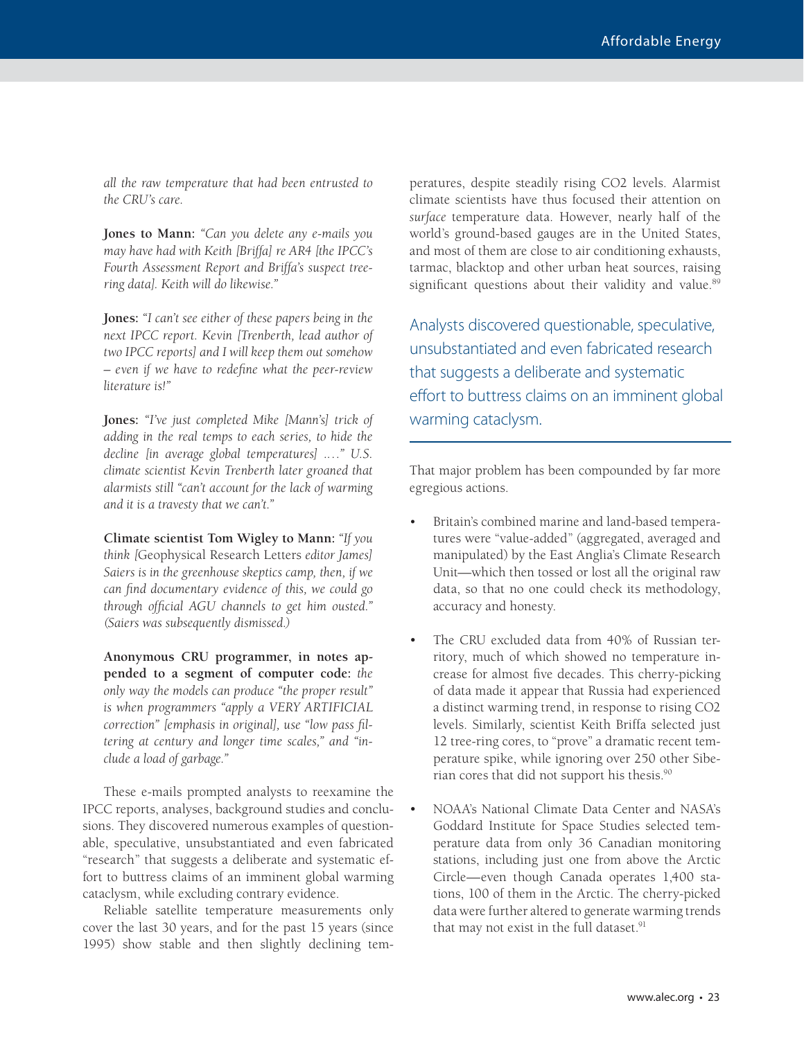*all the raw temperature that had been entrusted to the CRU's care.*

**Jones to Mann:** *"Can you delete any e-mails you may have had with Keith [Briffa] re AR4 [the IPCC's Fourth Assessment Report and Briffa's suspect tree-ring data]. Keith will do likewise."*

**Jones:** *"I can't see either of these papers being in the next IPCC report. Kevin [Trenberth, lead author of two IPCC reports] and I will keep them out somehow – even if we have to redefine what the peer-review literature is!"*

**Jones:** *"I've just completed Mike [Mann's] trick of adding in the real temps to each series, to hide the decline [in average global temperatures] ...." U.S. climate scientist Kevin Trenberth later groaned that alarmists still "can't account for the lack of warming and it is a travesty that we can't."*

**Climate scientist Tom Wigley to Mann:** *"If you think [*Geophysical Research Letters *editor James] Saiers is in the greenhouse skeptics camp, then, if we can find documentary evidence of this, we could go through official AGU channels to get him ousted." (Saiers was subsequently dismissed.)*

**Anonymous CRU programmer, in notes appended to a segment of computer code:** *the only way the models can produce "the proper result" is when programmers "apply a VERY ARTIFICIAL correction" [emphasis in original], use "low pass filtering at century and longer time scales," and "include a load of garbage."*

These e-mails prompted analysts to reexamine the IPCC reports, analyses, background studies and conclusions. They discovered numerous examples of questionable, speculative, unsubstantiated and even fabricated "research" that suggests a deliberate and systematic effort to buttress claims of an imminent global warming cataclysm, while excluding contrary evidence.

Reliable satellite temperature measurements only cover the last 30 years, and for the past 15 years (since 1995) show stable and then slightly declining temperatures, despite steadily rising CO2 levels. Alarmist climate scientists have thus focused their attention on *surface* temperature data. However, nearly half of the world's ground-based gauges are in the United States, and most of them are close to air conditioning exhausts, tarmac, blacktop and other urban heat sources, raising significant questions about their validity and value.[89]

> Analysts discovered questionable, speculative, unsubstantiated and even fabricated research that suggests a deliberate and systematic effort to buttress claims on an imminent global warming cataclysm.

That major problem has been compounded by far more egregious actions.

- Britain's combined marine and land-based temperatures were "value-added" (aggregated, averaged and manipulated) by the East Anglia's Climate Research Unit—which then tossed or lost all the original raw data, so that no one could check its methodology, accuracy and honesty.
- The CRU excluded data from 40% of Russian territory, much of which showed no temperature increase for almost five decades. This cherry-picking of data made it appear that Russia had experienced a distinct warming trend, in response to rising CO2 levels. Similarly, scientist Keith Briffa selected just 12 tree-ring cores, to "prove" a dramatic recent temperature spike, while ignoring over 250 other Siberian cores that did not support his thesis.[90]
- NOAA's National Climate Data Center and NASA's Goddard Institute for Space Studies selected temperature data from only 36 Canadian monitoring stations, including just one from above the Arctic Circle—even though Canada operates 1,400 stations, 100 of them in the Arctic. The cherry-picked data were further altered to generate warming trends that may not exist in the full dataset.[91]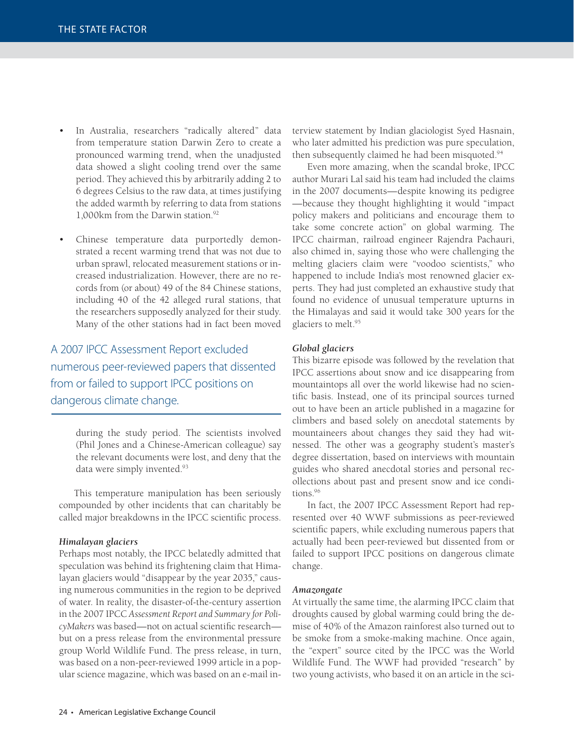- In Australia, researchers "radically altered" data from temperature station Darwin Zero to create a pronounced warming trend, when the unadjusted data showed a slight cooling trend over the same period. They achieved this by arbitrarily adding 2 to 6 degrees Celsius to the raw data, at times justifying the added warmth by referring to data from stations 1,000km from the Darwin station.[92]

- Chinese temperature data purportedly demonstrated a recent warming trend that was not due to urban sprawl, relocated measurement stations or increased industrialization. However, there are no records from (or about) 49 of the 84 Chinese stations, including 40 of the 42 alleged rural stations, that the researchers supposedly analyzed for their study. Many of the other stations had in fact been moved during the study period. The scientists involved (Phil Jones and a Chinese-American colleague) say the relevant documents were lost, and deny that the data were simply invented.[93]

> A 2007 IPCC Assessment Report excluded numerous peer-reviewed papers that dissented from or failed to support IPCC positions on dangerous climate change.

This temperature manipulation has been seriously compounded by other incidents that can charitably be called major breakdowns in the IPCC scientific process.

### *Himalayan glaciers*

Perhaps most notably, the IPCC belatedly admitted that speculation was behind its frightening claim that Himalayan glaciers would "disappear by the year 2035," causing numerous communities in the region to be deprived of water. In reality, the disaster-of-the-century assertion in the 2007 IPCC *Assessment Report and Summary for PolicyMakers* was based—not on actual scientific research—but on a press release from the environmental pressure group World Wildlife Fund. The press release, in turn, was based on a non-peer-reviewed 1999 article in a popular science magazine, which was based on an e-mail interview statement by Indian glaciologist Syed Hasnain, who later admitted his prediction was pure speculation, then subsequently claimed he had been misquoted.[94]

Even more amazing, when the scandal broke, IPCC author Murari Lal said his team had included the claims in the 2007 documents—despite knowing its pedigree—because they thought highlighting it would "impact policy makers and politicians and encourage them to take some concrete action" on global warming. The IPCC chairman, railroad engineer Rajendra Pachauri, also chimed in, saying those who were challenging the melting glaciers claim were "voodoo scientists," who happened to include India's most renowned glacier experts. They had just completed an exhaustive study that found no evidence of unusual temperature upturns in the Himalayas and said it would take 300 years for the glaciers to melt.[95]

### *Global glaciers*

This bizarre episode was followed by the revelation that IPCC assertions about snow and ice disappearing from mountaintops all over the world likewise had no scientific basis. Instead, one of its principal sources turned out to have been an article published in a magazine for climbers and based solely on anecdotal statements by mountaineers about changes they said they had witnessed. The other was a geography student's master's degree dissertation, based on interviews with mountain guides who shared anecdotal stories and personal recollections about past and present snow and ice conditions.[96]

In fact, the 2007 IPCC Assessment Report had represented over 40 WWF submissions as peer-reviewed scientific papers, while excluding numerous papers that actually had been peer-reviewed but dissented from or failed to support IPCC positions on dangerous climate change.

### *Amazongate*

At virtually the same time, the alarming IPCC claim that droughts caused by global warming could bring the demise of 40% of the Amazon rainforest also turned out to be smoke from a smoke-making machine. Once again, the "expert" source cited by the IPCC was the World Wildlife Fund. The WWF had provided "research" by two young activists, who based it on an article in the sci-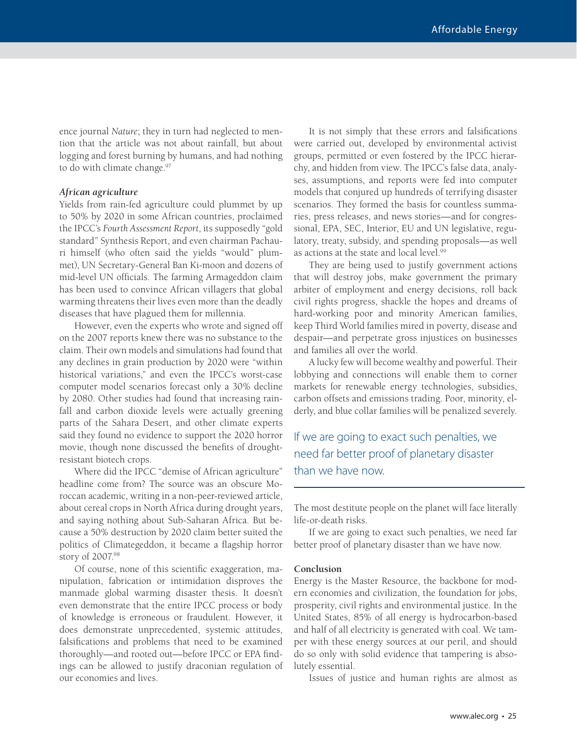ence journal *Nature*; they in turn had neglected to mention that the article was not about rainfall, but about logging and forest burning by humans, and had nothing to do with climate change.[97]

***African agriculture***

Yields from rain-fed agriculture could plummet by up to 50% by 2020 in some African countries, proclaimed the IPCC's *Fourth Assessment Report*, its supposedly "gold standard" Synthesis Report, and even chairman Pachauri himself (who often said the yields "would" plummet), UN Secretary-General Ban Ki-moon and dozens of mid-level UN officials. The farming Armageddon claim has been used to convince African villagers that global warming threatens their lives even more than the deadly diseases that have plagued them for millennia.

However, even the experts who wrote and signed off on the 2007 reports knew there was no substance to the claim. Their own models and simulations had found that any declines in grain production by 2020 were "within historical variations," and even the IPCC's worst-case computer model scenarios forecast only a 30% decline by 2080. Other studies had found that increasing rainfall and carbon dioxide levels were actually greening parts of the Sahara Desert, and other climate experts said they found no evidence to support the 2020 horror movie, though none discussed the benefits of drought-resistant biotech crops.

Where did the IPCC "demise of African agriculture" headline come from? The source was an obscure Moroccan academic, writing in a non-peer-reviewed article, about cereal crops in North Africa during drought years, and saying nothing about Sub-Saharan Africa. But because a 50% destruction by 2020 claim better suited the politics of Climategeddon, it became a flagship horror story of 2007.[98]

Of course, none of this scientific exaggeration, manipulation, fabrication or intimidation disproves the manmade global warming disaster thesis. It doesn't even demonstrate that the entire IPCC process or body of knowledge is erroneous or fraudulent. However, it does demonstrate unprecedented, systemic attitudes, falsifications and problems that need to be examined thoroughly—and rooted out—before IPCC or EPA findings can be allowed to justify draconian regulation of our economies and lives.

It is not simply that these errors and falsifications were carried out, developed by environmental activist groups, permitted or even fostered by the IPCC hierarchy, and hidden from view. The IPCC's false data, analyses, assumptions, and reports were fed into computer models that conjured up hundreds of terrifying disaster scenarios. They formed the basis for countless summaries, press releases, and news stories—and for congressional, EPA, SEC, Interior, EU and UN legislative, regulatory, treaty, subsidy, and spending proposals—as well as actions at the state and local level.[99]

They are being used to justify government actions that will destroy jobs, make government the primary arbiter of employment and energy decisions, roll back civil rights progress, shackle the hopes and dreams of hard-working poor and minority American families, keep Third World families mired in poverty, disease and despair—and perpetrate gross injustices on businesses and families all over the world.

A lucky few will become wealthy and powerful. Their lobbying and connections will enable them to corner markets for renewable energy technologies, subsidies, carbon offsets and emissions trading. Poor, minority, elderly, and blue collar families will be penalized severely.

> If we are going to exact such penalties, we need far better proof of planetary disaster than we have now.

The most destitute people on the planet will face literally life-or-death risks.

If we are going to exact such penalties, we need far better proof of planetary disaster than we have now.

**Conclusion**

Energy is the Master Resource, the backbone for modern economies and civilization, the foundation for jobs, prosperity, civil rights and environmental justice. In the United States, 85% of all energy is hydrocarbon-based and half of all electricity is generated with coal. We tamper with these energy sources at our peril, and should do so only with solid evidence that tampering is absolutely essential.

Issues of justice and human rights are almost as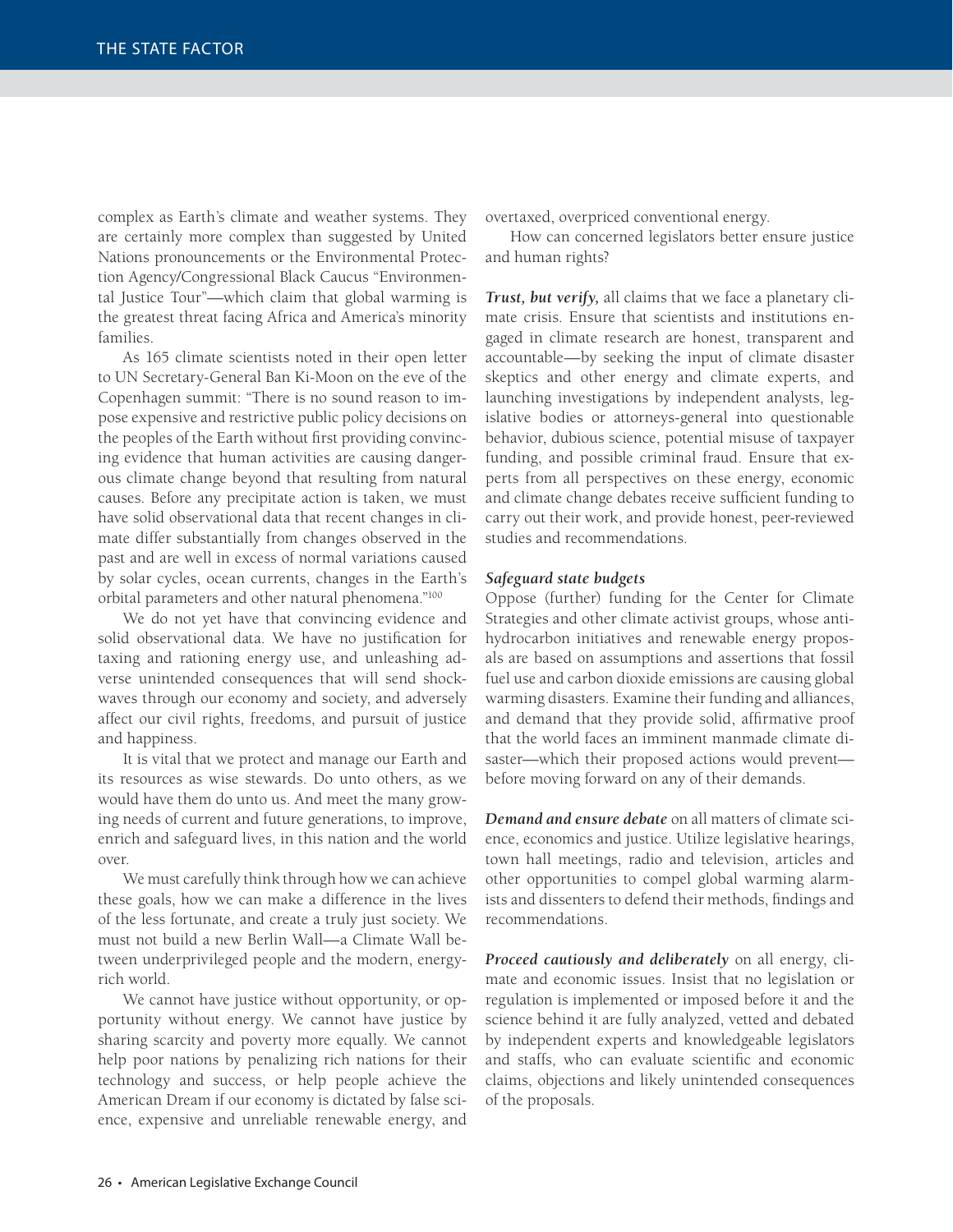complex as Earth's climate and weather systems. They are certainly more complex than suggested by United Nations pronouncements or the Environmental Protection Agency/Congressional Black Caucus "Environmental Justice Tour"—which claim that global warming is the greatest threat facing Africa and America's minority families.

As 165 climate scientists noted in their open letter to UN Secretary-General Ban Ki-Moon on the eve of the Copenhagen summit: "There is no sound reason to impose expensive and restrictive public policy decisions on the peoples of the Earth without first providing convincing evidence that human activities are causing dangerous climate change beyond that resulting from natural causes. Before any precipitate action is taken, we must have solid observational data that recent changes in climate differ substantially from changes observed in the past and are well in excess of normal variations caused by solar cycles, ocean currents, changes in the Earth's orbital parameters and other natural phenomena."[100]

We do not yet have that convincing evidence and solid observational data. We have no justification for taxing and rationing energy use, and unleashing adverse unintended consequences that will send shockwaves through our economy and society, and adversely affect our civil rights, freedoms, and pursuit of justice and happiness.

It is vital that we protect and manage our Earth and its resources as wise stewards. Do unto others, as we would have them do unto us. And meet the many growing needs of current and future generations, to improve, enrich and safeguard lives, in this nation and the world over.

We must carefully think through how we can achieve these goals, how we can make a difference in the lives of the less fortunate, and create a truly just society. We must not build a new Berlin Wall—a Climate Wall between underprivileged people and the modern, energy-rich world.

We cannot have justice without opportunity, or opportunity without energy. We cannot have justice by sharing scarcity and poverty more equally. We cannot help poor nations by penalizing rich nations for their technology and success, or help people achieve the American Dream if our economy is dictated by false science, expensive and unreliable renewable energy, and overtaxed, overpriced conventional energy.

How can concerned legislators better ensure justice and human rights?

***Trust, but verify,*** all claims that we face a planetary climate crisis. Ensure that scientists and institutions engaged in climate research are honest, transparent and accountable—by seeking the input of climate disaster skeptics and other energy and climate experts, and launching investigations by independent analysts, legislative bodies or attorneys-general into questionable behavior, dubious science, potential misuse of taxpayer funding, and possible criminal fraud. Ensure that experts from all perspectives on these energy, economic and climate change debates receive sufficient funding to carry out their work, and provide honest, peer-reviewed studies and recommendations.

***Safeguard state budgets***

Oppose (further) funding for the Center for Climate Strategies and other climate activist groups, whose anti-hydrocarbon initiatives and renewable energy proposals are based on assumptions and assertions that fossil fuel use and carbon dioxide emissions are causing global warming disasters. Examine their funding and alliances, and demand that they provide solid, affirmative proof that the world faces an imminent manmade climate disaster—which their proposed actions would prevent—before moving forward on any of their demands.

***Demand and ensure debate*** on all matters of climate science, economics and justice. Utilize legislative hearings, town hall meetings, radio and television, articles and other opportunities to compel global warming alarmists and dissenters to defend their methods, findings and recommendations.

***Proceed cautiously and deliberately*** on all energy, climate and economic issues. Insist that no legislation or regulation is implemented or imposed before it and the science behind it are fully analyzed, vetted and debated by independent experts and knowledgeable legislators and staffs, who can evaluate scientific and economic claims, objections and likely unintended consequences of the proposals.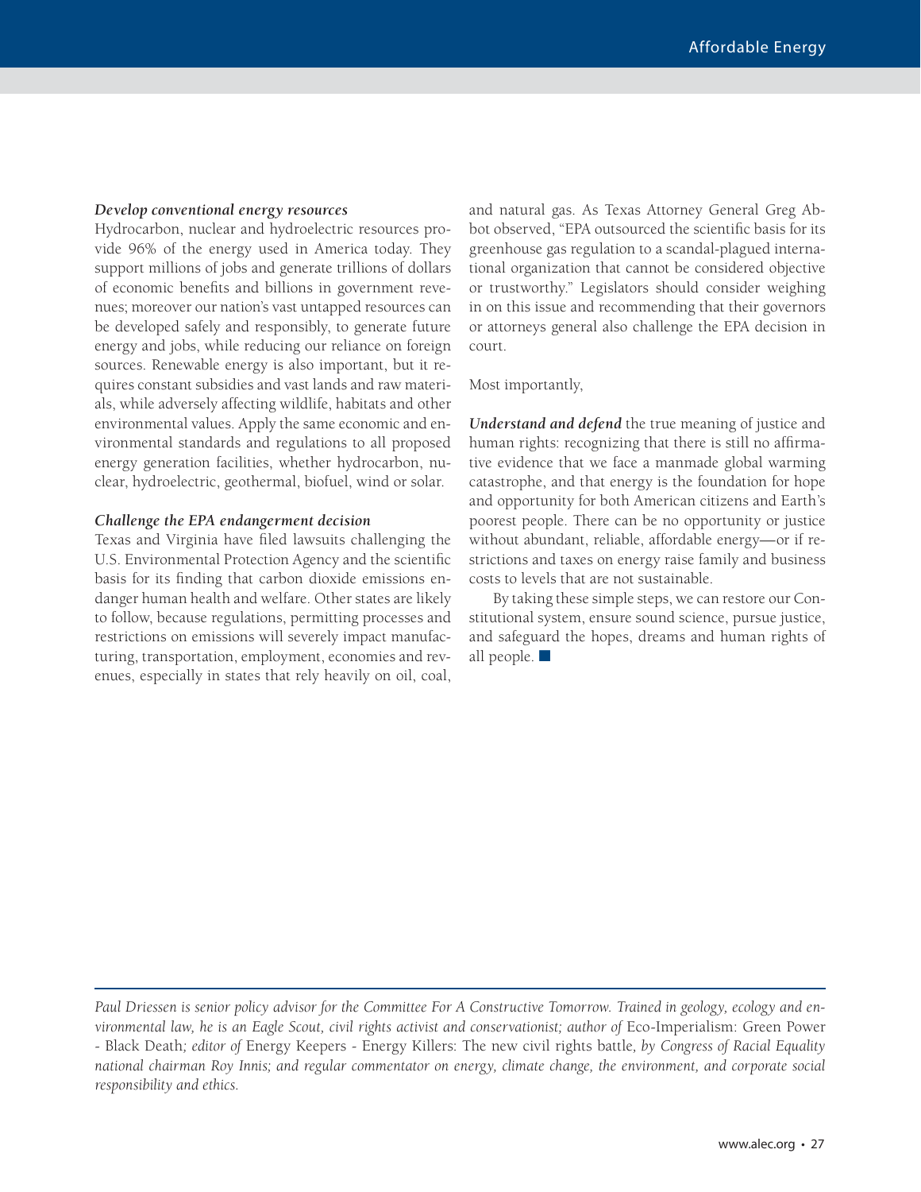***Develop conventional energy resources***

Hydrocarbon, nuclear and hydroelectric resources provide 96% of the energy used in America today. They support millions of jobs and generate trillions of dollars of economic benefits and billions in government revenues; moreover our nation's vast untapped resources can be developed safely and responsibly, to generate future energy and jobs, while reducing our reliance on foreign sources. Renewable energy is also important, but it requires constant subsidies and vast lands and raw materials, while adversely affecting wildlife, habitats and other environmental values. Apply the same economic and environmental standards and regulations to all proposed energy generation facilities, whether hydrocarbon, nuclear, hydroelectric, geothermal, biofuel, wind or solar.

***Challenge the EPA endangerment decision***

Texas and Virginia have filed lawsuits challenging the U.S. Environmental Protection Agency and the scientific basis for its finding that carbon dioxide emissions endanger human health and welfare. Other states are likely to follow, because regulations, permitting processes and restrictions on emissions will severely impact manufacturing, transportation, employment, economies and revenues, especially in states that rely heavily on oil, coal, and natural gas. As Texas Attorney General Greg Abbot observed, "EPA outsourced the scientific basis for its greenhouse gas regulation to a scandal-plagued international organization that cannot be considered objective or trustworthy." Legislators should consider weighing in on this issue and recommending that their governors or attorneys general also challenge the EPA decision in court.

Most importantly,

***Understand and defend*** the true meaning of justice and human rights: recognizing that there is still no affirmative evidence that we face a manmade global warming catastrophe, and that energy is the foundation for hope and opportunity for both American citizens and Earth's poorest people. There can be no opportunity or justice without abundant, reliable, affordable energy—or if restrictions and taxes on energy raise family and business costs to levels that are not sustainable.

By taking these simple steps, we can restore our Constitutional system, ensure sound science, pursue justice, and safeguard the hopes, dreams and human rights of all people. ■

---

*Paul Driessen is senior policy advisor for the Committee For A Constructive Tomorrow. Trained in geology, ecology and environmental law, he is an Eagle Scout, civil rights activist and conservationist; author of* Eco-Imperialism: Green Power - Black Death*; editor of* Energy Keepers - Energy Killers: The new civil rights battle*, by Congress of Racial Equality national chairman Roy Innis; and regular commentator on energy, climate change, the environment, and corporate social responsibility and ethics.*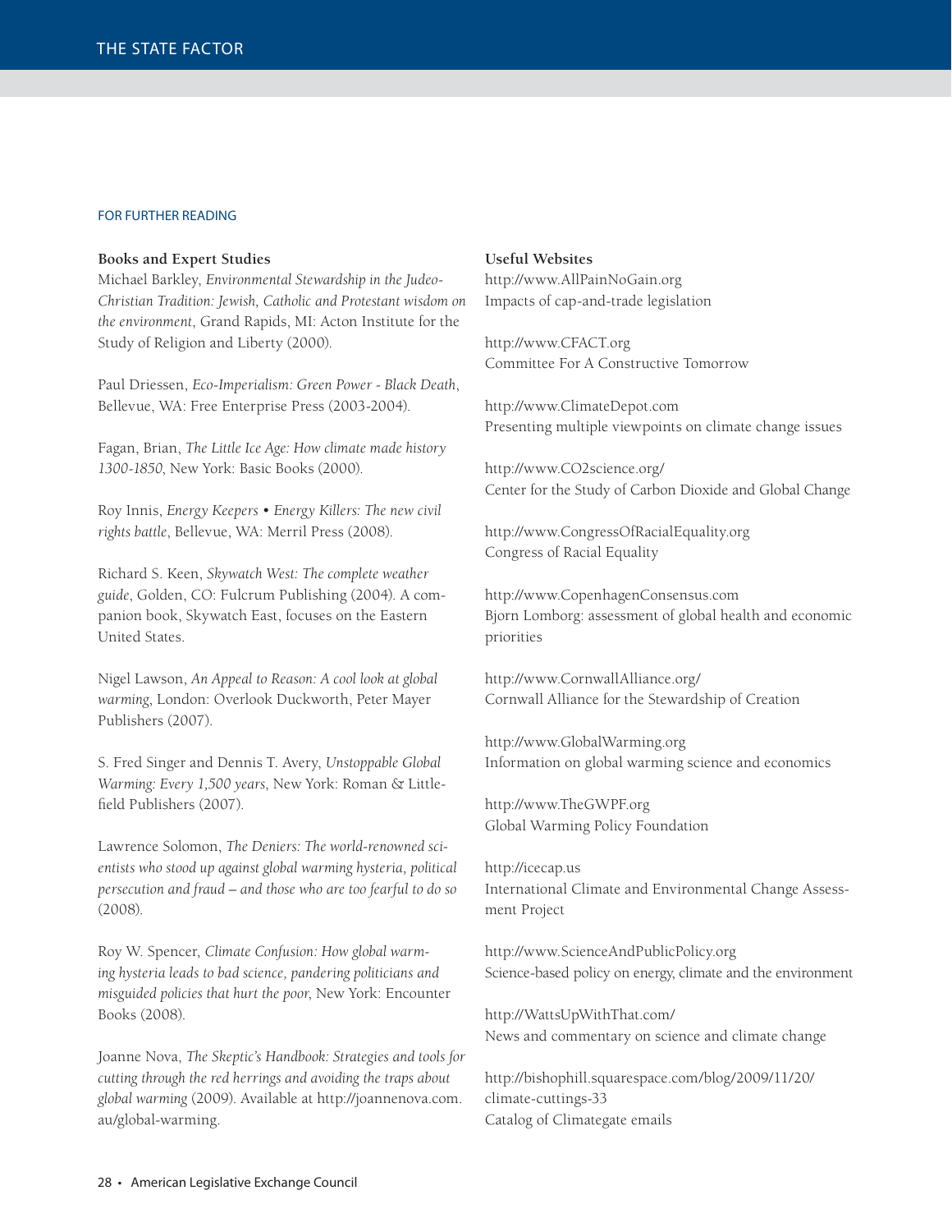## FOR FURTHER READING

### Books and Expert Studies

Michael Barkley, *Environmental Stewardship in the Judeo-Christian Tradition: Jewish, Catholic and Protestant wisdom on the environment*, Grand Rapids, MI: Acton Institute for the Study of Religion and Liberty (2000).

Paul Driessen, *Eco-Imperialism: Green Power - Black Death*, Bellevue, WA: Free Enterprise Press (2003-2004).

Fagan, Brian, *The Little Ice Age: How climate made history 1300-1850*, New York: Basic Books (2000).

Roy Innis, *Energy Keepers • Energy Killers: The new civil rights battle*, Bellevue, WA: Merril Press (2008).

Richard S. Keen, *Skywatch West: The complete weather guide*, Golden, CO: Fulcrum Publishing (2004). A companion book, Skywatch East, focuses on the Eastern United States.

Nigel Lawson, *An Appeal to Reason: A cool look at global warming*, London: Overlook Duckworth, Peter Mayer Publishers (2007).

S. Fred Singer and Dennis T. Avery, *Unstoppable Global Warming: Every 1,500 years*, New York: Roman & Littlefield Publishers (2007).

Lawrence Solomon, *The Deniers: The world-renowned scientists who stood up against global warming hysteria, political persecution and fraud – and those who are too fearful to do so* (2008).

Roy W. Spencer, *Climate Confusion: How global warming hysteria leads to bad science, pandering politicians and misguided policies that hurt the poor*, New York: Encounter Books (2008).

Joanne Nova, *The Skeptic's Handbook: Strategies and tools for cutting through the red herrings and avoiding the traps about global warming* (2009). Available at http://joannenova.com.au/global-warming.

### Useful Websites

http://www.AllPainNoGain.org
Impacts of cap-and-trade legislation

http://www.CFACT.org
Committee For A Constructive Tomorrow

http://www.ClimateDepot.com
Presenting multiple viewpoints on climate change issues

http://www.CO2science.org/
Center for the Study of Carbon Dioxide and Global Change

http://www.CongressOfRacialEquality.org
Congress of Racial Equality

http://www.CopenhagenConsensus.com
Bjorn Lomborg: assessment of global health and economic priorities

http://www.CornwallAlliance.org/
Cornwall Alliance for the Stewardship of Creation

http://www.GlobalWarming.org
Information on global warming science and economics

http://www.TheGWPF.org
Global Warming Policy Foundation

http://icecap.us
International Climate and Environmental Change Assessment Project

http://www.ScienceAndPublicPolicy.org
Science-based policy on energy, climate and the environment

http://WattsUpWithThat.com/
News and commentary on science and climate change

http://bishophill.squarespace.com/blog/2009/11/20/climate-cuttings-33
Catalog of Climategate emails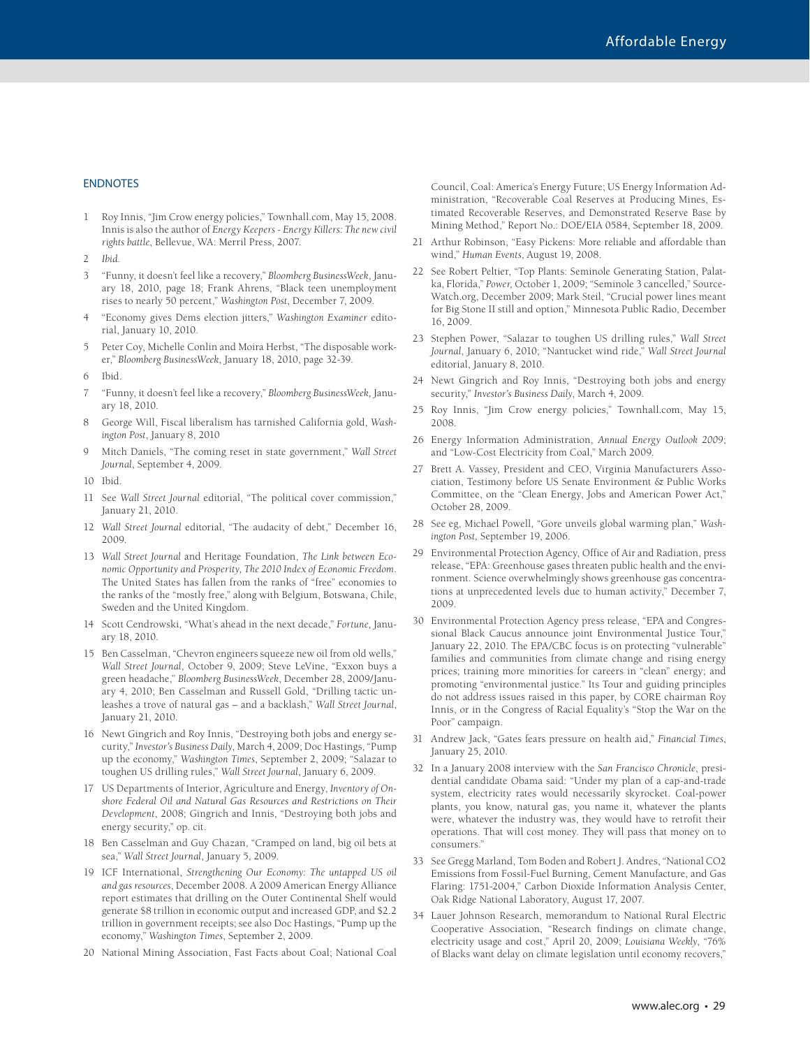## ENDNOTES

1. Roy Innis, "Jim Crow energy policies," Townhall.com, May 15, 2008. Innis is also the author of *Energy Keepers - Energy Killers: The new civil rights battle*, Bellevue, WA: Merril Press, 2007.
2. *Ibid.*
3. "Funny, it doesn't feel like a recovery," *Bloomberg BusinessWeek*, January 18, 2010, page 18; Frank Ahrens, "Black teen unemployment rises to nearly 50 percent," *Washington Post*, December 7, 2009.
4. "Economy gives Dems election jitters," *Washington Examiner* editorial, January 10, 2010.
5. Peter Coy, Michelle Conlin and Moira Herbst, "The disposable worker," *Bloomberg BusinessWeek*, January 18, 2010, page 32-39.
6. Ibid.
7. "Funny, it doesn't feel like a recovery," *Bloomberg BusinessWeek,* January 18, 2010.
8. George Will, Fiscal liberalism has tarnished California gold, *Washington Post*, January 8, 2010
9. Mitch Daniels, "The coming reset in state government," *Wall Street Journal*, September 4, 2009.
10. Ibid.
11. See *Wall Street Journal* editorial, "The political cover commission," January 21, 2010.
12. *Wall Street Journal* editorial, "The audacity of debt," December 16, 2009.
13. *Wall Street Journal* and Heritage Foundation, *The Link between Economic Opportunity and Prosperity, The 2010 Index of Economic Freedom*. The United States has fallen from the ranks of "free" economies to the ranks of the "mostly free," along with Belgium, Botswana, Chile, Sweden and the United Kingdom.
14. Scott Cendrowski, "What's ahead in the next decade," *Fortune*, January 18, 2010.
15. Ben Casselman, "Chevron engineers squeeze new oil from old wells," *Wall Street Journal*, October 9, 2009; Steve LeVine, "Exxon buys a green headache," *Bloomberg BusinessWeek*, December 28, 2009/January 4, 2010; Ben Casselman and Russell Gold, "Drilling tactic unleashes a trove of natural gas – and a backlash," *Wall Street Journal*, January 21, 2010.
16. Newt Gingrich and Roy Innis, "Destroying both jobs and energy security," *Investor's Business Daily*, March 4, 2009; Doc Hastings, "Pump up the economy," *Washington Times*, September 2, 2009; "Salazar to toughen US drilling rules," *Wall Street Journal*, January 6, 2009.
17. US Departments of Interior, Agriculture and Energy, *Inventory of Onshore Federal Oil and Natural Gas Resources and Restrictions on Their Development*, 2008; Gingrich and Innis, "Destroying both jobs and energy security," op. cit.
18. Ben Casselman and Guy Chazan, "Cramped on land, big oil bets at sea," *Wall Street Journal*, January 5, 2009.
19. ICF International, *Strengthening Our Economy: The untapped US oil and gas resources*, December 2008. A 2009 American Energy Alliance report estimates that drilling on the Outer Continental Shelf would generate $8 trillion in economic output and increased GDP, and $2.2 trillion in government receipts; see also Doc Hastings, "Pump up the economy," *Washington Times*, September 2, 2009.
20. National Mining Association, Fast Facts about Coal; National Coal Council, Coal: America's Energy Future; US Energy Information Administration, "Recoverable Coal Reserves at Producing Mines, Estimated Recoverable Reserves, and Demonstrated Reserve Base by Mining Method," Report No.: DOE/EIA 0584, September 18, 2009.
21. Arthur Robinson, "Easy Pickens: More reliable and affordable than wind," *Human Events*, August 19, 2008.
22. See Robert Peltier, "Top Plants: Seminole Generating Station, Palatka, Florida," *Power,* October 1, 2009; "Seminole 3 cancelled," SourceWatch.org, December 2009; Mark Steil, "Crucial power lines meant for Big Stone II still and option," Minnesota Public Radio, December 16, 2009.
23. Stephen Power, "Salazar to toughen US drilling rules," *Wall Street Journal*, January 6, 2010; "Nantucket wind ride," *Wall Street Journal* editorial, January 8, 2010.
24. Newt Gingrich and Roy Innis, "Destroying both jobs and energy security," *Investor's Business Daily*, March 4, 2009.
25. Roy Innis, "Jim Crow energy policies," Townhall.com, May 15, 2008.
26. Energy Information Administration, *Annual Energy Outlook 2009*; and "Low-Cost Electricity from Coal," March 2009.
27. Brett A. Vassey, President and CEO, Virginia Manufacturers Association, Testimony before US Senate Environment & Public Works Committee, on the "Clean Energy, Jobs and American Power Act," October 28, 2009.
28. See eg, Michael Powell, "Gore unveils global warming plan," *Washington Post,* September 19, 2006.
29. Environmental Protection Agency, Office of Air and Radiation, press release, "EPA: Greenhouse gases threaten public health and the environment. Science overwhelmingly shows greenhouse gas concentrations at unprecedented levels due to human activity," December 7, 2009.
30. Environmental Protection Agency press release, "EPA and Congressional Black Caucus announce joint Environmental Justice Tour," January 22, 2010. The EPA/CBC focus is on protecting "vulnerable" families and communities from climate change and rising energy prices; training more minorities for careers in "clean" energy; and promoting "environmental justice." Its Tour and guiding principles do not address issues raised in this paper, by CORE chairman Roy Innis, or in the Congress of Racial Equality's "Stop the War on the Poor" campaign.
31. Andrew Jack, "Gates fears pressure on health aid," *Financial Times*, January 25, 2010.
32. In a January 2008 interview with the *San Francisco Chronicle*, presidential candidate Obama said: "Under my plan of a cap-and-trade system, electricity rates would necessarily skyrocket. Coal-power plants, you know, natural gas, you name it, whatever the plants were, whatever the industry was, they would have to retrofit their operations. That will cost money. They will pass that money on to consumers."
33. See Gregg Marland, Tom Boden and Robert J. Andres, "National CO2 Emissions from Fossil-Fuel Burning, Cement Manufacture, and Gas Flaring: 1751-2004," Carbon Dioxide Information Analysis Center, Oak Ridge National Laboratory, August 17, 2007.
34. Lauer Johnson Research, memorandum to National Rural Electric Cooperative Association, "Research findings on climate change, electricity usage and cost," April 20, 2009; *Louisiana Weekly*, "76% of Blacks want delay on climate legislation until economy recovers,"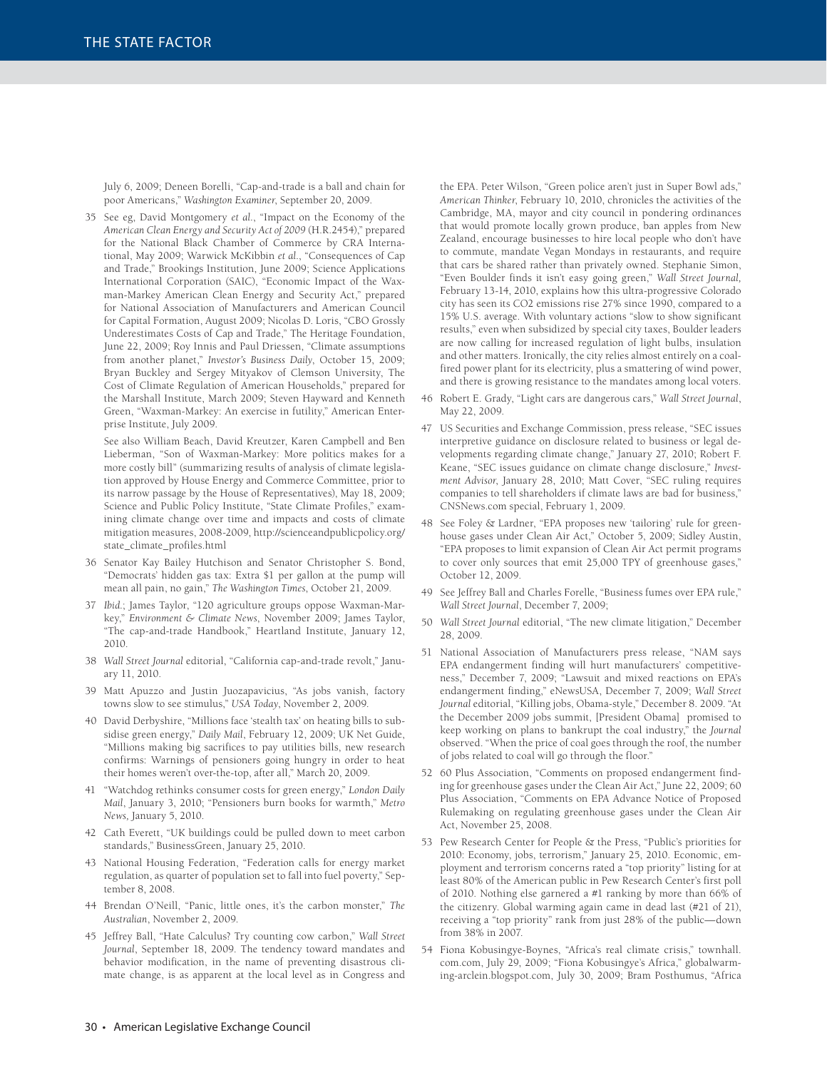July 6, 2009; Deneen Borelli, "Cap-and-trade is a ball and chain for poor Americans," *Washington Examiner*, September 20, 2009.

35 See eg, David Montgomery *et al.*, "Impact on the Economy of the *American Clean Energy and Security Act of 2009* (H.R.2454)," prepared for the National Black Chamber of Commerce by CRA International, May 2009; Warwick McKibbin *et al.*, "Consequences of Cap and Trade," Brookings Institution, June 2009; Science Applications International Corporation (SAIC), "Economic Impact of the Waxman-Markey American Clean Energy and Security Act," prepared for National Association of Manufacturers and American Council for Capital Formation, August 2009; Nicolas D. Loris, "CBO Grossly Underestimates Costs of Cap and Trade," The Heritage Foundation, June 22, 2009; Roy Innis and Paul Driessen, "Climate assumptions from another planet," *Investor's Business Daily*, October 15, 2009; Bryan Buckley and Sergey Mityakov of Clemson University, The Cost of Climate Regulation of American Households," prepared for the Marshall Institute, March 2009; Steven Hayward and Kenneth Green, "Waxman-Markey: An exercise in futility," American Enterprise Institute, July 2009.

See also William Beach, David Kreutzer, Karen Campbell and Ben Lieberman, "Son of Waxman-Markey: More politics makes for a more costly bill" (summarizing results of analysis of climate legislation approved by House Energy and Commerce Committee, prior to its narrow passage by the House of Representatives), May 18, 2009; Science and Public Policy Institute, "State Climate Profiles," examining climate change over time and impacts and costs of climate mitigation measures, 2008-2009, http://scienceandpublicpolicy.org/state_climate_profiles.html

36 Senator Kay Bailey Hutchison and Senator Christopher S. Bond, "Democrats' hidden gas tax: Extra $1 per gallon at the pump will mean all pain, no gain," *The Washington Times*, October 21, 2009.

37 *Ibid.*; James Taylor, "120 agriculture groups oppose Waxman-Markey," *Environment & Climate News*, November 2009; James Taylor, "The cap-and-trade Handbook," Heartland Institute, January 12, 2010.

38 *Wall Street Journal* editorial, "California cap-and-trade revolt," January 11, 2010.

39 Matt Apuzzo and Justin Juozapavicius, "As jobs vanish, factory towns slow to see stimulus," *USA Today*, November 2, 2009.

40 David Derbyshire, "Millions face 'stealth tax' on heating bills to subsidise green energy," *Daily Mail*, February 12, 2009; UK Net Guide, "Millions making big sacrifices to pay utilities bills, new research confirms: Warnings of pensioners going hungry in order to heat their homes weren't over-the-top, after all," March 20, 2009.

41 "Watchdog rethinks consumer costs for green energy," *London Daily Mail*, January 3, 2010; "Pensioners burn books for warmth," *Metro News*, January 5, 2010.

42 Cath Everett, "UK buildings could be pulled down to meet carbon standards," BusinessGreen, January 25, 2010.

43 National Housing Federation, "Federation calls for energy market regulation, as quarter of population set to fall into fuel poverty," September 8, 2008.

44 Brendan O'Neill, "Panic, little ones, it's the carbon monster," *The Australian*, November 2, 2009.

45 Jeffrey Ball, "Hate Calculus? Try counting cow carbon," *Wall Street Journal*, September 18, 2009. The tendency toward mandates and behavior modification, in the name of preventing disastrous climate change, is as apparent at the local level as in Congress and the EPA. Peter Wilson, "Green police aren't just in Super Bowl ads," *American Thinker*, February 10, 2010, chronicles the activities of the Cambridge, MA, mayor and city council in pondering ordinances that would promote locally grown produce, ban apples from New Zealand, encourage businesses to hire local people who don't have to commute, mandate Vegan Mondays in restaurants, and require that cars be shared rather than privately owned. Stephanie Simon, "Even Boulder finds it isn't easy going green," *Wall Street Journal*, February 13-14, 2010, explains how this ultra-progressive Colorado city has seen its CO2 emissions rise 27% since 1990, compared to a 15% U.S. average. With voluntary actions "slow to show significant results," even when subsidized by special city taxes, Boulder leaders are now calling for increased regulation of light bulbs, insulation and other matters. Ironically, the city relies almost entirely on a coal-fired power plant for its electricity, plus a smattering of wind power, and there is growing resistance to the mandates among local voters.

46 Robert E. Grady, "Light cars are dangerous cars," *Wall Street Journal*, May 22, 2009.

47 US Securities and Exchange Commission, press release, "SEC issues interpretive guidance on disclosure related to business or legal developments regarding climate change," January 27, 2010; Robert F. Keane, "SEC issues guidance on climate change disclosure," *Investment Advisor*, January 28, 2010; Matt Cover, "SEC ruling requires companies to tell shareholders if climate laws are bad for business," CNSNews.com special, February 1, 2009.

48 See Foley & Lardner, "EPA proposes new 'tailoring' rule for greenhouse gases under Clean Air Act," October 5, 2009; Sidley Austin, "EPA proposes to limit expansion of Clean Air Act permit programs to cover only sources that emit 25,000 TPY of greenhouse gases," October 12, 2009.

49 See Jeffrey Ball and Charles Forelle, "Business fumes over EPA rule," *Wall Street Journal*, December 7, 2009;

50 *Wall Street Journal* editorial, "The new climate litigation," December 28, 2009.

51 National Association of Manufacturers press release, "NAM says EPA endangerment finding will hurt manufacturers' competitiveness," December 7, 2009; "Lawsuit and mixed reactions on EPA's endangerment finding," eNewsUSA, December 7, 2009; *Wall Street Journal* editorial, "Killing jobs, Obama-style," December 8. 2009. "At the December 2009 jobs summit, [President Obama] promised to keep working on plans to bankrupt the coal industry," the *Journal* observed. "When the price of coal goes through the roof, the number of jobs related to coal will go through the floor."

52 60 Plus Association, "Comments on proposed endangerment finding for greenhouse gases under the Clean Air Act," June 22, 2009; 60 Plus Association, "Comments on EPA Advance Notice of Proposed Rulemaking on regulating greenhouse gases under the Clean Air Act, November 25, 2008.

53 Pew Research Center for People & the Press, "Public's priorities for 2010: Economy, jobs, terrorism," January 25, 2010. Economic, employment and terrorism concerns rated a "top priority" listing for at least 80% of the American public in Pew Research Center's first poll of 2010. Nothing else garnered a #1 ranking by more than 66% of the citizenry. Global warming again came in dead last (#21 of 21), receiving a "top priority" rank from just 28% of the public—down from 38% in 2007.

54 Fiona Kobusingye-Boynes, "Africa's real climate crisis," townhall.com.com, July 29, 2009; "Fiona Kobusingye's Africa," globalwarming-arclein.blogspot.com, July 30, 2009; Bram Posthumus, "Africa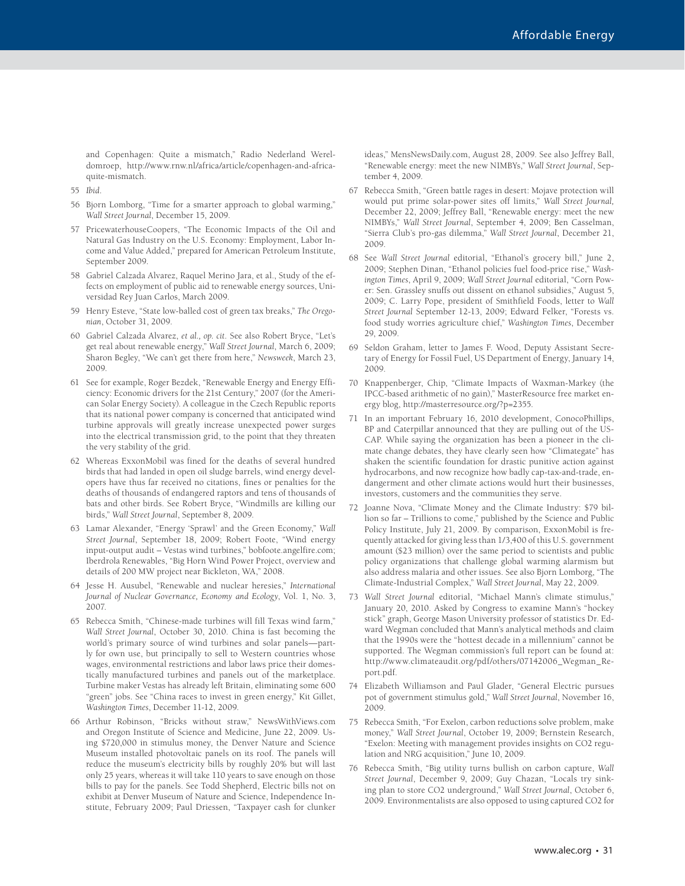and Copenhagen: Quite a mismatch," Radio Nederland Wereldomroep, http://www.rnw.nl/africa/article/copenhagen-and-africa-quite-mismatch.

55 *Ibid*.

56 Bjorn Lomborg, "Time for a smarter approach to global warming," *Wall Street Journal*, December 15, 2009.

57 PricewaterhouseCoopers, "The Economic Impacts of the Oil and Natural Gas Industry on the U.S. Economy: Employment, Labor Income and Value Added," prepared for American Petroleum Institute, September 2009.

58 Gabriel Calzada Alvarez, Raquel Merino Jara, et al., Study of the effects on employment of public aid to renewable energy sources, Universidad Rey Juan Carlos, March 2009.

59 Henry Esteve, "State low-balled cost of green tax breaks," *The Oregonian*, October 31, 2009.

60 Gabriel Calzada Alvarez, *et al., op. cit.* See also Robert Bryce, "Let's get real about renewable energy," *Wall Street Journal*, March 6, 2009; Sharon Begley, "We can't get there from here," *Newsweek*, March 23, 2009.

61 See for example, Roger Bezdek, "Renewable Energy and Energy Efficiency: Economic drivers for the 21st Century," 2007 (for the American Solar Energy Society). A colleague in the Czech Republic reports that its national power company is concerned that anticipated wind turbine approvals will greatly increase unexpected power surges into the electrical transmission grid, to the point that they threaten the very stability of the grid.

62 Whereas ExxonMobil was fined for the deaths of several hundred birds that had landed in open oil sludge barrels, wind energy developers have thus far received no citations, fines or penalties for the deaths of thousands of endangered raptors and tens of thousands of bats and other birds. See Robert Bryce, "Windmills are killing our birds," *Wall Street Journal*, September 8, 2009.

63 Lamar Alexander, "Energy 'Sprawl' and the Green Economy," *Wall Street Journal*, September 18, 2009; Robert Foote, "Wind energy input-output audit – Vestas wind turbines," bobfoote.angelfire.com; Iberdrola Renewables, "Big Horn Wind Power Project, overview and details of 200 MW project near Bickleton, WA," 2008.

64 Jesse H. Ausubel, "Renewable and nuclear heresies," *International Journal of Nuclear Governance, Economy and Ecology*, Vol. 1, No. 3, 2007.

65 Rebecca Smith, "Chinese-made turbines will fill Texas wind farm," *Wall Street Journal*, October 30, 2010. China is fast becoming the world's primary source of wind turbines and solar panels—partly for own use, but principally to sell to Western countries whose wages, environmental restrictions and labor laws price their domestically manufactured turbines and panels out of the marketplace. Turbine maker Vestas has already left Britain, eliminating some 600 "green" jobs. See "China races to invest in green energy," Kit Gillet, *Washington Times*, December 11-12, 2009.

66 Arthur Robinson, "Bricks without straw," NewsWithViews.com and Oregon Institute of Science and Medicine, June 22, 2009. Using $720,000 in stimulus money, the Denver Nature and Science Museum installed photovoltaic panels on its roof. The panels will reduce the museum's electricity bills by roughly 20% but will last only 25 years, whereas it will take 110 years to save enough on those bills to pay for the panels. See Todd Shepherd, Electric bills not on exhibit at Denver Museum of Nature and Science, Independence Institute, February 2009; Paul Driessen, "Taxpayer cash for clunker ideas," MensNewsDaily.com, August 28, 2009. See also Jeffrey Ball, "Renewable energy: meet the new NIMBYs," *Wall Street Journal*, September 4, 2009.

67 Rebecca Smith, "Green battle rages in desert: Mojave protection will would put prime solar-power sites off limits," *Wall Street Journal,* December 22, 2009; Jeffrey Ball, "Renewable energy: meet the new NIMBYs," *Wall Street Journal*, September 4, 2009; Ben Casselman, "Sierra Club's pro-gas dilemma," *Wall Street Journal*, December 21, 2009.

68 See *Wall Street Journal* editorial, "Ethanol's grocery bill," June 2, 2009; Stephen Dinan, "Ethanol policies fuel food-price rise," *Washington Times*, April 9, 2009; *Wall Street Journal* editorial, "Corn Power: Sen. Grassley snuffs out dissent on ethanol subsidies," August 5, 2009; C. Larry Pope, president of Smithfield Foods, letter to *Wall Street Journal* September 12-13, 2009; Edward Felker, "Forests vs. food study worries agriculture chief," *Washington Times*, December 29, 2009.

69 Seldon Graham, letter to James F. Wood, Deputy Assistant Secretary of Energy for Fossil Fuel, US Department of Energy, January 14, 2009.

70 Knappenberger, Chip, "Climate Impacts of Waxman-Markey (the IPCC-based arithmetic of no gain)," MasterResource free market energy blog, http://masterresource.org/?p=2355.

71 In an important February 16, 2010 development, ConocoPhillips, BP and Caterpillar announced that they are pulling out of the US-CAP. While saying the organization has been a pioneer in the climate change debates, they have clearly seen how "Climategate" has shaken the scientific foundation for drastic punitive action against hydrocarbons, and now recognize how badly cap-tax-and-trade, endangerment and other climate actions would hurt their businesses, investors, customers and the communities they serve.

72 Joanne Nova, "Climate Money and the Climate Industry: $79 billion so far – Trillions to come," published by the Science and Public Policy Institute, July 21, 2009. By comparison, ExxonMobil is frequently attacked for giving less than 1/3,400 of this U.S. government amount ($23 million) over the same period to scientists and public policy organizations that challenge global warming alarmism but also address malaria and other issues. See also Bjorn Lomborg, "The Climate-Industrial Complex," *Wall Street Journal*, May 22, 2009.

73 *Wall Street Journal* editorial, "Michael Mann's climate stimulus," January 20, 2010. Asked by Congress to examine Mann's "hockey stick" graph, George Mason University professor of statistics Dr. Edward Wegman concluded that Mann's analytical methods and claim that the 1990s were the "hottest decade in a millennium" cannot be supported. The Wegman commission's full report can be found at: http://www.climateaudit.org/pdf/others/07142006_Wegman_Report.pdf.

74 Elizabeth Williamson and Paul Glader, "General Electric pursues pot of government stimulus gold," *Wall Street Journal*, November 16, 2009.

75 Rebecca Smith, "For Exelon, carbon reductions solve problem, make money," *Wall Street Journal*, October 19, 2009; Bernstein Research, "Exelon: Meeting with management provides insights on CO2 regulation and NRG acquisition," June 10, 2009.

76 Rebecca Smith, "Big utility turns bullish on carbon capture, *Wall Street Journal*, December 9, 2009; Guy Chazan, "Locals try sinking plan to store CO2 underground," *Wall Street Journal*, October 6, 2009. Environmentalists are also opposed to using captured CO2 for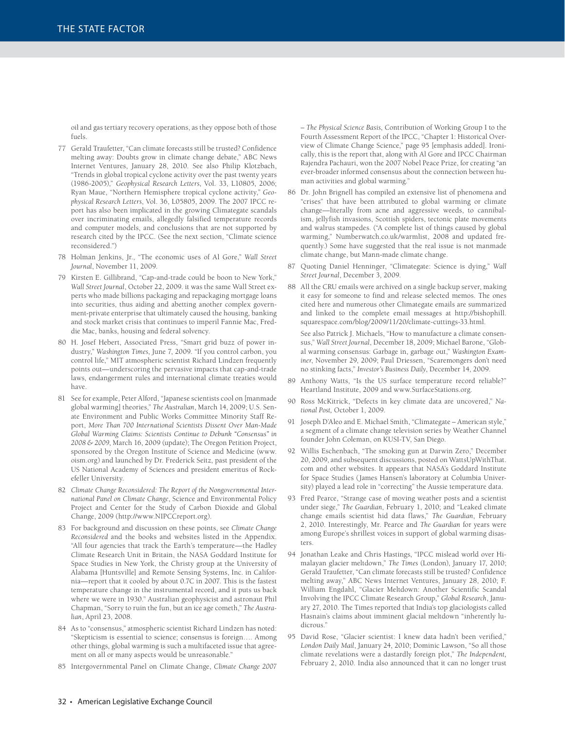oil and gas tertiary recovery operations, as they oppose both of those fuels.

77 Gerald Traufetter, "Can climate forecasts still be trusted? Confidence melting away: Doubts grow in climate change debate," ABC News Internet Ventures, January 28, 2010. See also Philip Klotzbach, "Trends in global tropical cyclone activity over the past twenty years (1986-2005)," *Geophysical Research Letters*, Vol. 33, L10805, 2006; Ryan Maue, "Northern Hemisphere tropical cyclone activity," *Geophysical Research Letters*, Vol. 36, L05805, 2009. The 2007 IPCC report has also been implicated in the growing Climategate scandals over incriminating emails, allegedly falsified temperature records and computer models, and conclusions that are not supported by research cited by the IPCC. (See the next section, "Climate science reconsidered.")

78 Holman Jenkins, Jr., "The economic uses of Al Gore," *Wall Street Journal*, November 11, 2009.

79 Kirsten E. Gillibrand, "Cap-and-trade could be boon to New York," *Wall Street Journal*, October 22, 2009. it was the same Wall Street experts who made billions packaging and repackaging mortgage loans into securities, thus aiding and abetting another complex government-private enterprise that ultimately caused the housing, banking and stock market crisis that continues to imperil Fannie Mac, Freddie Mac, banks, housing and federal solvency.

80 H. Josef Hebert, Associated Press, "Smart grid buzz of power industry," *Washington Times*, June 7, 2009. "If you control carbon, you control life," MIT atmospheric scientist Richard Lindzen frequently points out—underscoring the pervasive impacts that cap-and-trade laws, endangerment rules and international climate treaties would have.

81 See for example, Peter Alford, "Japanese scientists cool on [manmade global warming] theories," *The Australian*, March 14, 2009; U.S. Senate Environment and Public Works Committee Minority Staff Report, *More Than 700 International Scientists Dissent Over Man-Made Global Warming Claims: Scientists Continue to Debunk "Consensus" in 2008 & 2009*, March 16, 2009 (update); The Oregon Petition Project, sponsored by the Oregon Institute of Science and Medicine (www.oism.org) and launched by Dr. Frederick Seitz, past president of the US National Academy of Sciences and president emeritus of Rockefeller University.

82 *Climate Change Reconsidered: The Report of the Nongovernmental International Panel on Climate Change*, Science and Environmental Policy Project and Center for the Study of Carbon Dioxide and Global Change, 2009 (http://www.NIPCCreport.org).

83 For background and discussion on these points, see *Climate Change Reconsidered* and the books and websites listed in the Appendix. "All four agencies that track the Earth's temperature—the Hadley Climate Research Unit in Britain, the NASA Goddard Institute for Space Studies in New York, the Christy group at the University of Alabama [Huntsville] and Remote Sensing Systems, Inc. in California—report that it cooled by about 0.7C in 2007. This is the fastest temperature change in the instrumental record, and it puts us back where we were in 1930." Australian geophysicist and astronaut Phil Chapman, "Sorry to ruin the fun, but an ice age cometh," *The Australian*, April 23, 2008.

84 As to "consensus," atmospheric scientist Richard Lindzen has noted: "Skepticism is essential to science; consensus is foreign…. Among other things, global warming is such a multifaceted issue that agreement on all or many aspects would be unreasonable."

85 Intergovernmental Panel on Climate Change, *Climate Change 2007 – The Physical Science Basis*, Contribution of Working Group I to the Fourth Assessment Report of the IPCC, "Chapter 1: Historical Overview of Climate Change Science," page 95 [emphasis added]. Ironically, this is the report that, along with Al Gore and IPCC Chairman Rajendra Pachauri, won the 2007 Nobel Peace Prize, for creating "an ever-broader informed consensus about the connection between human activities and global warming."

86 Dr. John Brignell has compiled an extensive list of phenomena and "crises" that have been attributed to global warming or climate change—literally from acne and aggressive weeds, to cannibalism, jellyfish invasions, Scottish spiders, tectonic plate movements and walrus stampedes. ("A complete list of things caused by global warming," Numberwatch.co.uk/warmlist, 2008 and updated frequently.) Some have suggested that the real issue is not manmade climate change, but Mann-made climate change.

87 Quoting Daniel Henninger, "Climategate: Science is dying," *Wall Street Journal*, December 3, 2009.

88 All the CRU emails were archived on a single backup server, making it easy for someone to find and release selected memos. The ones cited here and numerous other Climategate emails are summarized and linked to the complete email messages at http://bishophill.squarespace.com/blog/2009/11/20/climate-cuttings-33.html.

See also Patrick J. Michaels, "How to manufacture a climate consensus," *Wall Street Journal*, December 18, 2009; Michael Barone, "Global warming consensus: Garbage in, garbage out," *Washington Examiner*, November 29, 2009; Paul Driessen, "Scaremongers don't need no stinking facts," *Investor's Business Daily*, December 14, 2009.

89 Anthony Watts, "Is the US surface temperature record reliable?" Heartland Institute, 2009 and www.SurfaceStations.org.

90 Ross McKitrick, "Defects in key climate data are uncovered," *National Post,* October 1, 2009.

91 Joseph D'Aleo and E. Michael Smith, "Climategate – American style," a segment of a climate change television series by Weather Channel founder John Coleman, on KUSI-TV, San Diego.

92 Willis Eschenbach, "The smoking gun at Darwin Zero," December 20, 2009, and subsequent discussions, posted on WattsUpWithThat.com and other websites. It appears that NASA's Goddard Institute for Space Studies (James Hansen's laboratory at Columbia University) played a lead role in "correcting" the Aussie temperature data.

93 Fred Pearce, "Strange case of moving weather posts and a scientist under siege," *The Guardian*, February 1, 2010; and "Leaked climate change emails scientist hid data flaws," *The Guardian*, February 2, 2010. Interestingly, Mr. Pearce and *The Guardian* for years were among Europe's shrillest voices in support of global warming disasters.

94 Jonathan Leake and Chris Hastings, "IPCC mislead world over Himalayan glacier meltdown," *The Times* (London), January 17, 2010; Gerald Traufetter, "Can climate forecasts still be trusted? Confidence melting away," ABC News Internet Ventures, January 28, 2010; F. William Engdahl, "Glacier Meltdown: Another Scientific Scandal Involving the IPCC Climate Research Group," *Global Research*, January 27, 2010. The Times reported that India's top glaciologists called Hasnain's claims about imminent glacial meltdown "inherently ludicrous."

95 David Rose, "Glacier scientist: I knew data hadn't been verified," *London Daily Mail*, January 24, 2010; Dominic Lawson, "So all those climate revelations were a dastardly foreign plot," *The Independent,* February 2, 2010. India also announced that it can no longer trust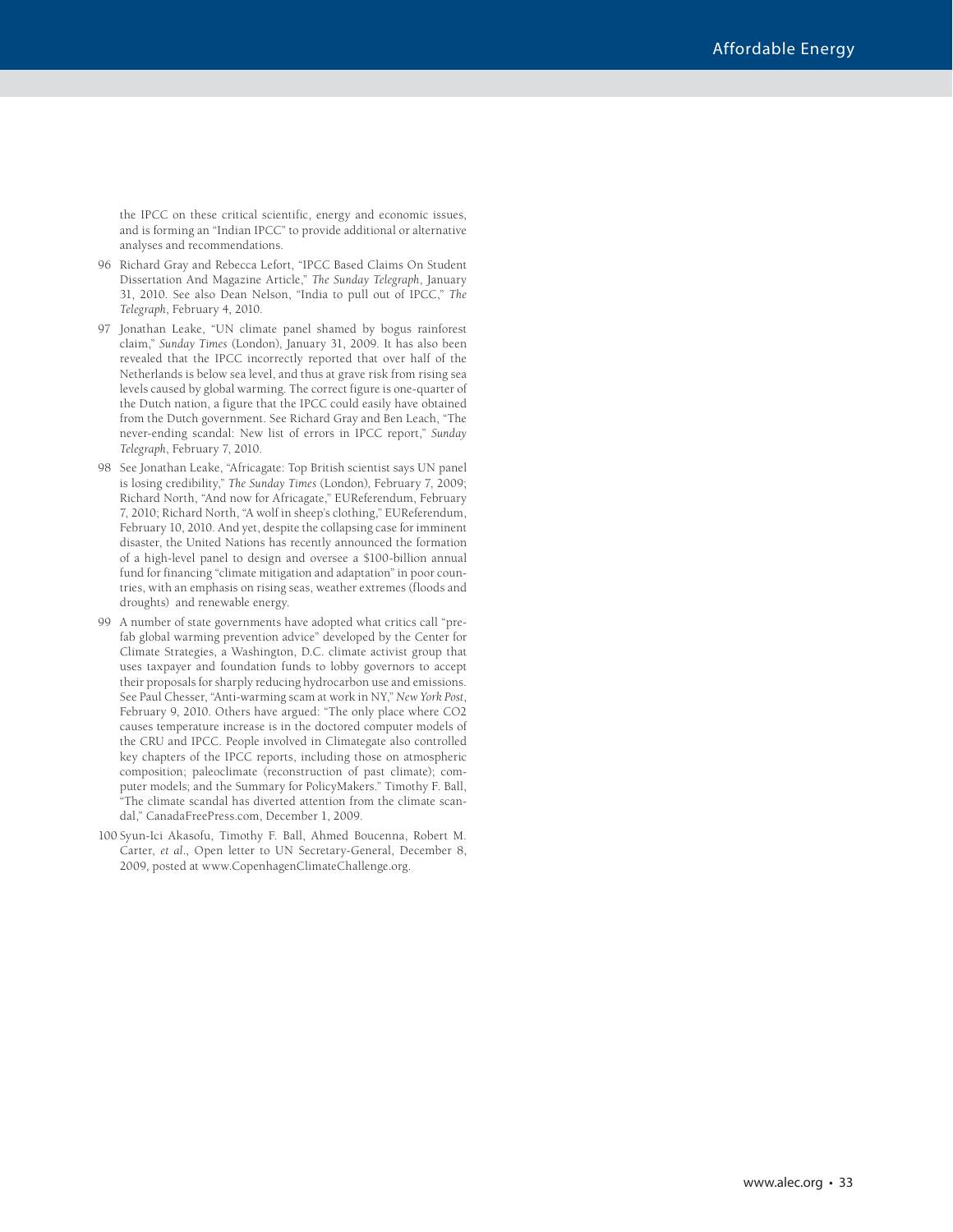the IPCC on these critical scientific, energy and economic issues, and is forming an "Indian IPCC" to provide additional or alternative analyses and recommendations.

96 Richard Gray and Rebecca Lefort, "IPCC Based Claims On Student Dissertation And Magazine Article," *The Sunday Telegraph*, January 31, 2010. See also Dean Nelson, "India to pull out of IPCC," *The Telegraph*, February 4, 2010.

97 Jonathan Leake, "UN climate panel shamed by bogus rainforest claim," *Sunday Times* (London), January 31, 2009. It has also been revealed that the IPCC incorrectly reported that over half of the Netherlands is below sea level, and thus at grave risk from rising sea levels caused by global warming. The correct figure is one-quarter of the Dutch nation, a figure that the IPCC could easily have obtained from the Dutch government. See Richard Gray and Ben Leach, "The never-ending scandal: New list of errors in IPCC report," *Sunday Telegraph*, February 7, 2010.

98 See Jonathan Leake, "Africagate: Top British scientist says UN panel is losing credibility," *The Sunday Times* (London), February 7, 2009; Richard North, "And now for Africagate," EUReferendum, February 7, 2010; Richard North, "A wolf in sheep's clothing," EUReferendum, February 10, 2010. And yet, despite the collapsing case for imminent disaster, the United Nations has recently announced the formation of a high-level panel to design and oversee a $100-billion annual fund for financing "climate mitigation and adaptation" in poor countries, with an emphasis on rising seas, weather extremes (floods and droughts) and renewable energy.

99 A number of state governments have adopted what critics call "pre-fab global warming prevention advice" developed by the Center for Climate Strategies, a Washington, D.C. climate activist group that uses taxpayer and foundation funds to lobby governors to accept their proposals for sharply reducing hydrocarbon use and emissions. See Paul Chesser, "Anti-warming scam at work in NY," *New York Post*, February 9, 2010. Others have argued: "The only place where CO2 causes temperature increase is in the doctored computer models of the CRU and IPCC. People involved in Climategate also controlled key chapters of the IPCC reports, including those on atmospheric composition; paleoclimate (reconstruction of past climate); computer models; and the Summary for PolicyMakers." Timothy F. Ball, "The climate scandal has diverted attention from the climate scandal," CanadaFreePress.com, December 1, 2009.

100 Syun-Ici Akasofu, Timothy F. Ball, Ahmed Boucenna, Robert M. Carter, *et al*., Open letter to UN Secretary-General, December 8, 2009, posted at www.CopenhagenClimateChallenge.org.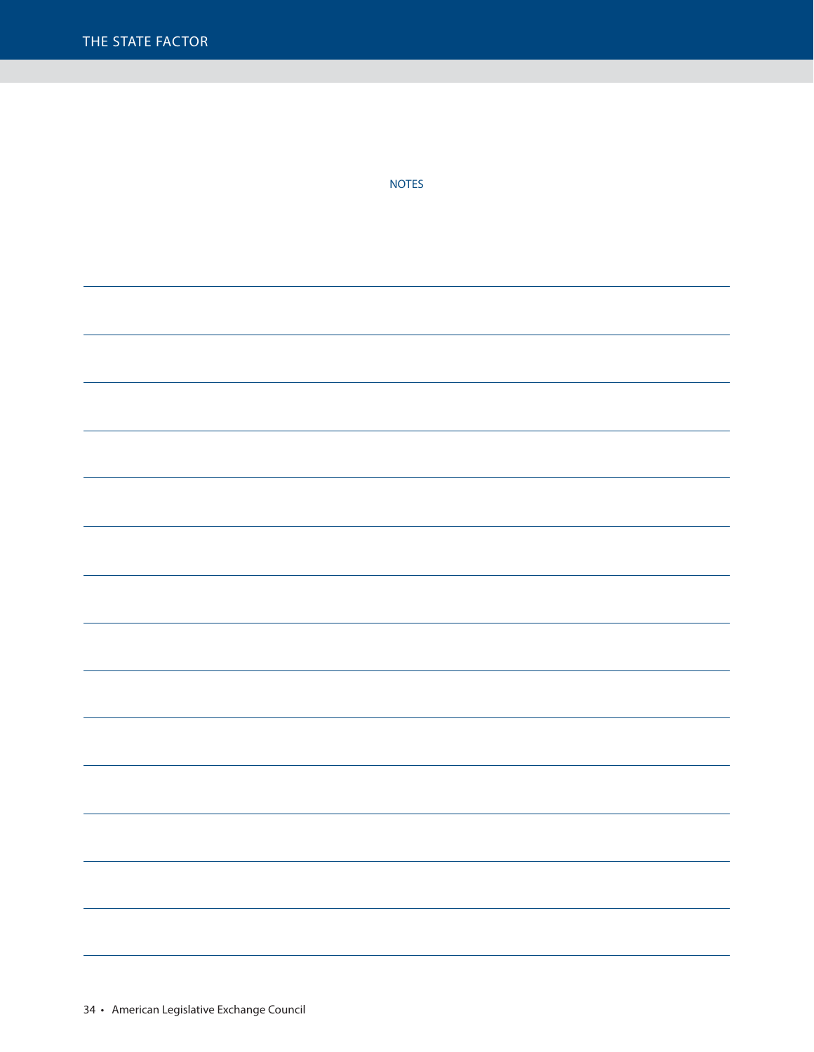NOTES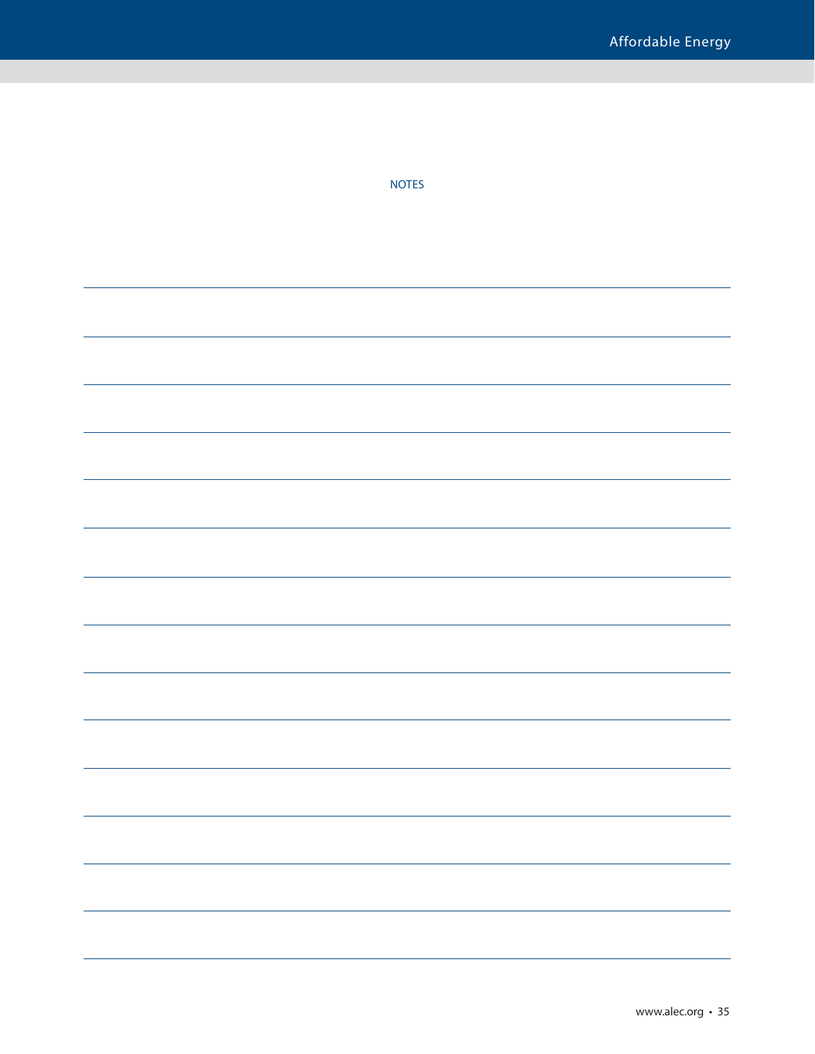NOTES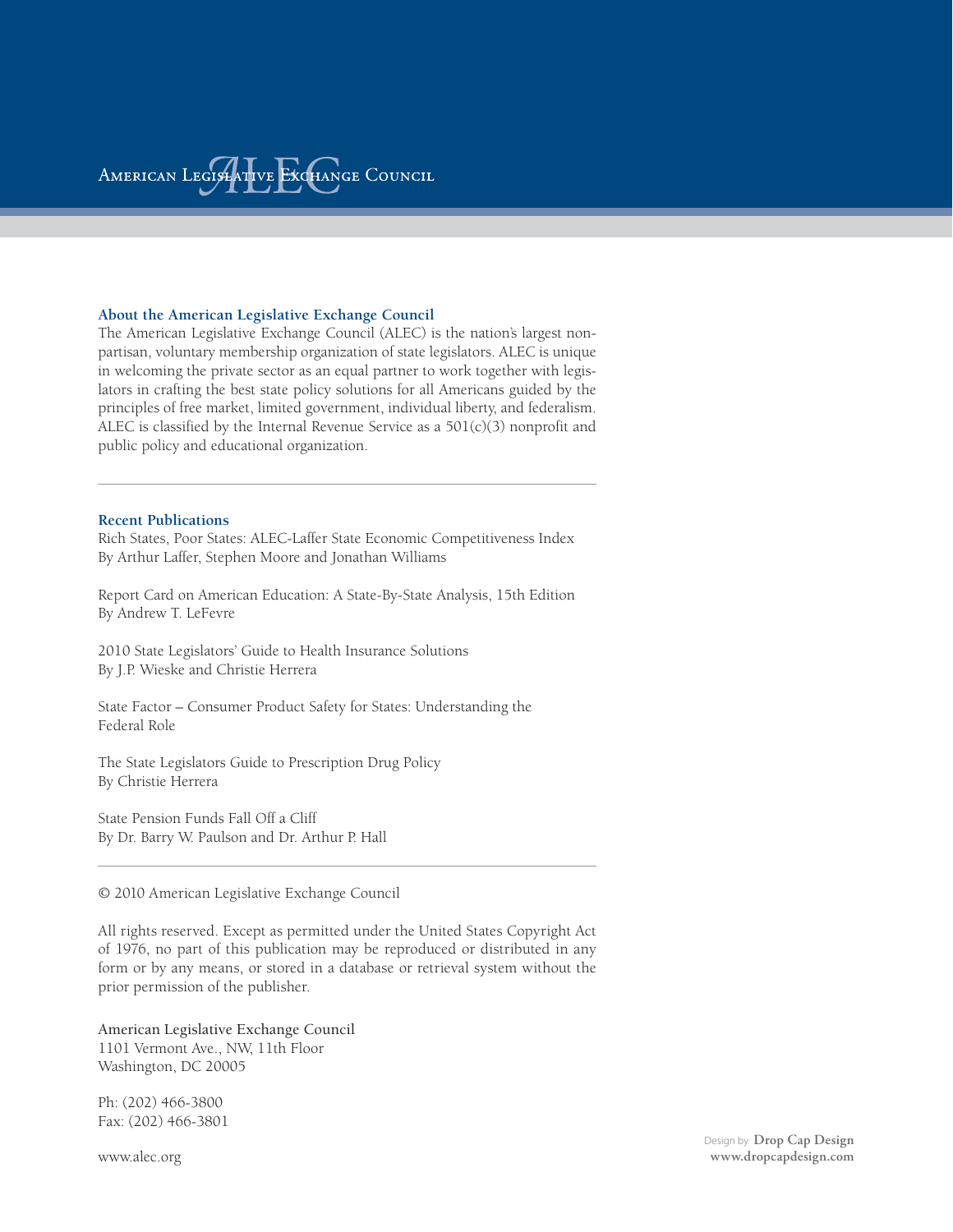American Legislative Exchange Council

### About the American Legislative Exchange Council

The American Legislative Exchange Council (ALEC) is the nation's largest non-partisan, voluntary membership organization of state legislators. ALEC is unique in welcoming the private sector as an equal partner to work together with legislators in crafting the best state policy solutions for all Americans guided by the principles of free market, limited government, individual liberty, and federalism. ALEC is classified by the Internal Revenue Service as a 501(c)(3) nonprofit and public policy and educational organization.

---

### Recent Publications

Rich States, Poor States: ALEC-Laffer State Economic Competitiveness Index
By Arthur Laffer, Stephen Moore and Jonathan Williams

Report Card on American Education: A State-By-State Analysis, 15th Edition
By Andrew T. LeFevre

2010 State Legislators' Guide to Health Insurance Solutions
By J.P. Wieske and Christie Herrera

State Factor – Consumer Product Safety for States: Understanding the Federal Role

The State Legislators Guide to Prescription Drug Policy
By Christie Herrera

State Pension Funds Fall Off a Cliff
By Dr. Barry W. Paulson and Dr. Arthur P. Hall

---

© 2010 American Legislative Exchange Council

All rights reserved. Except as permitted under the United States Copyright Act of 1976, no part of this publication may be reproduced or distributed in any form or by any means, or stored in a database or retrieval system without the prior permission of the publisher.

American Legislative Exchange Council
1101 Vermont Ave., NW, 11th Floor
Washington, DC 20005

Ph: (202) 466-3800
Fax: (202) 466-3801

www.alec.org

Design by **Drop Cap Design**
**www.dropcapdesign.com**